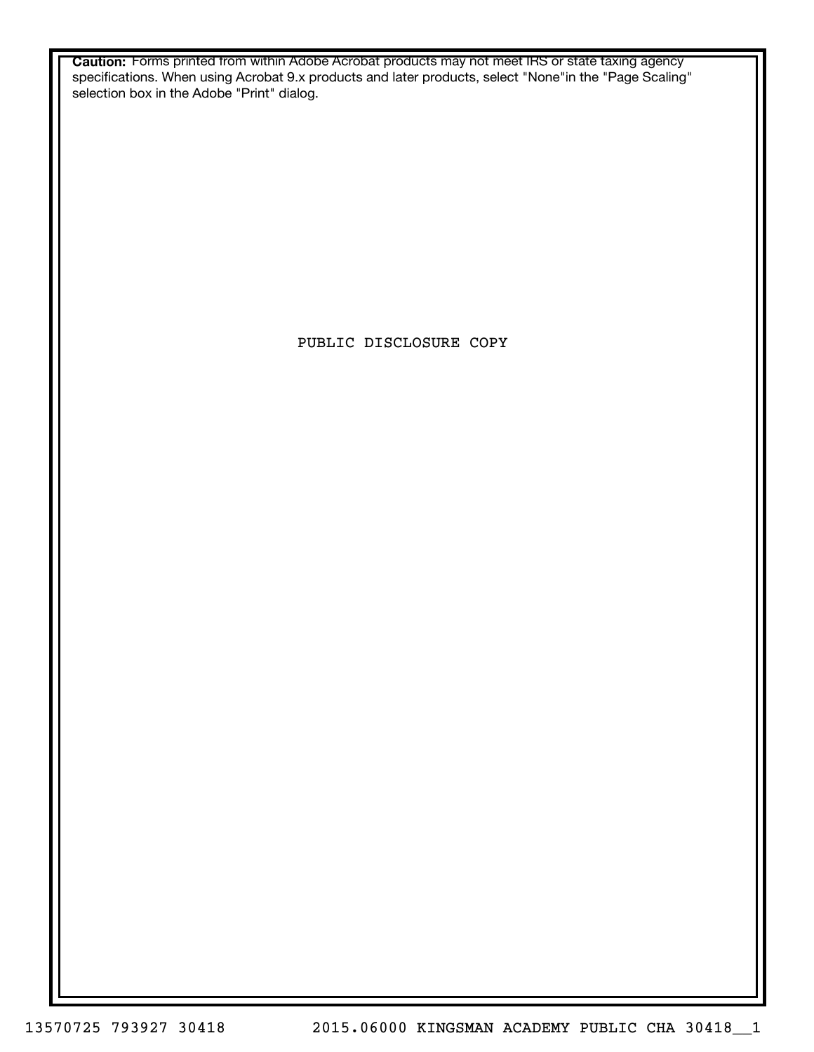**Caution:** Forms printed from within Adobe Acrobat products may not meet IRS or state taxing agency specifications. When using Acrobat 9.x products and later products, select "None"in the "Page Scaling" selection box in the Adobe "Print" dialog.

PUBLIC DISCLOSURE COPY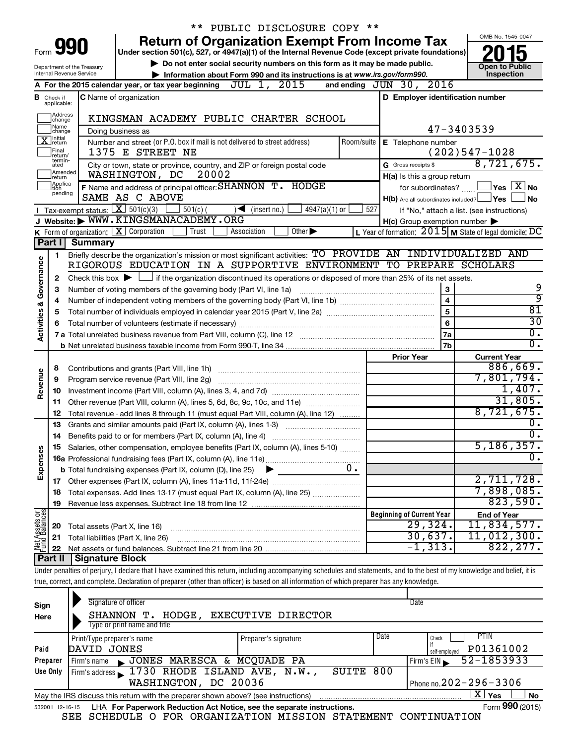\*\* PUBLIC DISCLOSURE COPY \*\*

# Form 990 — Return of Organization Exempt From Income Tax (2015)

Under section 501(c), 527, or 4947(a)(1) of the Internal Revenue Code (except private foundations)

▶ Do not enter social security numbers on this form as it may be made public.

▶ Information about Form 990 and its instructions is at www.irs.gov/form990.

Department of the Treasury
Internal Revenue Service

OMB No. 1545-0047

**Open to Public Inspection**

**A** For the 2015 calendar year, or tax year beginning JUL 1, 2015 and ending JUN 30, 2016

**B** Check if applicable:
- Address change
- Name change
- [X] Initial return
- Final return/terminated
- Amended return
- Application pending

**C** Name of organization: KINGSMAN ACADEMY PUBLIC CHARTER SCHOOL

Doing business as

Number and street (or P.O. box if mail is not delivered to street address): 1375 E STREET NE | Room/suite

City or town, state or province, country, and ZIP or foreign postal code: WASHINGTON, DC 20002

**D** Employer identification number: 47-3403539

**E** Telephone number: (202)547-1028

**G** Gross receipts $ 8,721,675.

**F** Name and address of principal officer: SHANNON T. HODGE, SAME AS C ABOVE

**H(a)** Is this a group return for subordinates? [ ] Yes [X] No

**H(b)** Are all subordinates included? [ ] Yes [ ] No — If "No," attach a list. (see instructions)

**H(c)** Group exemption number ▶

**I** Tax-exempt status: [X] 501(c)(3) [ ] 501(c) ( ) ◀ (insert no.) [ ] 4947(a)(1) or [ ] 527

**J** Website: ▶ WWW.KINGSMANACADEMY.ORG

**K** Form of organization: [X] Corporation [ ] Trust [ ] Association [ ] Other ▶

**L** Year of formation: 2015 **M** State of legal domicile: DC

## Part I Summary

**Activities & Governance**

1. Briefly describe the organization's mission or most significant activities: TO PROVIDE AN INDIVIDUALIZED AND RIGOROUS EDUCATION IN A SUPPORTIVE ENVIRONMENT TO PREPARE SCHOLARS
2. Check this box ▶ [ ] if the organization discontinued its operations or disposed of more than 25% of its net assets.

| | | Line | Value |
|---|---|---|---|
| 3 | Number of voting members of the governing body (Part VI, line 1a) | 3 | 9 |
| 4 | Number of independent voting members of the governing body (Part VI, line 1b) | 4 | 9 |
| 5 | Total number of individuals employed in calendar year 2015 (Part V, line 2a) | 5 | 81 |
| 6 | Total number of volunteers (estimate if necessary) | 6 | 30 |
| 7a | Total unrelated business revenue from Part VIII, column (C), line 12 | 7a | 0. |
| b | Net unrelated business taxable income from Form 990-T, line 34 | 7b | 0. |

| | | Prior Year | Current Year |
|---|---|---|---|
| **Revenue** | | | |
| 8 | Contributions and grants (Part VIII, line 1h) | | 886,669. |
| 9 | Program service revenue (Part VIII, line 2g) | | 7,801,794. |
| 10 | Investment income (Part VIII, column (A), lines 3, 4, and 7d) | | 1,407. |
| 11 | Other revenue (Part VIII, column (A), lines 5, 6d, 8c, 9c, 10c, and 11e) | | 31,805. |
| 12 | Total revenue - add lines 8 through 11 (must equal Part VIII, column (A), line 12) | | 8,721,675. |
| **Expenses** | | | |
| 13 | Grants and similar amounts paid (Part IX, column (A), lines 1-3) | | 0. |
| 14 | Benefits paid to or for members (Part IX, column (A), line 4) | | 0. |
| 15 | Salaries, other compensation, employee benefits (Part IX, column (A), lines 5-10) | | 5,186,357. |
| 16a | Professional fundraising fees (Part IX, column (A), line 11e) | | 0. |
| b | Total fundraising expenses (Part IX, column (D), line 25) ▶ 0. | | |
| 17 | Other expenses (Part IX, column (A), lines 11a-11d, 11f-24e) | | 2,711,728. |
| 18 | Total expenses. Add lines 13-17 (must equal Part IX, column (A), line 25) | | 7,898,085. |
| 19 | Revenue less expenses. Subtract line 18 from line 12 | | 823,590. |

| **Net Assets or Fund Balances** | | Beginning of Current Year | End of Year |
|---|---|---|---|
| 20 | Total assets (Part X, line 16) | 29,324. | 11,834,577. |
| 21 | Total liabilities (Part X, line 26) | 30,637. | 11,012,300. |
| 22 | Net assets or fund balances. Subtract line 21 from line 20 | -1,313. | 822,277. |

## Part II Signature Block

Under penalties of perjury, I declare that I have examined this return, including accompanying schedules and statements, and to the best of my knowledge and belief, it is true, correct, and complete. Declaration of preparer (other than officer) is based on all information of which preparer has any knowledge.

**Sign Here**

Signature of officer | Date

SHANNON T. HODGE, EXECUTIVE DIRECTOR
Type or print name and title

**Paid Preparer Use Only**

| Print/Type preparer's name | Preparer's signature | Date | Check if self-employed | PTIN |
|---|---|---|---|---|
| DAVID JONES | | | | P01361002 |

Firm's name ▶ JONES MARESCA & MCQUADE PA — Firm's EIN ▶ 52-1853933

Firm's address ▶ 1730 RHODE ISLAND AVE, N.W., SUITE 800, WASHINGTON, DC 20036 — Phone no. 202-296-3306

May the IRS discuss this return with the preparer shown above? (see instructions) [X] Yes [ ] No

532001 12-16-15 LHA For Paperwork Reduction Act Notice, see the separate instructions. Form **990** (2015)

SEE SCHEDULE O FOR ORGANIZATION MISSION STATEMENT CONTINUATION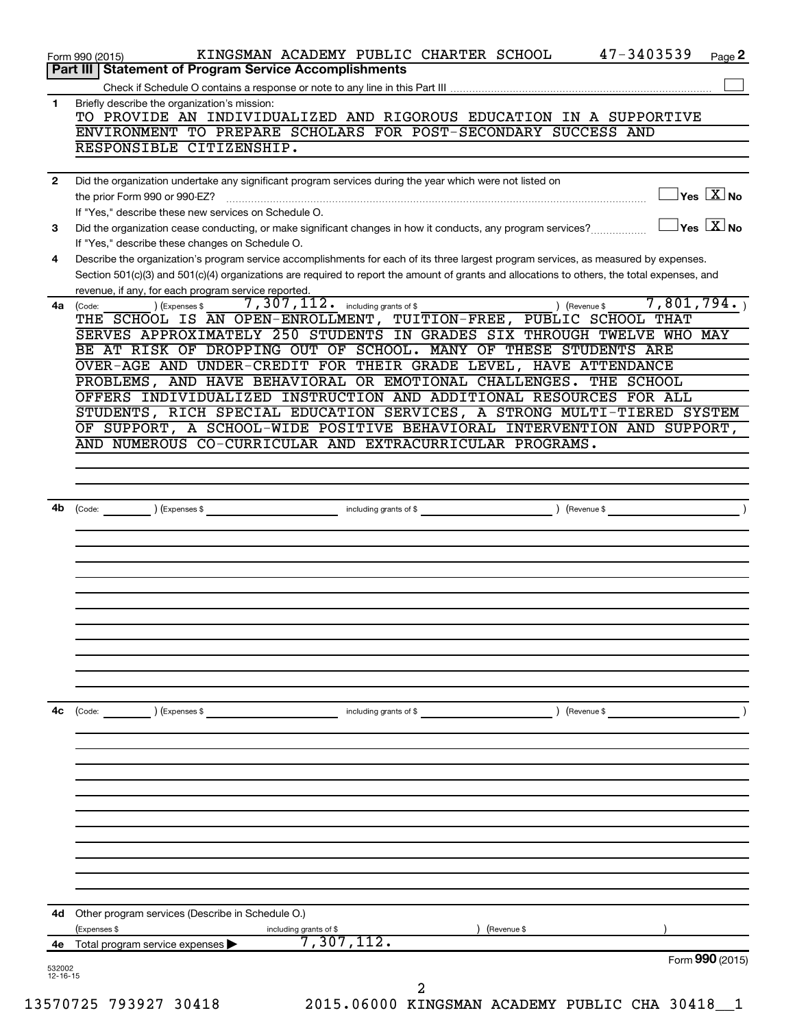Form 990 (2015) KINGSMAN ACADEMY PUBLIC CHARTER SCHOOL 47-3403539

## Part III Statement of Program Service Accomplishments

Check if Schedule O contains a response or note to any line in this Part III ☐

**1** Briefly describe the organization's mission:

TO PROVIDE AN INDIVIDUALIZED AND RIGOROUS EDUCATION IN A SUPPORTIVE ENVIRONMENT TO PREPARE SCHOLARS FOR POST-SECONDARY SUCCESS AND RESPONSIBLE CITIZENSHIP.

**2** Did the organization undertake any significant program services during the year which were not listed on the prior Form 990 or 990-EZ? ☐ Yes ☒ No

If "Yes," describe these new services on Schedule O.

**3** Did the organization cease conducting, or make significant changes in how it conducts, any program services? ☐ Yes ☒ No

If "Yes," describe these changes on Schedule O.

**4** Describe the organization's program service accomplishments for each of its three largest program services, as measured by expenses. Section 501(c)(3) and 501(c)(4) organizations are required to report the amount of grants and allocations to others, the total expenses, and revenue, if any, for each program service reported.

**4a** (Code: ) (Expenses $ 7,307,112. including grants of $ ) (Revenue $ 7,801,794. )

THE SCHOOL IS AN OPEN-ENROLLMENT, TUITION-FREE, PUBLIC SCHOOL THAT SERVES APPROXIMATELY 250 STUDENTS IN GRADES SIX THROUGH TWELVE WHO MAY BE AT RISK OF DROPPING OUT OF SCHOOL. MANY OF THESE STUDENTS ARE OVER-AGE AND UNDER-CREDIT FOR THEIR GRADE LEVEL, HAVE ATTENDANCE PROBLEMS, AND HAVE BEHAVIORAL OR EMOTIONAL CHALLENGES. THE SCHOOL OFFERS INDIVIDUALIZED INSTRUCTION AND ADDITIONAL RESOURCES FOR ALL STUDENTS, RICH SPECIAL EDUCATION SERVICES, A STRONG MULTI-TIERED SYSTEM OF SUPPORT, A SCHOOL-WIDE POSITIVE BEHAVIORAL INTERVENTION AND SUPPORT, AND NUMEROUS CO-CURRICULAR AND EXTRACURRICULAR PROGRAMS.

**4b** (Code: ) (Expenses $ including grants of $ ) (Revenue $ )

**4c** (Code: ) (Expenses $ including grants of $ ) (Revenue $ )

**4d** Other program services (Describe in Schedule O.)

(Expenses $ including grants of $ ) (Revenue $ )

**4e** Total program service expenses ▶ 7,307,112.

Form **990** (2015)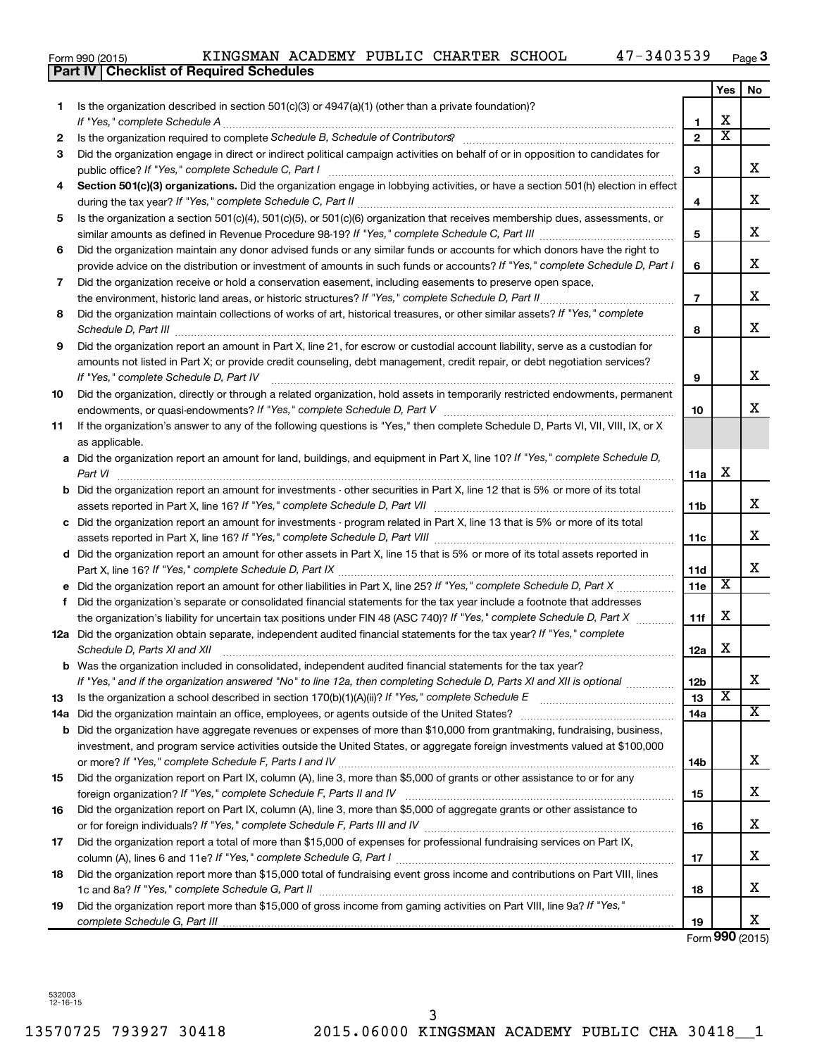Form 990 (2015) KINGSMAN ACADEMY PUBLIC CHARTER SCHOOL 47-3403539 Page 3

**Part IV | Checklist of Required Schedules**

| | | | Yes | No |
|---|---|---|---|---|
| 1 | Is the organization described in section 501(c)(3) or 4947(a)(1) (other than a private foundation)? *If "Yes," complete Schedule A* | 1 | X | |
| 2 | Is the organization required to complete *Schedule B, Schedule of Contributors*? | 2 | X | |
| 3 | Did the organization engage in direct or indirect political campaign activities on behalf of or in opposition to candidates for public office? *If "Yes," complete Schedule C, Part I* | 3 | | X |
| 4 | **Section 501(c)(3) organizations.** Did the organization engage in lobbying activities, or have a section 501(h) election in effect during the tax year? *If "Yes," complete Schedule C, Part II* | 4 | | X |
| 5 | Is the organization a section 501(c)(4), 501(c)(5), or 501(c)(6) organization that receives membership dues, assessments, or similar amounts as defined in Revenue Procedure 98-19? *If "Yes," complete Schedule C, Part III* | 5 | | X |
| 6 | Did the organization maintain any donor advised funds or any similar funds or accounts for which donors have the right to provide advice on the distribution or investment of amounts in such funds or accounts? *If "Yes," complete Schedule D, Part I* | 6 | | X |
| 7 | Did the organization receive or hold a conservation easement, including easements to preserve open space, the environment, historic land areas, or historic structures? *If "Yes," complete Schedule D, Part II* | 7 | | X |
| 8 | Did the organization maintain collections of works of art, historical treasures, or other similar assets? *If "Yes," complete Schedule D, Part III* | 8 | | X |
| 9 | Did the organization report an amount in Part X, line 21, for escrow or custodial account liability, serve as a custodian for amounts not listed in Part X; or provide credit counseling, debt management, credit repair, or debt negotiation services? *If "Yes," complete Schedule D, Part IV* | 9 | | X |
| 10 | Did the organization, directly or through a related organization, hold assets in temporarily restricted endowments, permanent endowments, or quasi-endowments? *If "Yes," complete Schedule D, Part V* | 10 | | X |
| 11 | If the organization's answer to any of the following questions is "Yes," then complete Schedule D, Parts VI, VII, VIII, IX, or X as applicable. | | | |
| a | Did the organization report an amount for land, buildings, and equipment in Part X, line 10? *If "Yes," complete Schedule D, Part VI* | 11a | X | |
| b | Did the organization report an amount for investments - other securities in Part X, line 12 that is 5% or more of its total assets reported in Part X, line 16? *If "Yes," complete Schedule D, Part VII* | 11b | | X |
| c | Did the organization report an amount for investments - program related in Part X, line 13 that is 5% or more of its total assets reported in Part X, line 16? *If "Yes," complete Schedule D, Part VIII* | 11c | | X |
| d | Did the organization report an amount for other assets in Part X, line 15 that is 5% or more of its total assets reported in Part X, line 16? *If "Yes," complete Schedule D, Part IX* | 11d | | X |
| e | Did the organization report an amount for other liabilities in Part X, line 25? *If "Yes," complete Schedule D, Part X* | 11e | X | |
| f | Did the organization's separate or consolidated financial statements for the tax year include a footnote that addresses the organization's liability for uncertain tax positions under FIN 48 (ASC 740)? *If "Yes," complete Schedule D, Part X* | 11f | X | |
| 12a | Did the organization obtain separate, independent audited financial statements for the tax year? *If "Yes," complete Schedule D, Parts XI and XII* | 12a | X | |
| b | Was the organization included in consolidated, independent audited financial statements for the tax year? *If "Yes," and if the organization answered "No" to line 12a, then completing Schedule D, Parts XI and XII is optional* | 12b | | X |
| 13 | Is the organization a school described in section 170(b)(1)(A)(ii)? *If "Yes," complete Schedule E* | 13 | X | |
| 14a | Did the organization maintain an office, employees, or agents outside of the United States? | 14a | | X |
| b | Did the organization have aggregate revenues or expenses of more than $10,000 from grantmaking, fundraising, business, investment, and program service activities outside the United States, or aggregate foreign investments valued at $100,000 or more? *If "Yes," complete Schedule F, Parts I and IV* | 14b | | X |
| 15 | Did the organization report on Part IX, column (A), line 3, more than $5,000 of grants or other assistance to or for any foreign organization? *If "Yes," complete Schedule F, Parts II and IV* | 15 | | X |
| 16 | Did the organization report on Part IX, column (A), line 3, more than $5,000 of aggregate grants or other assistance to or for foreign individuals? *If "Yes," complete Schedule F, Parts III and IV* | 16 | | X |
| 17 | Did the organization report a total of more than $15,000 of expenses for professional fundraising services on Part IX, column (A), lines 6 and 11e? *If "Yes," complete Schedule G, Part I* | 17 | | X |
| 18 | Did the organization report more than $15,000 total of fundraising event gross income and contributions on Part VIII, lines 1c and 8a? *If "Yes," complete Schedule G, Part II* | 18 | | X |
| 19 | Did the organization report more than $15,000 of gross income from gaming activities on Part VIII, line 9a? *If "Yes," complete Schedule G, Part III* | 19 | | X |

Form **990** (2015)

532003
12-16-15

13570725 793927 30418 2015.06000 KINGSMAN ACADEMY PUBLIC CHA 30418__1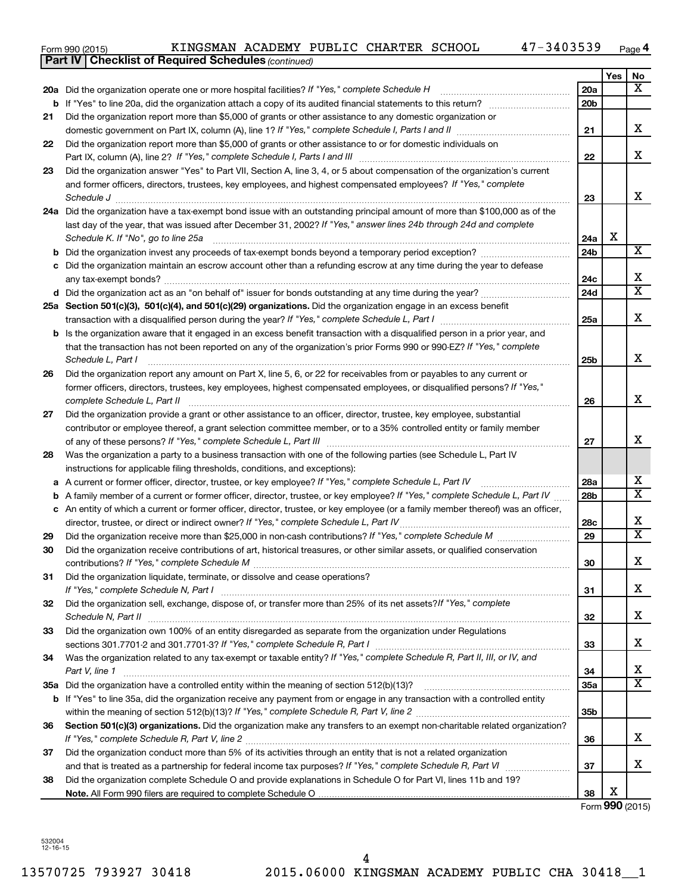Form 990 (2015) KINGSMAN ACADEMY PUBLIC CHARTER SCHOOL 47-3403539 Page 4

**Part IV | Checklist of Required Schedules** *(continued)*

| | | | Yes | No |
|---|---|---|---|---|
| 20a | Did the organization operate one or more hospital facilities? *If "Yes," complete Schedule H* | 20a | | X |
| b | If "Yes" to line 20a, did the organization attach a copy of its audited financial statements to this return? | 20b | | |
| 21 | Did the organization report more than $5,000 of grants or other assistance to any domestic organization or domestic government on Part IX, column (A), line 1? *If "Yes," complete Schedule I, Parts I and II* | 21 | | X |
| 22 | Did the organization report more than $5,000 of grants or other assistance to or for domestic individuals on Part IX, column (A), line 2? *If "Yes," complete Schedule I, Parts I and III* | 22 | | X |
| 23 | Did the organization answer "Yes" to Part VII, Section A, line 3, 4, or 5 about compensation of the organization's current and former officers, directors, trustees, key employees, and highest compensated employees? *If "Yes," complete Schedule J* | 23 | | X |
| 24a | Did the organization have a tax-exempt bond issue with an outstanding principal amount of more than $100,000 as of the last day of the year, that was issued after December 31, 2002? *If "Yes," answer lines 24b through 24d and complete Schedule K. If "No", go to line 25a* | 24a | X | |
| b | Did the organization invest any proceeds of tax-exempt bonds beyond a temporary period exception? | 24b | | X |
| c | Did the organization maintain an escrow account other than a refunding escrow at any time during the year to defease any tax-exempt bonds? | 24c | | X |
| d | Did the organization act as an "on behalf of" issuer for bonds outstanding at any time during the year? | 24d | | X |
| 25a | **Section 501(c)(3), 501(c)(4), and 501(c)(29) organizations.** Did the organization engage in an excess benefit transaction with a disqualified person during the year? *If "Yes," complete Schedule L, Part I* | 25a | | X |
| b | Is the organization aware that it engaged in an excess benefit transaction with a disqualified person in a prior year, and that the transaction has not been reported on any of the organization's prior Forms 990 or 990-EZ? *If "Yes," complete Schedule L, Part I* | 25b | | X |
| 26 | Did the organization report any amount on Part X, line 5, 6, or 22 for receivables from or payables to any current or former officers, directors, trustees, key employees, highest compensated employees, or disqualified persons? *If "Yes," complete Schedule L, Part II* | 26 | | X |
| 27 | Did the organization provide a grant or other assistance to an officer, director, trustee, key employee, substantial contributor or employee thereof, a grant selection committee member, or to a 35% controlled entity or family member of any of these persons? *If "Yes," complete Schedule L, Part III* | 27 | | X |
| 28 | Was the organization a party to a business transaction with one of the following parties (see Schedule L, Part IV instructions for applicable filing thresholds, conditions, and exceptions): | | | |
| a | A current or former officer, director, trustee, or key employee? *If "Yes," complete Schedule L, Part IV* | 28a | | X |
| b | A family member of a current or former officer, director, trustee, or key employee? *If "Yes," complete Schedule L, Part IV* | 28b | | X |
| c | An entity of which a current or former officer, director, trustee, or key employee (or a family member thereof) was an officer, director, trustee, or direct or indirect owner? *If "Yes," complete Schedule L, Part IV* | 28c | | X |
| 29 | Did the organization receive more than $25,000 in non-cash contributions? *If "Yes," complete Schedule M* | 29 | | X |
| 30 | Did the organization receive contributions of art, historical treasures, or other similar assets, or qualified conservation contributions? *If "Yes," complete Schedule M* | 30 | | X |
| 31 | Did the organization liquidate, terminate, or dissolve and cease operations? *If "Yes," complete Schedule N, Part I* | 31 | | X |
| 32 | Did the organization sell, exchange, dispose of, or transfer more than 25% of its net assets? *If "Yes," complete Schedule N, Part II* | 32 | | X |
| 33 | Did the organization own 100% of an entity disregarded as separate from the organization under Regulations sections 301.7701-2 and 301.7701-3? *If "Yes," complete Schedule R, Part I* | 33 | | X |
| 34 | Was the organization related to any tax-exempt or taxable entity? *If "Yes," complete Schedule R, Part II, III, or IV, and Part V, line 1* | 34 | | X |
| 35a | Did the organization have a controlled entity within the meaning of section 512(b)(13)? | 35a | | X |
| b | If "Yes" to line 35a, did the organization receive any payment from or engage in any transaction with a controlled entity within the meaning of section 512(b)(13)? *If "Yes," complete Schedule R, Part V, line 2* | 35b | | |
| 36 | **Section 501(c)(3) organizations.** Did the organization make any transfers to an exempt non-charitable related organization? *If "Yes," complete Schedule R, Part V, line 2* | 36 | | X |
| 37 | Did the organization conduct more than 5% of its activities through an entity that is not a related organization and that is treated as a partnership for federal income tax purposes? *If "Yes," complete Schedule R, Part VI* | 37 | | X |
| 38 | Did the organization complete Schedule O and provide explanations in Schedule O for Part VI, lines 11b and 19? **Note.** All Form 990 filers are required to complete Schedule O | 38 | X | |

Form **990** (2015)

532004 12-16-15

13570725 793927 30418 2015.06000 KINGSMAN ACADEMY PUBLIC CHA 30418__1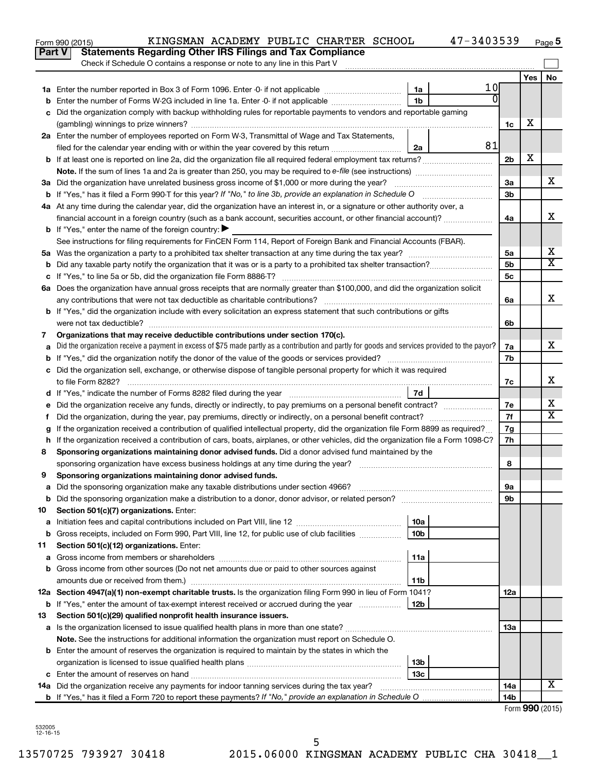Form 990 (2015) KINGSMAN ACADEMY PUBLIC CHARTER SCHOOL 47-3403539 Page 5

**Part V Statements Regarding Other IRS Filings and Tax Compliance**

Check if Schedule O contains a response or note to any line in this Part V

| | | | | | Yes | No |
|---|---|---|---|---|---|---|
| 1a | Enter the number reported in Box 3 of Form 1096. Enter -0- if not applicable | 1a | 10 | | | |
| b | Enter the number of Forms W-2G included in line 1a. Enter -0- if not applicable | 1b | 0 | | | |
| c | Did the organization comply with backup withholding rules for reportable payments to vendors and reportable gaming (gambling) winnings to prize winners? | | | 1c | X | |
| 2a | Enter the number of employees reported on Form W-3, Transmittal of Wage and Tax Statements, filed for the calendar year ending with or within the year covered by this return | 2a | 81 | | | |
| b | If at least one is reported on line 2a, did the organization file all required federal employment tax returns? | | | 2b | X | |
| | Note. If the sum of lines 1a and 2a is greater than 250, you may be required to e-file (see instructions) | | | | | |
| 3a | Did the organization have unrelated business gross income of $1,000 or more during the year? | | | 3a | | X |
| b | If "Yes," has it filed a Form 990-T for this year? If "No," to line 3b, provide an explanation in Schedule O | | | 3b | | |
| 4a | At any time during the calendar year, did the organization have an interest in, or a signature or other authority over, a financial account in a foreign country (such as a bank account, securities account, or other financial account)? | | | 4a | | X |
| b | If "Yes," enter the name of the foreign country: ▶ | | | | | |
| | See instructions for filing requirements for FinCEN Form 114, Report of Foreign Bank and Financial Accounts (FBAR). | | | | | |
| 5a | Was the organization a party to a prohibited tax shelter transaction at any time during the tax year? | | | 5a | | X |
| b | Did any taxable party notify the organization that it was or is a party to a prohibited tax shelter transaction? | | | 5b | | X |
| c | If "Yes," to line 5a or 5b, did the organization file Form 8886-T? | | | 5c | | |
| 6a | Does the organization have annual gross receipts that are normally greater than $100,000, and did the organization solicit any contributions that were not tax deductible as charitable contributions? | | | 6a | | X |
| b | If "Yes," did the organization include with every solicitation an express statement that such contributions or gifts were not tax deductible? | | | 6b | | |
| 7 | **Organizations that may receive deductible contributions under section 170(c).** | | | | | |
| a | Did the organization receive a payment in excess of $75 made partly as a contribution and partly for goods and services provided to the payor? | | | 7a | | X |
| b | If "Yes," did the organization notify the donor of the value of the goods or services provided? | | | 7b | | |
| c | Did the organization sell, exchange, or otherwise dispose of tangible personal property for which it was required to file Form 8282? | | | 7c | | X |
| d | If "Yes," indicate the number of Forms 8282 filed during the year | 7d | | | | |
| e | Did the organization receive any funds, directly or indirectly, to pay premiums on a personal benefit contract? | | | 7e | | X |
| f | Did the organization, during the year, pay premiums, directly or indirectly, on a personal benefit contract? | | | 7f | | X |
| g | If the organization received a contribution of qualified intellectual property, did the organization file Form 8899 as required? | | | 7g | | |
| h | If the organization received a contribution of cars, boats, airplanes, or other vehicles, did the organization file a Form 1098-C? | | | 7h | | |
| 8 | **Sponsoring organizations maintaining donor advised funds.** Did a donor advised fund maintained by the sponsoring organization have excess business holdings at any time during the year? | | | 8 | | |
| 9 | **Sponsoring organizations maintaining donor advised funds.** | | | | | |
| a | Did the sponsoring organization make any taxable distributions under section 4966? | | | 9a | | |
| b | Did the sponsoring organization make a distribution to a donor, donor advisor, or related person? | | | 9b | | |
| 10 | **Section 501(c)(7) organizations.** Enter: | | | | | |
| a | Initiation fees and capital contributions included on Part VIII, line 12 | 10a | | | | |
| b | Gross receipts, included on Form 990, Part VIII, line 12, for public use of club facilities | 10b | | | | |
| 11 | **Section 501(c)(12) organizations.** Enter: | | | | | |
| a | Gross income from members or shareholders | 11a | | | | |
| b | Gross income from other sources (Do not net amounts due or paid to other sources against amounts due or received from them.) | 11b | | | | |
| 12a | **Section 4947(a)(1) non-exempt charitable trusts.** Is the organization filing Form 990 in lieu of Form 1041? | | | 12a | | |
| b | If "Yes," enter the amount of tax-exempt interest received or accrued during the year | 12b | | | | |
| 13 | **Section 501(c)(29) qualified nonprofit health insurance issuers.** | | | | | |
| a | Is the organization licensed to issue qualified health plans in more than one state? | | | 13a | | |
| | **Note.** See the instructions for additional information the organization must report on Schedule O. | | | | | |
| b | Enter the amount of reserves the organization is required to maintain by the states in which the organization is licensed to issue qualified health plans | 13b | | | | |
| c | Enter the amount of reserves on hand | 13c | | | | |
| 14a | Did the organization receive any payments for indoor tanning services during the tax year? | | | 14a | | X |
| b | If "Yes," has it filed a Form 720 to report these payments? If "No," provide an explanation in Schedule O | | | 14b | | |

Form **990** (2015)

532005 12-16-15

13570725 793927 30418 2015.06000 KINGSMAN ACADEMY PUBLIC CHA 30418__1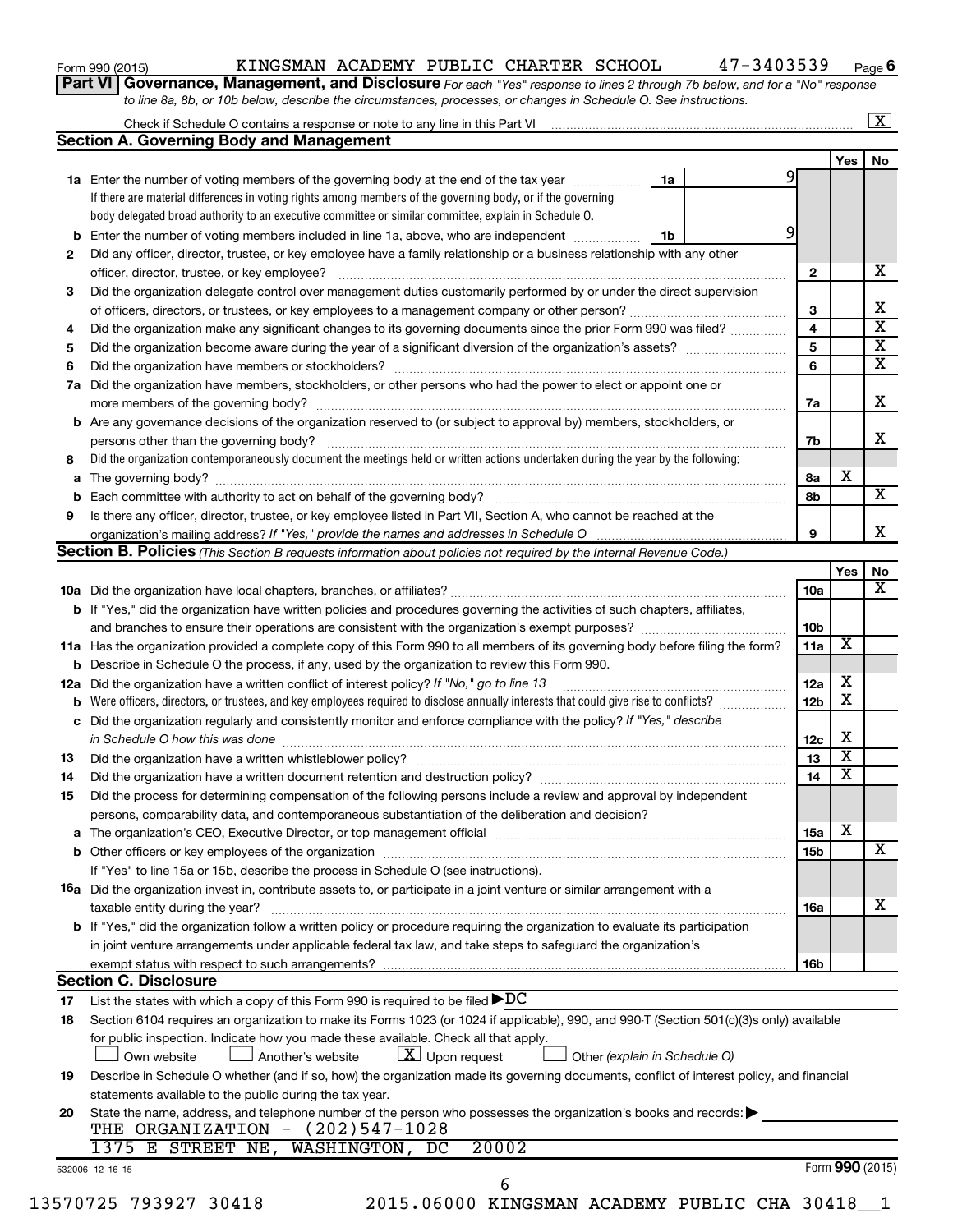Form 990 (2015) KINGSMAN ACADEMY PUBLIC CHARTER SCHOOL 47-3403539 Page 6

**Part VI Governance, Management, and Disclosure** *For each "Yes" response to lines 2 through 7b below, and for a "No" response to line 8a, 8b, or 10b below, describe the circumstances, processes, or changes in Schedule O. See instructions.*

Check if Schedule O contains a response or note to any line in this Part VI [X]

## Section A. Governing Body and Management

| | | | Yes | No |
|---|---|---|---|---|
| **1a** | Enter the number of voting members of the governing body at the end of the tax year (1a) 9. If there are material differences in voting rights among members of the governing body, or if the governing body delegated broad authority to an executive committee or similar committee, explain in Schedule O. | | | |
| **b** | Enter the number of voting members included in line 1a, above, who are independent (1b) 9 | | | |
| **2** | Did any officer, director, trustee, or key employee have a family relationship or a business relationship with any other officer, director, trustee, or key employee? | 2 | | X |
| **3** | Did the organization delegate control over management duties customarily performed by or under the direct supervision of officers, directors, or trustees, or key employees to a management company or other person? | 3 | | X |
| **4** | Did the organization make any significant changes to its governing documents since the prior Form 990 was filed? | 4 | | X |
| **5** | Did the organization become aware during the year of a significant diversion of the organization's assets? | 5 | | X |
| **6** | Did the organization have members or stockholders? | 6 | | X |
| **7a** | Did the organization have members, stockholders, or other persons who had the power to elect or appoint one or more members of the governing body? | 7a | | X |
| **b** | Are any governance decisions of the organization reserved to (or subject to approval by) members, stockholders, or persons other than the governing body? | 7b | | X |
| **8** | Did the organization contemporaneously document the meetings held or written actions undertaken during the year by the following: | | | |
| **a** | The governing body? | 8a | X | |
| **b** | Each committee with authority to act on behalf of the governing body? | 8b | | X |
| **9** | Is there any officer, director, trustee, or key employee listed in Part VII, Section A, who cannot be reached at the organization's mailing address? *If "Yes," provide the names and addresses in Schedule O* | 9 | | X |

## Section B. Policies *(This Section B requests information about policies not required by the Internal Revenue Code.)*

| | | | Yes | No |
|---|---|---|---|---|
| **10a** | Did the organization have local chapters, branches, or affiliates? | 10a | | X |
| **b** | If "Yes," did the organization have written policies and procedures governing the activities of such chapters, affiliates, and branches to ensure their operations are consistent with the organization's exempt purposes? | 10b | | |
| **11a** | Has the organization provided a complete copy of this Form 990 to all members of its governing body before filing the form? | 11a | X | |
| **b** | Describe in Schedule O the process, if any, used by the organization to review this Form 990. | | | |
| **12a** | Did the organization have a written conflict of interest policy? *If "No," go to line 13* | 12a | X | |
| **b** | Were officers, directors, or trustees, and key employees required to disclose annually interests that could give rise to conflicts? | 12b | X | |
| **c** | Did the organization regularly and consistently monitor and enforce compliance with the policy? *If "Yes," describe in Schedule O how this was done* | 12c | X | |
| **13** | Did the organization have a written whistleblower policy? | 13 | X | |
| **14** | Did the organization have a written document retention and destruction policy? | 14 | X | |
| **15** | Did the process for determining compensation of the following persons include a review and approval by independent persons, comparability data, and contemporaneous substantiation of the deliberation and decision? | | | |
| **a** | The organization's CEO, Executive Director, or top management official | 15a | X | |
| **b** | Other officers or key employees of the organization | 15b | | X |
| | If "Yes" to line 15a or 15b, describe the process in Schedule O (see instructions). | | | |
| **16a** | Did the organization invest in, contribute assets to, or participate in a joint venture or similar arrangement with a taxable entity during the year? | 16a | | X |
| **b** | If "Yes," did the organization follow a written policy or procedure requiring the organization to evaluate its participation in joint venture arrangements under applicable federal tax law, and take steps to safeguard the organization's exempt status with respect to such arrangements? | 16b | | |

## Section C. Disclosure

**17** List the states with which a copy of this Form 990 is required to be filed ▶ DC

**18** Section 6104 requires an organization to make its Forms 1023 (or 1024 if applicable), 990, and 990-T (Section 501(c)(3)s only) available for public inspection. Indicate how you made these available. Check all that apply.

[ ] Own website [ ] Another's website [X] Upon request [ ] Other *(explain in Schedule O)*

**19** Describe in Schedule O whether (and if so, how) the organization made its governing documents, conflict of interest policy, and financial statements available to the public during the tax year.

**20** State the name, address, and telephone number of the person who possesses the organization's books and records: ▶

THE ORGANIZATION - (202)547-1028
1375 E STREET NE, WASHINGTON, DC 20002

532006 12-16-15 Form 990 (2015)

13570725 793927 30418 2015.06000 KINGSMAN ACADEMY PUBLIC CHA 30418__1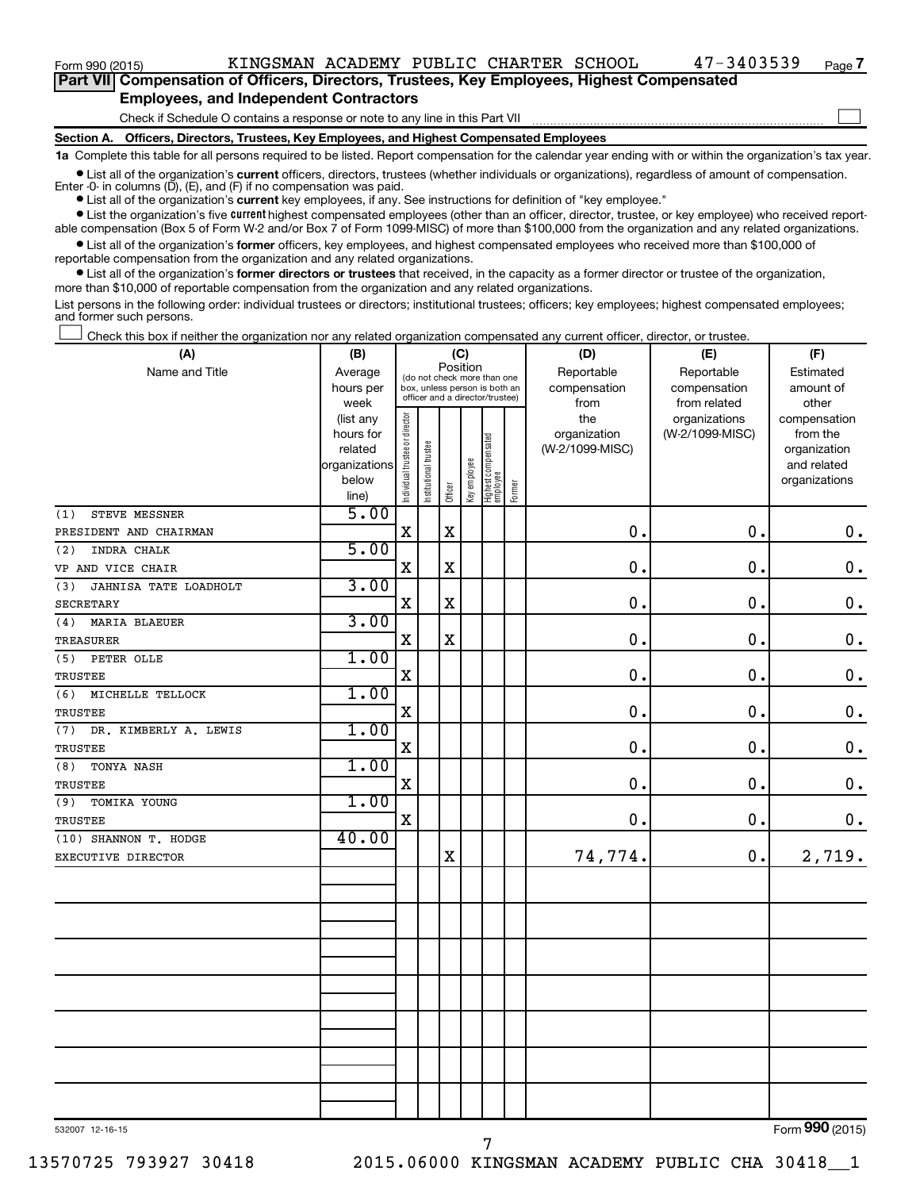Form 990 (2015) KINGSMAN ACADEMY PUBLIC CHARTER SCHOOL 47-3403539 Page 7

**Part VII Compensation of Officers, Directors, Trustees, Key Employees, Highest Compensated Employees, and Independent Contractors**

Check if Schedule O contains a response or note to any line in this Part VII

**Section A. Officers, Directors, Trustees, Key Employees, and Highest Compensated Employees**

**1a** Complete this table for all persons required to be listed. Report compensation for the calendar year ending with or within the organization's tax year.

- List all of the organization's **current** officers, directors, trustees (whether individuals or organizations), regardless of amount of compensation. Enter -0- in columns (D), (E), and (F) if no compensation was paid.
- List all of the organization's **current** key employees, if any. See instructions for definition of "key employee."
- List the organization's five **current** highest compensated employees (other than an officer, director, trustee, or key employee) who received reportable compensation (Box 5 of Form W-2 and/or Box 7 of Form 1099-MISC) of more than $100,000 from the organization and any related organizations.
- List all of the organization's **former** officers, key employees, and highest compensated employees who received more than $100,000 of reportable compensation from the organization and any related organizations.
- List all of the organization's **former directors or trustees** that received, in the capacity as a former director or trustee of the organization, more than $10,000 of reportable compensation from the organization and any related organizations.

List persons in the following order: individual trustees or directors; institutional trustees; officers; key employees; highest compensated employees; and former such persons.

Check this box if neither the organization nor any related organization compensated any current officer, director, or trustee.

| (A) Name and Title | (B) Average hours per week (list any hours for related organizations below line) | (C) Position: Individual trustee or director | Institutional trustee | Officer | Key employee | Highest compensated employee | Former | (D) Reportable compensation from the organization (W-2/1099-MISC) | (E) Reportable compensation from related organizations (W-2/1099-MISC) | (F) Estimated amount of other compensation from the organization and related organizations |
|---|---|---|---|---|---|---|---|---|---|---|
| (1) STEVE MESSNER<br>PRESIDENT AND CHAIRMAN | 5.00 | X | | X | | | | 0. | 0. | 0. |
| (2) INDRA CHALK<br>VP AND VICE CHAIR | 5.00 | X | | X | | | | 0. | 0. | 0. |
| (3) JAHNISA TATE LOADHOLT<br>SECRETARY | 3.00 | X | | X | | | | 0. | 0. | 0. |
| (4) MARIA BLAEUER<br>TREASURER | 3.00 | X | | X | | | | 0. | 0. | 0. |
| (5) PETER OLLE<br>TRUSTEE | 1.00 | X | | | | | | 0. | 0. | 0. |
| (6) MICHELLE TELLOCK<br>TRUSTEE | 1.00 | X | | | | | | 0. | 0. | 0. |
| (7) DR. KIMBERLY A. LEWIS<br>TRUSTEE | 1.00 | X | | | | | | 0. | 0. | 0. |
| (8) TONYA NASH<br>TRUSTEE | 1.00 | X | | | | | | 0. | 0. | 0. |
| (9) TOMIKA YOUNG<br>TRUSTEE | 1.00 | X | | | | | | 0. | 0. | 0. |
| (10) SHANNON T. HODGE<br>EXECUTIVE DIRECTOR | 40.00 | | | X | | | | 74,774. | 0. | 2,719. |

532007 12-16-15

Form 990 (2015)

13570725 793927 30418 2015.06000 KINGSMAN ACADEMY PUBLIC CHA 30418__1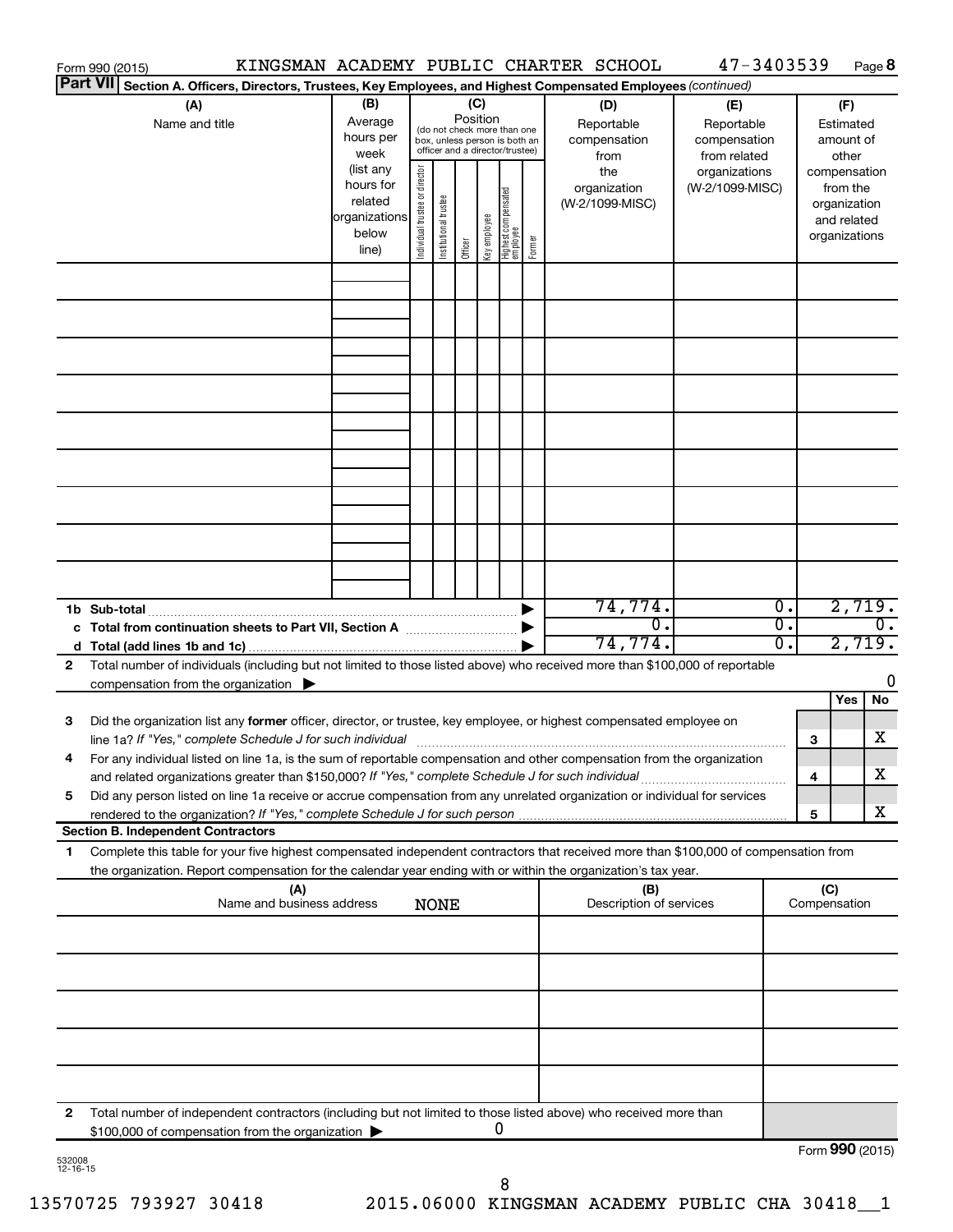Form 990 (2015) KINGSMAN ACADEMY PUBLIC CHARTER SCHOOL 47-3403539 Page **8**

**Part VII** **Section A. Officers, Directors, Trustees, Key Employees, and Highest Compensated Employees** *(continued)*

| (A) Name and title | (B) Average hours per week (list any hours for related organizations below line) | (C) Position (do not check more than one box, unless person is both an officer and a director/trustee): Individual trustee or director | Institutional trustee | Officer | Key employee | Highest compensated employee | Former | (D) Reportable compensation from the organization (W-2/1099-MISC) | (E) Reportable compensation from related organizations (W-2/1099-MISC) | (F) Estimated amount of other compensation from the organization and related organizations |
|---|---|---|---|---|---|---|---|---|---|---|
| | | | | | | | | | | |
| | | | | | | | | | | |
| | | | | | | | | | | |
| | | | | | | | | | | |
| | | | | | | | | | | |
| | | | | | | | | | | |
| | | | | | | | | | | |
| | | | | | | | | | | |
| | | | | | | | | | | |
| **1b Sub-total** | | | | | | | | 74,774. | 0. | 2,719. |
| **c Total from continuation sheets to Part VII, Section A** | | | | | | | | 0. | 0. | 0. |
| **d Total (add lines 1b and 1c)** | | | | | | | | 74,774. | 0. | 2,719. |

**2** Total number of individuals (including but not limited to those listed above) who received more than $100,000 of reportable compensation from the organization ▶ 0

| | | | Yes | No |
|---|---|---|---|---|
| **3** | Did the organization list any **former** officer, director, or trustee, key employee, or highest compensated employee on line 1a? *If "Yes," complete Schedule J for such individual* | 3 | | X |
| **4** | For any individual listed on line 1a, is the sum of reportable compensation and other compensation from the organization and related organizations greater than $150,000? *If "Yes," complete Schedule J for such individual* | 4 | | X |
| **5** | Did any person listed on line 1a receive or accrue compensation from any unrelated organization or individual for services rendered to the organization? *If "Yes," complete Schedule J for such person* | 5 | | X |

**Section B. Independent Contractors**

**1** Complete this table for your five highest compensated independent contractors that received more than $100,000 of compensation from the organization. Report compensation for the calendar year ending with or within the organization's tax year.

| (A) Name and business address | (B) Description of services | (C) Compensation |
|---|---|---|
| NONE | | |
| | | |
| | | |
| | | |
| | | |

**2** Total number of independent contractors (including but not limited to those listed above) who received more than $100,000 of compensation from the organization ▶ 0

Form **990** (2015)

532008 12-16-15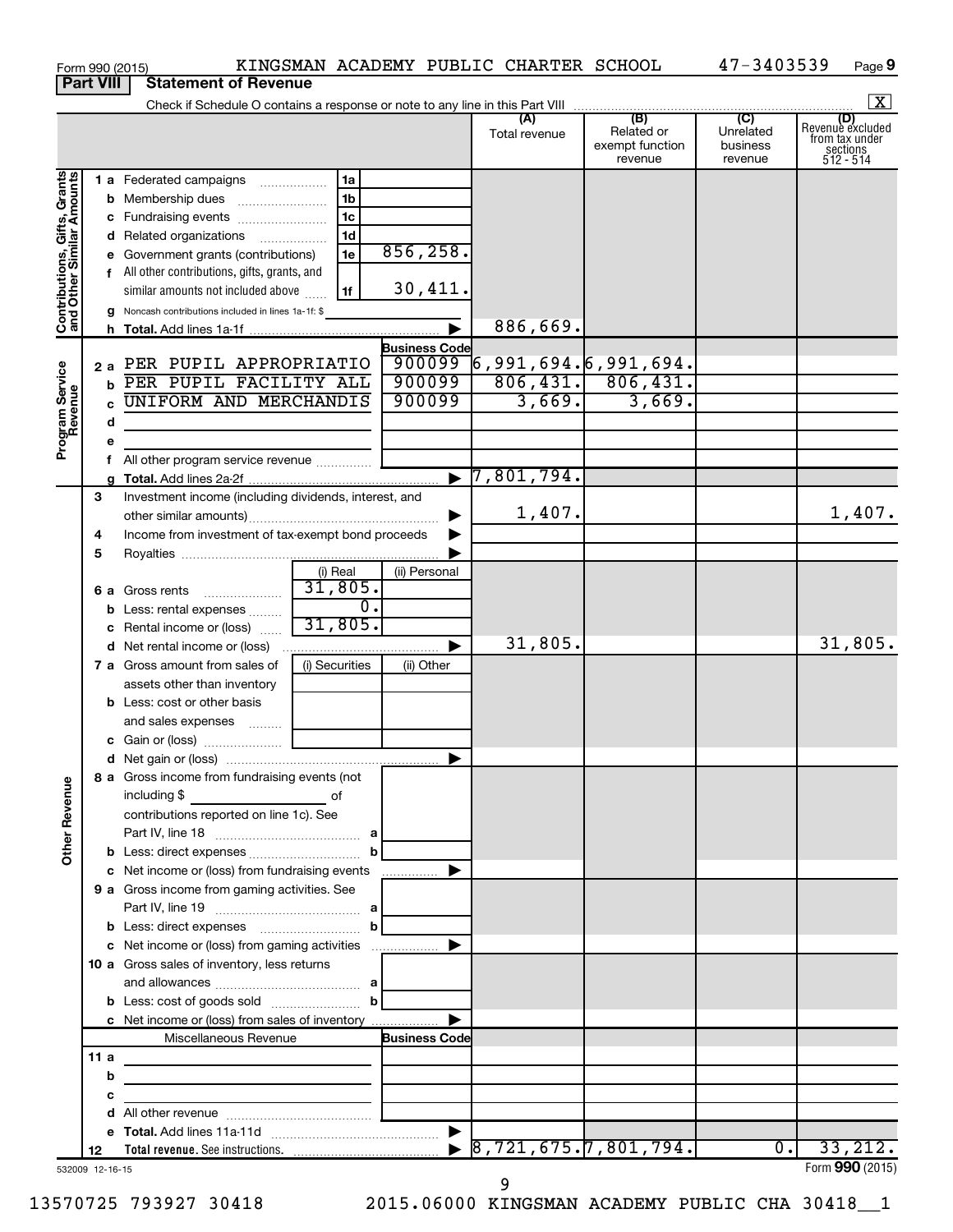Form 990 (2015) KINGSMAN ACADEMY PUBLIC CHARTER SCHOOL 47-3403539 Page 9

**Part VIII Statement of Revenue**

Check if Schedule O contains a response or note to any line in this Part VIII [X]

| | | (A) Total revenue | (B) Related or exempt function revenue | (C) Unrelated business revenue | (D) Revenue excluded from tax under sections 512 - 514 |
|---|---|---|---|---|---|
| **Contributions, Gifts, Grants and Other Similar Amounts** | | | | | |
| 1 a Federated campaigns | 1a | | | | |
| b Membership dues | 1b | | | | |
| c Fundraising events | 1c | | | | |
| d Related organizations | 1d | | | | |
| e Government grants (contributions) | 1e 856,258. | | | | |
| f All other contributions, gifts, grants, and similar amounts not included above | 1f 30,411. | | | | |
| g Noncash contributions included in lines 1a-1f: $ | | | | | |
| h **Total.** Add lines 1a-1f | ▶ | 886,669. | | | |
| **Program Service Revenue** | Business Code | | | | |
| 2 a PER PUPIL APPROPRIATIO | 900099 | 6,991,694. | 6,991,694. | | |
| b PER PUPIL FACILITY ALL | 900099 | 806,431. | 806,431. | | |
| c UNIFORM AND MERCHANDIS | 900099 | 3,669. | 3,669. | | |
| d | | | | | |
| e | | | | | |
| f All other program service revenue | | | | | |
| g **Total.** Add lines 2a-2f | ▶ | 7,801,794. | | | |
| **Other Revenue** | | | | | |
| 3 Investment income (including dividends, interest, and other similar amounts) | ▶ | 1,407. | | | 1,407. |
| 4 Income from investment of tax-exempt bond proceeds | ▶ | | | | |
| 5 Royalties | ▶ | | | | |
| 6 a Gross rents | (i) Real 31,805. / (ii) Personal | | | | |
| b Less: rental expenses | (i) Real 0. | | | | |
| c Rental income or (loss) | (i) Real 31,805. | | | | |
| d Net rental income or (loss) | ▶ | 31,805. | | | 31,805. |
| 7 a Gross amount from sales of assets other than inventory | (i) Securities / (ii) Other | | | | |
| b Less: cost or other basis and sales expenses | | | | | |
| c Gain or (loss) | | | | | |
| d Net gain or (loss) | ▶ | | | | |
| 8 a Gross income from fundraising events (not including $ ____ of contributions reported on line 1c). See Part IV, line 18 | a | | | | |
| b Less: direct expenses | b | | | | |
| c Net income or (loss) from fundraising events | ▶ | | | | |
| 9 a Gross income from gaming activities. See Part IV, line 19 | a | | | | |
| b Less: direct expenses | b | | | | |
| c Net income or (loss) from gaming activities | ▶ | | | | |
| 10 a Gross sales of inventory, less returns and allowances | a | | | | |
| b Less: cost of goods sold | b | | | | |
| c Net income or (loss) from sales of inventory | ▶ | | | | |
| Miscellaneous Revenue | Business Code | | | | |
| 11 a | | | | | |
| b | | | | | |
| c | | | | | |
| d All other revenue | | | | | |
| e **Total.** Add lines 11a-11d | ▶ | | | | |
| 12 **Total revenue.** See instructions. | ▶ | 8,721,675. | 7,801,794. | 0. | 33,212. |

532009 12-16-15 Form **990** (2015)

13570725 793927 30418 2015.06000 KINGSMAN ACADEMY PUBLIC CHA 30418__1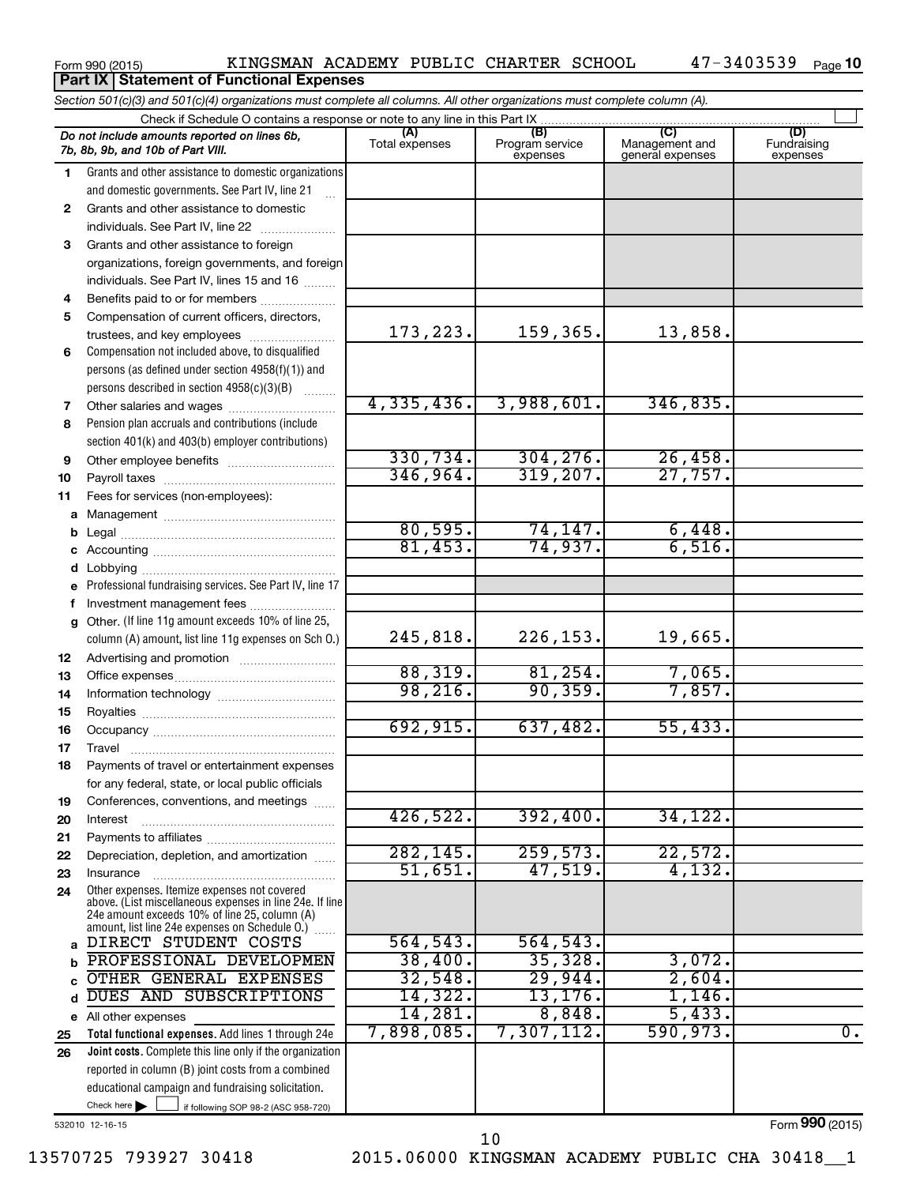Form 990 (2015) KINGSMAN ACADEMY PUBLIC CHARTER SCHOOL 47-3403539 Page 10

**Part IX Statement of Functional Expenses**

*Section 501(c)(3) and 501(c)(4) organizations must complete all columns. All other organizations must complete column (A).*

Check if Schedule O contains a response or note to any line in this Part IX

| | *Do not include amounts reported on lines 6b, 7b, 8b, 9b, and 10b of Part VIII.* | (A) Total expenses | (B) Program service expenses | (C) Management and general expenses | (D) Fundraising expenses |
|---|---|---|---|---|---|
| 1 | Grants and other assistance to domestic organizations and domestic governments. See Part IV, line 21 | | | | |
| 2 | Grants and other assistance to domestic individuals. See Part IV, line 22 | | | | |
| 3 | Grants and other assistance to foreign organizations, foreign governments, and foreign individuals. See Part IV, lines 15 and 16 | | | | |
| 4 | Benefits paid to or for members | | | | |
| 5 | Compensation of current officers, directors, trustees, and key employees | 173,223. | 159,365. | 13,858. | |
| 6 | Compensation not included above, to disqualified persons (as defined under section 4958(f)(1)) and persons described in section 4958(c)(3)(B) | | | | |
| 7 | Other salaries and wages | 4,335,436. | 3,988,601. | 346,835. | |
| 8 | Pension plan accruals and contributions (include section 401(k) and 403(b) employer contributions) | | | | |
| 9 | Other employee benefits | 330,734. | 304,276. | 26,458. | |
| 10 | Payroll taxes | 346,964. | 319,207. | 27,757. | |
| 11 | Fees for services (non-employees): | | | | |
| a | Management | | | | |
| b | Legal | 80,595. | 74,147. | 6,448. | |
| c | Accounting | 81,453. | 74,937. | 6,516. | |
| d | Lobbying | | | | |
| e | Professional fundraising services. See Part IV, line 17 | | | | |
| f | Investment management fees | | | | |
| g | Other. (If line 11g amount exceeds 10% of line 25, column (A) amount, list line 11g expenses on Sch O.) | 245,818. | 226,153. | 19,665. | |
| 12 | Advertising and promotion | | | | |
| 13 | Office expenses | 88,319. | 81,254. | 7,065. | |
| 14 | Information technology | 98,216. | 90,359. | 7,857. | |
| 15 | Royalties | | | | |
| 16 | Occupancy | 692,915. | 637,482. | 55,433. | |
| 17 | Travel | | | | |
| 18 | Payments of travel or entertainment expenses for any federal, state, or local public officials | | | | |
| 19 | Conferences, conventions, and meetings | | | | |
| 20 | Interest | 426,522. | 392,400. | 34,122. | |
| 21 | Payments to affiliates | | | | |
| 22 | Depreciation, depletion, and amortization | 282,145. | 259,573. | 22,572. | |
| 23 | Insurance | 51,651. | 47,519. | 4,132. | |
| 24 | Other expenses. Itemize expenses not covered above. (List miscellaneous expenses in line 24e. If line 24e amount exceeds 10% of line 25, column (A) amount, list line 24e expenses on Schedule O.) | | | | |
| a | DIRECT STUDENT COSTS | 564,543. | 564,543. | | |
| b | PROFESSIONAL DEVELOPMEN | 38,400. | 35,328. | 3,072. | |
| c | OTHER GENERAL EXPENSES | 32,548. | 29,944. | 2,604. | |
| d | DUES AND SUBSCRIPTIONS | 14,322. | 13,176. | 1,146. | |
| e | All other expenses | 14,281. | 8,848. | 5,433. | |
| 25 | **Total functional expenses.** Add lines 1 through 24e | 7,898,085. | 7,307,112. | 590,973. | 0. |
| 26 | **Joint costs.** Complete this line only if the organization reported in column (B) joint costs from a combined educational campaign and fundraising solicitation. Check here ☐ if following SOP 98-2 (ASC 958-720) | | | | |

532010 12-16-15

Form **990** (2015)

13570725 793927 30418 2015.06000 KINGSMAN ACADEMY PUBLIC CHA 30418__1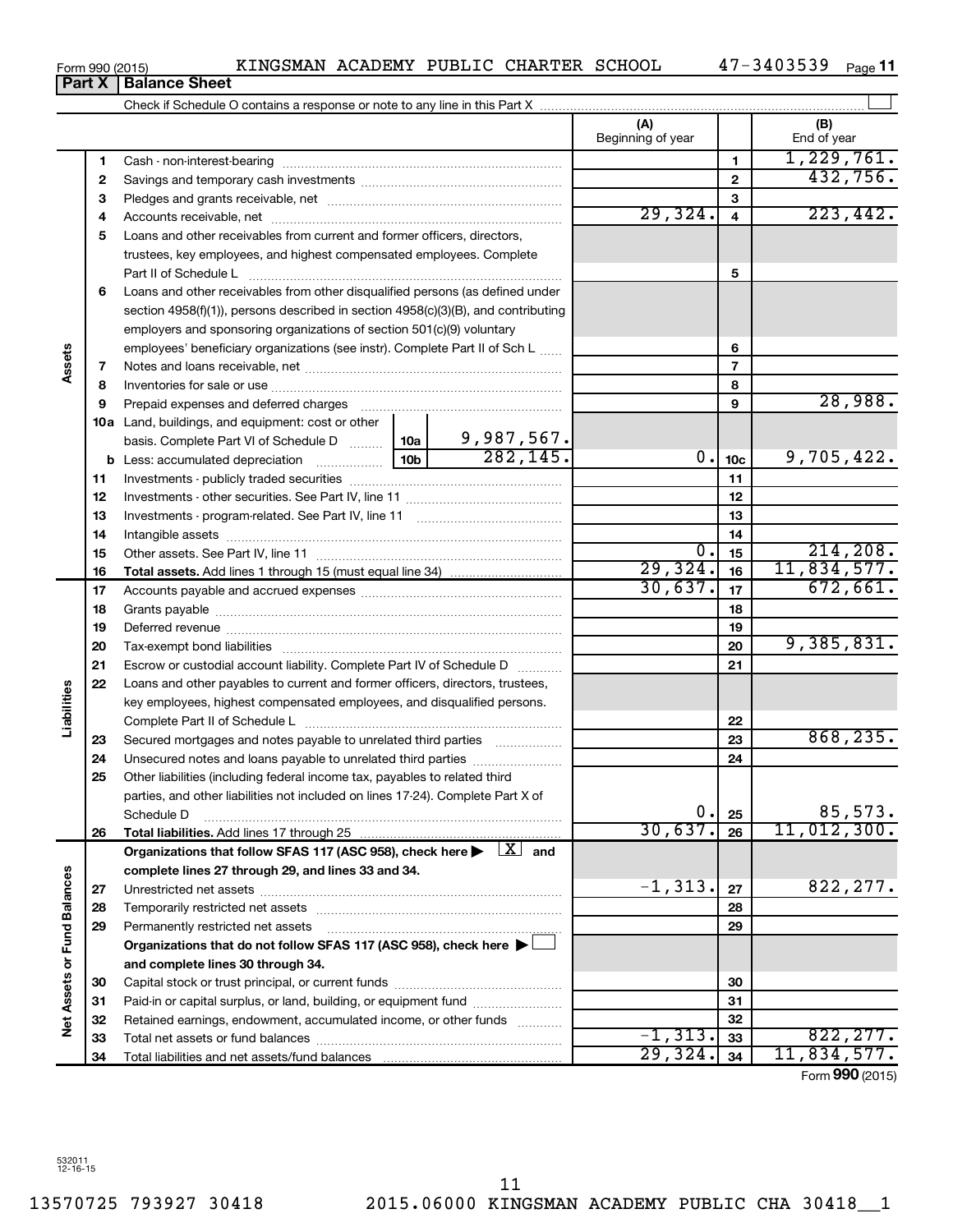Form 990 (2015) KINGSMAN ACADEMY PUBLIC CHARTER SCHOOL 47-3403539

## Part X | Balance Sheet

Check if Schedule O contains a response or note to any line in this Part X

| | | | | | (A) Beginning of year | | (B) End of year |
|---|---|---|---|---|---|---|---|
| Assets | 1 | Cash - non-interest-bearing | | | | 1 | 1,229,761. |
| | 2 | Savings and temporary cash investments | | | | 2 | 432,756. |
| | 3 | Pledges and grants receivable, net | | | | 3 | |
| | 4 | Accounts receivable, net | | | 29,324. | 4 | 223,442. |
| | 5 | Loans and other receivables from current and former officers, directors, trustees, key employees, and highest compensated employees. Complete Part II of Schedule L | | | | 5 | |
| | 6 | Loans and other receivables from other disqualified persons (as defined under section 4958(f)(1)), persons described in section 4958(c)(3)(B), and contributing employers and sponsoring organizations of section 501(c)(9) voluntary employees' beneficiary organizations (see instr). Complete Part II of Sch L | | | | 6 | |
| | 7 | Notes and loans receivable, net | | | | 7 | |
| | 8 | Inventories for sale or use | | | | 8 | |
| | 9 | Prepaid expenses and deferred charges | | | | 9 | 28,988. |
| | 10a | Land, buildings, and equipment: cost or other basis. Complete Part VI of Schedule D | 10a | 9,987,567. | | | |
| | b | Less: accumulated depreciation | 10b | 282,145. | 0. | 10c | 9,705,422. |
| | 11 | Investments - publicly traded securities | | | | 11 | |
| | 12 | Investments - other securities. See Part IV, line 11 | | | | 12 | |
| | 13 | Investments - program-related. See Part IV, line 11 | | | | 13 | |
| | 14 | Intangible assets | | | | 14 | |
| | 15 | Other assets. See Part IV, line 11 | | | 0. | 15 | 214,208. |
| | 16 | **Total assets.** Add lines 1 through 15 (must equal line 34) | | | 29,324. | 16 | 11,834,577. |
| Liabilities | 17 | Accounts payable and accrued expenses | | | 30,637. | 17 | 672,661. |
| | 18 | Grants payable | | | | 18 | |
| | 19 | Deferred revenue | | | | 19 | |
| | 20 | Tax-exempt bond liabilities | | | | 20 | 9,385,831. |
| | 21 | Escrow or custodial account liability. Complete Part IV of Schedule D | | | | 21 | |
| | 22 | Loans and other payables to current and former officers, directors, trustees, key employees, highest compensated employees, and disqualified persons. Complete Part II of Schedule L | | | | 22 | |
| | 23 | Secured mortgages and notes payable to unrelated third parties | | | | 23 | 868,235. |
| | 24 | Unsecured notes and loans payable to unrelated third parties | | | | 24 | |
| | 25 | Other liabilities (including federal income tax, payables to related third parties, and other liabilities not included on lines 17-24). Complete Part X of Schedule D | | | 0. | 25 | 85,573. |
| | 26 | **Total liabilities.** Add lines 17 through 25 | | | 30,637. | 26 | 11,012,300. |
| Net Assets or Fund Balances | | **Organizations that follow SFAS 117 (ASC 958), check here ▶ [X] and complete lines 27 through 29, and lines 33 and 34.** | | | | | |
| | 27 | Unrestricted net assets | | | -1,313. | 27 | 822,277. |
| | 28 | Temporarily restricted net assets | | | | 28 | |
| | 29 | Permanently restricted net assets | | | | 29 | |
| | | **Organizations that do not follow SFAS 117 (ASC 958), check here ▶ [ ] and complete lines 30 through 34.** | | | | | |
| | 30 | Capital stock or trust principal, or current funds | | | | 30 | |
| | 31 | Paid-in or capital surplus, or land, building, or equipment fund | | | | 31 | |
| | 32 | Retained earnings, endowment, accumulated income, or other funds | | | | 32 | |
| | 33 | Total net assets or fund balances | | | -1,313. | 33 | 822,277. |
| | 34 | Total liabilities and net assets/fund balances | | | 29,324. | 34 | 11,834,577. |

Form **990** (2015)

532011 12-16-15

13570725 793927 30418 2015.06000 KINGSMAN ACADEMY PUBLIC CHA 30418__1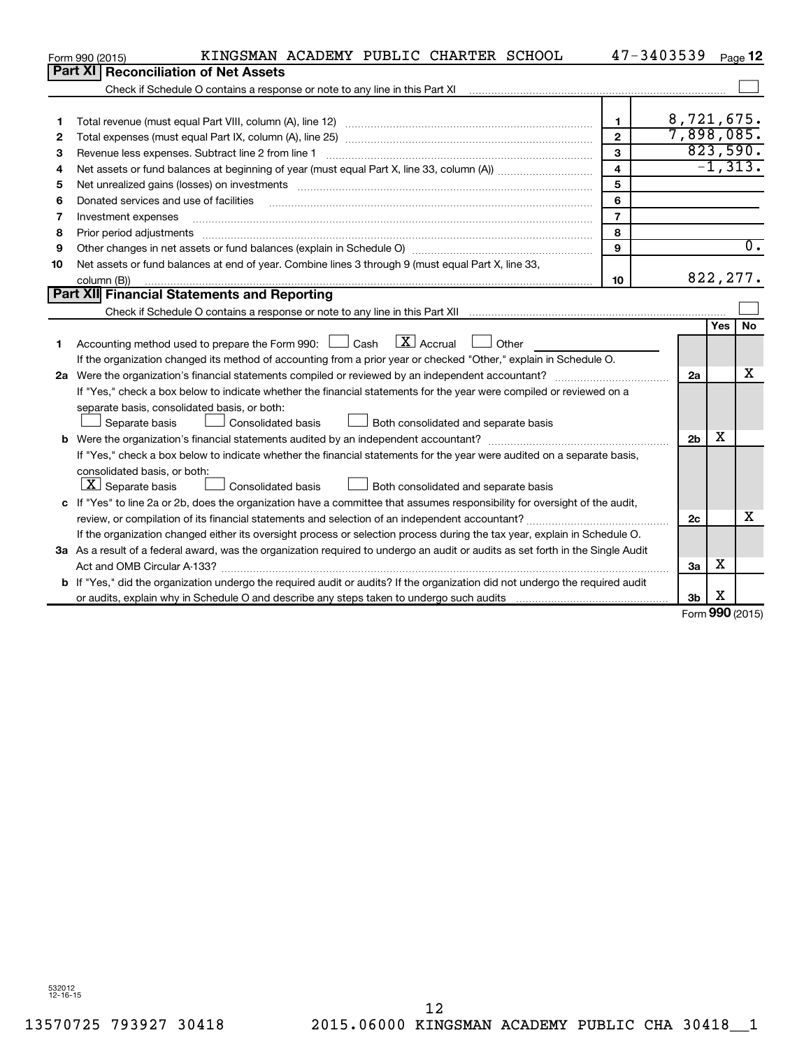Form 990 (2015) KINGSMAN ACADEMY PUBLIC CHARTER SCHOOL 47-3403539 Page 12

## Part XI Reconciliation of Net Assets

Check if Schedule O contains a response or note to any line in this Part XI ☐

| | | | |
|---|---|---|---|
| 1 | Total revenue (must equal Part VIII, column (A), line 12) | 1 | 8,721,675. |
| 2 | Total expenses (must equal Part IX, column (A), line 25) | 2 | 7,898,085. |
| 3 | Revenue less expenses. Subtract line 2 from line 1 | 3 | 823,590. |
| 4 | Net assets or fund balances at beginning of year (must equal Part X, line 33, column (A)) | 4 | -1,313. |
| 5 | Net unrealized gains (losses) on investments | 5 | |
| 6 | Donated services and use of facilities | 6 | |
| 7 | Investment expenses | 7 | |
| 8 | Prior period adjustments | 8 | |
| 9 | Other changes in net assets or fund balances (explain in Schedule O) | 9 | 0. |
| 10 | Net assets or fund balances at end of year. Combine lines 3 through 9 (must equal Part X, line 33, column (B)) | 10 | 822,277. |

## Part XII Financial Statements and Reporting

Check if Schedule O contains a response or note to any line in this Part XII ☐

| | | | Yes | No |
|---|---|---|---|---|
| 1 | Accounting method used to prepare the Form 990: ☐ Cash ☒ Accrual ☐ Other<br>If the organization changed its method of accounting from a prior year or checked "Other," explain in Schedule O. | | | |
| 2a | Were the organization's financial statements compiled or reviewed by an independent accountant?<br>If "Yes," check a box below to indicate whether the financial statements for the year were compiled or reviewed on a separate basis, consolidated basis, or both:<br>☐ Separate basis ☐ Consolidated basis ☐ Both consolidated and separate basis | 2a | | X |
| b | Were the organization's financial statements audited by an independent accountant?<br>If "Yes," check a box below to indicate whether the financial statements for the year were audited on a separate basis, consolidated basis, or both:<br>☒ Separate basis ☐ Consolidated basis ☐ Both consolidated and separate basis | 2b | X | |
| c | If "Yes" to line 2a or 2b, does the organization have a committee that assumes responsibility for oversight of the audit, review, or compilation of its financial statements and selection of an independent accountant?<br>If the organization changed either its oversight process or selection process during the tax year, explain in Schedule O. | 2c | | X |
| 3a | As a result of a federal award, was the organization required to undergo an audit or audits as set forth in the Single Audit Act and OMB Circular A-133? | 3a | X | |
| b | If "Yes," did the organization undergo the required audit or audits? If the organization did not undergo the required audit or audits, explain why in Schedule O and describe any steps taken to undergo such audits | 3b | X | |

Form **990** (2015)

532012 12-16-15

13570725 793927 30418 2015.06000 KINGSMAN ACADEMY PUBLIC CHA 30418__1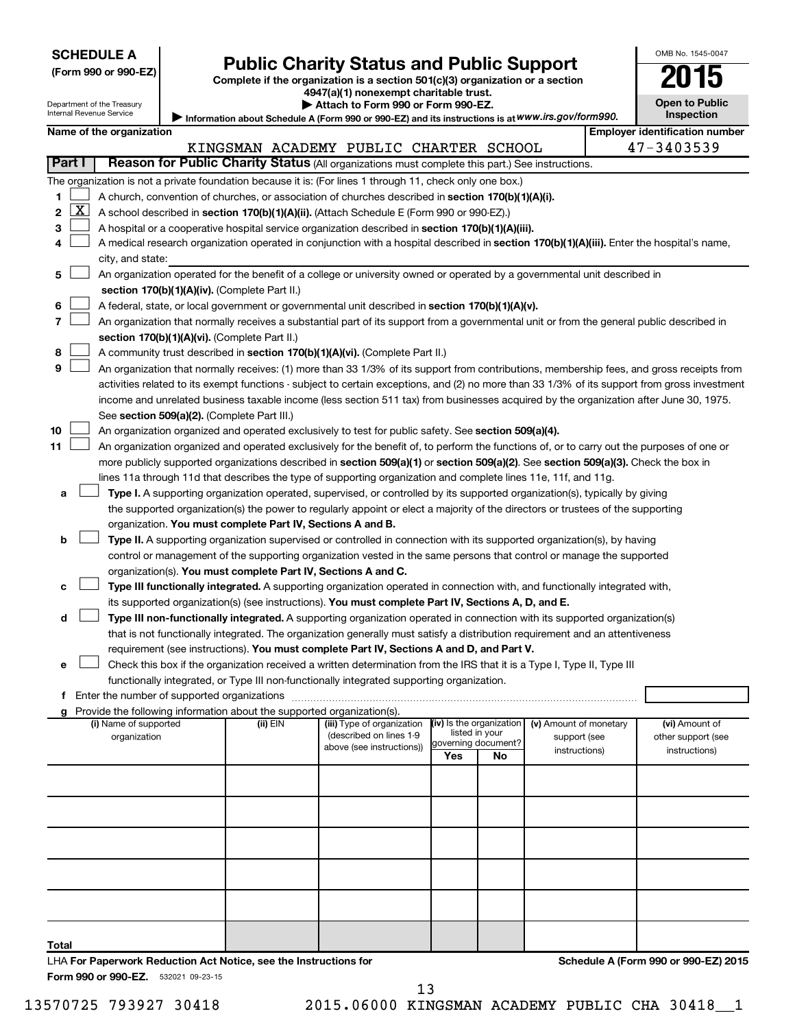**SCHEDULE A**
**(Form 990 or 990-EZ)**

Department of the Treasury
Internal Revenue Service

# Public Charity Status and Public Support

**Complete if the organization is a section 501(c)(3) organization or a section 4947(a)(1) nonexempt charitable trust.**
**▶ Attach to Form 990 or Form 990-EZ.**
▶ Information about Schedule A (Form 990 or 990-EZ) and its instructions is at *www.irs.gov/form990.*

OMB No. 1545-0047
**2015**
**Open to Public Inspection**

**Name of the organization:** KINGSMAN ACADEMY PUBLIC CHARTER SCHOOL
**Employer identification number:** 47-3403539

## Part I — Reason for Public Charity Status (All organizations must complete this part.) See instructions.

The organization is not a private foundation because it is: (For lines 1 through 11, check only one box.)

1. [ ] A church, convention of churches, or association of churches described in **section 170(b)(1)(A)(i).**
2. [X] A school described in **section 170(b)(1)(A)(ii).** (Attach Schedule E (Form 990 or 990-EZ).)
3. [ ] A hospital or a cooperative hospital service organization described in **section 170(b)(1)(A)(iii).**
4. [ ] A medical research organization operated in conjunction with a hospital described in **section 170(b)(1)(A)(iii).** Enter the hospital's name, city, and state: ______
5. [ ] An organization operated for the benefit of a college or university owned or operated by a governmental unit described in **section 170(b)(1)(A)(iv).** (Complete Part II.)
6. [ ] A federal, state, or local government or governmental unit described in **section 170(b)(1)(A)(v).**
7. [ ] An organization that normally receives a substantial part of its support from a governmental unit or from the general public described in **section 170(b)(1)(A)(vi).** (Complete Part II.)
8. [ ] A community trust described in **section 170(b)(1)(A)(vi).** (Complete Part II.)
9. [ ] An organization that normally receives: (1) more than 33 1/3% of its support from contributions, membership fees, and gross receipts from activities related to its exempt functions - subject to certain exceptions, and (2) no more than 33 1/3% of its support from gross investment income and unrelated business taxable income (less section 511 tax) from businesses acquired by the organization after June 30, 1975. See **section 509(a)(2).** (Complete Part III.)
10. [ ] An organization organized and operated exclusively to test for public safety. See **section 509(a)(4).**
11. [ ] An organization organized and operated exclusively for the benefit of, to perform the functions of, or to carry out the purposes of one or more publicly supported organizations described in **section 509(a)(1)** or **section 509(a)(2).** See **section 509(a)(3).** Check the box in lines 11a through 11d that describes the type of supporting organization and complete lines 11e, 11f, and 11g.
   - **a** [ ] **Type I.** A supporting organization operated, supervised, or controlled by its supported organization(s), typically by giving the supported organization(s) the power to regularly appoint or elect a majority of the directors or trustees of the supporting organization. **You must complete Part IV, Sections A and B.**
   - **b** [ ] **Type II.** A supporting organization supervised or controlled in connection with its supported organization(s), by having control or management of the supporting organization vested in the same persons that control or manage the supported organization(s). **You must complete Part IV, Sections A and C.**
   - **c** [ ] **Type III functionally integrated.** A supporting organization operated in connection with, and functionally integrated with, its supported organization(s) (see instructions). **You must complete Part IV, Sections A, D, and E.**
   - **d** [ ] **Type III non-functionally integrated.** A supporting organization operated in connection with its supported organization(s) that is not functionally integrated. The organization generally must satisfy a distribution requirement and an attentiveness requirement (see instructions). **You must complete Part IV, Sections A and D, and Part V.**
   - **e** [ ] Check this box if the organization received a written determination from the IRS that it is a Type I, Type II, Type III functionally integrated, or Type III non-functionally integrated supporting organization.
   - **f** Enter the number of supported organizations ______
   - **g** Provide the following information about the supported organization(s).

| (i) Name of supported organization | (ii) EIN | (iii) Type of organization (described on lines 1-9 above (see instructions)) | (iv) Is the organization listed in your governing document? Yes | No | (v) Amount of monetary support (see instructions) | (vi) Amount of other support (see instructions) |
|---|---|---|---|---|---|---|
| | | | | | | |
| | | | | | | |
| | | | | | | |
| | | | | | | |
| | | | | | | |
| **Total** | | | | | | |

LHA **For Paperwork Reduction Act Notice, see the Instructions for Form 990 or 990-EZ.** 532021 09-23-15

**Schedule A (Form 990 or 990-EZ) 2015**

13570725 793927 30418 2015.06000 KINGSMAN ACADEMY PUBLIC CHA 30418__1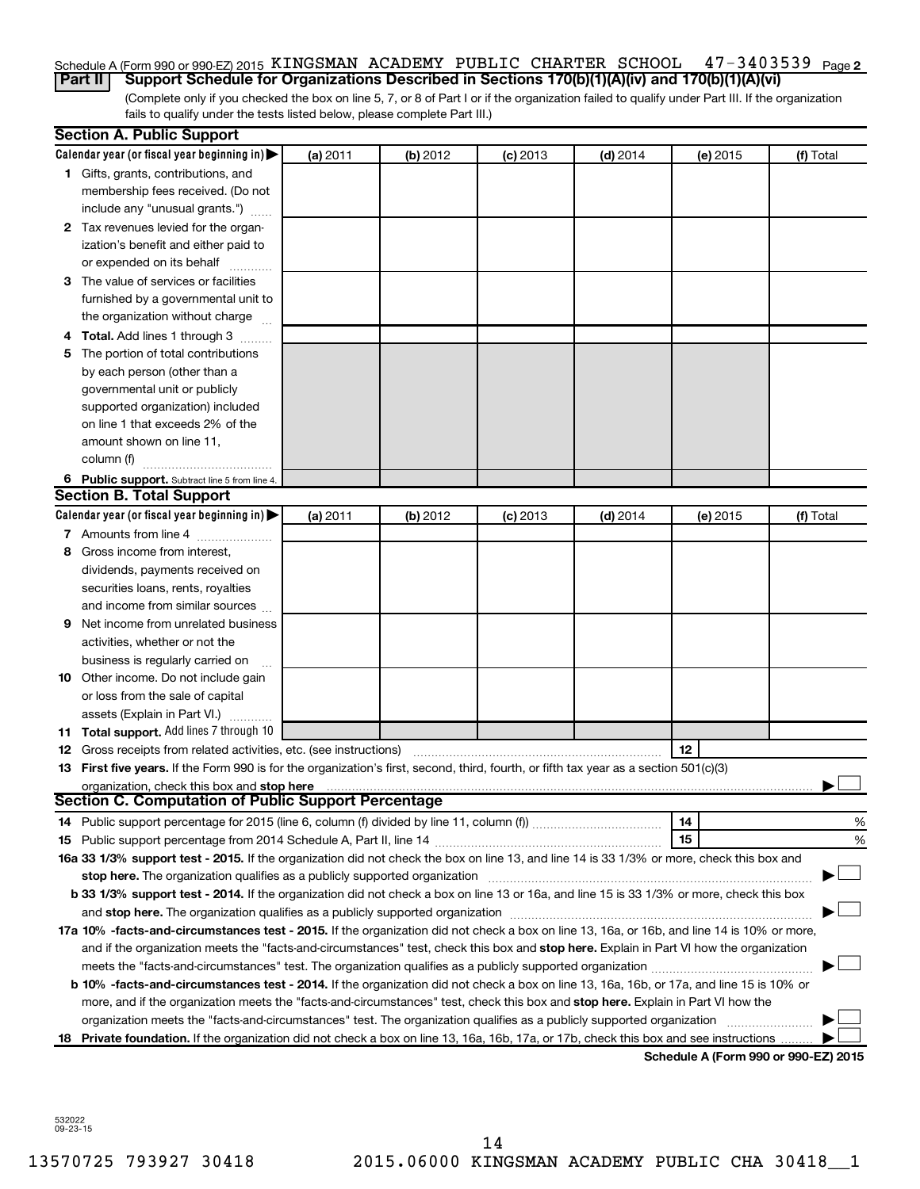Schedule A (Form 990 or 990-EZ) 2015 KINGSMAN ACADEMY PUBLIC CHARTER SCHOOL 47-3403539 Page 2

## Part II Support Schedule for Organizations Described in Sections 170(b)(1)(A)(iv) and 170(b)(1)(A)(vi)

(Complete only if you checked the box on line 5, 7, or 8 of Part I or if the organization failed to qualify under Part III. If the organization fails to qualify under the tests listed below, please complete Part III.)

### Section A. Public Support

| Calendar year (or fiscal year beginning in) ▶ | (a) 2011 | (b) 2012 | (c) 2013 | (d) 2014 | (e) 2015 | (f) Total |
|---|---|---|---|---|---|---|
| **1** Gifts, grants, contributions, and membership fees received. (Do not include any "unusual grants.") | | | | | | |
| **2** Tax revenues levied for the organization's benefit and either paid to or expended on its behalf | | | | | | |
| **3** The value of services or facilities furnished by a governmental unit to the organization without charge | | | | | | |
| **4 Total.** Add lines 1 through 3 | | | | | | |
| **5** The portion of total contributions by each person (other than a governmental unit or publicly supported organization) included on line 1 that exceeds 2% of the amount shown on line 11, column (f) | | | | | | |
| **6 Public support.** Subtract line 5 from line 4. | | | | | | |

### Section B. Total Support

| Calendar year (or fiscal year beginning in) ▶ | (a) 2011 | (b) 2012 | (c) 2013 | (d) 2014 | (e) 2015 | (f) Total |
|---|---|---|---|---|---|---|
| **7** Amounts from line 4 | | | | | | |
| **8** Gross income from interest, dividends, payments received on securities loans, rents, royalties and income from similar sources | | | | | | |
| **9** Net income from unrelated business activities, whether or not the business is regularly carried on | | | | | | |
| **10** Other income. Do not include gain or loss from the sale of capital assets (Explain in Part VI.) | | | | | | |
| **11 Total support.** Add lines 7 through 10 | | | | | | |

**12** Gross receipts from related activities, etc. (see instructions) — **12**

**13 First five years.** If the Form 990 is for the organization's first, second, third, fourth, or fifth tax year as a section 501(c)(3) organization, check this box and **stop here** ▶ ☐

### Section C. Computation of Public Support Percentage

**14** Public support percentage for 2015 (line 6, column (f) divided by line 11, column (f)) — **14** %

**15** Public support percentage from 2014 Schedule A, Part II, line 14 — **15** %

**16a 33 1/3% support test - 2015.** If the organization did not check the box on line 13, and line 14 is 33 1/3% or more, check this box and **stop here.** The organization qualifies as a publicly supported organization ▶ ☐

**b 33 1/3% support test - 2014.** If the organization did not check a box on line 13 or 16a, and line 15 is 33 1/3% or more, check this box and **stop here.** The organization qualifies as a publicly supported organization ▶ ☐

**17a 10% -facts-and-circumstances test - 2015.** If the organization did not check a box on line 13, 16a, or 16b, and line 14 is 10% or more, and if the organization meets the "facts-and-circumstances" test, check this box and **stop here.** Explain in Part VI how the organization meets the "facts-and-circumstances" test. The organization qualifies as a publicly supported organization ▶ ☐

**b 10% -facts-and-circumstances test - 2014.** If the organization did not check a box on line 13, 16a, 16b, or 17a, and line 15 is 10% or more, and if the organization meets the "facts-and-circumstances" test, check this box and **stop here.** Explain in Part VI how the organization meets the "facts-and-circumstances" test. The organization qualifies as a publicly supported organization ▶ ☐

**18 Private foundation.** If the organization did not check a box on line 13, 16a, 16b, 17a, or 17b, check this box and see instructions ▶ ☐

**Schedule A (Form 990 or 990-EZ) 2015**

532022 09-23-15

13570725 793927 30418 2015.06000 KINGSMAN ACADEMY PUBLIC CHA 30418__1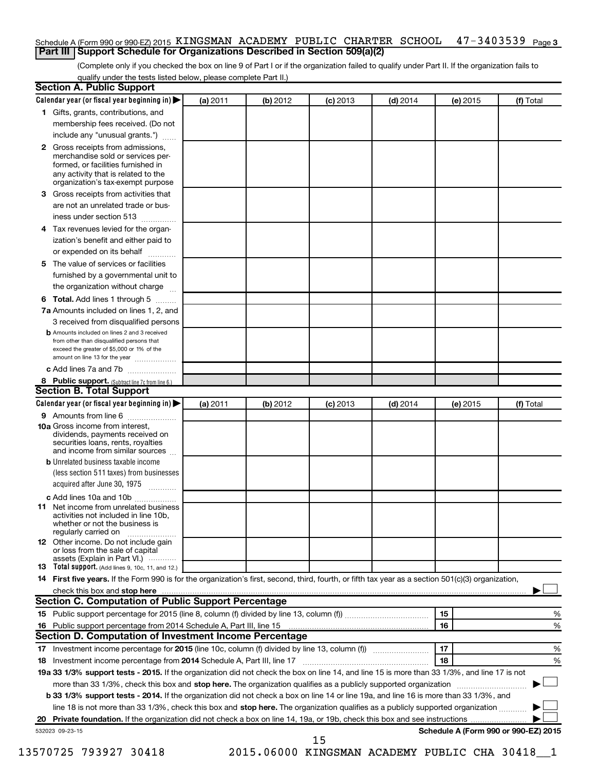Schedule A (Form 990 or 990-EZ) 2015 KINGSMAN ACADEMY PUBLIC CHARTER SCHOOL 47-3403539 Page 3

## Part III Support Schedule for Organizations Described in Section 509(a)(2)

(Complete only if you checked the box on line 9 of Part I or if the organization failed to qualify under Part II. If the organization fails to qualify under the tests listed below, please complete Part II.)

### Section A. Public Support

| Calendar year (or fiscal year beginning in) | (a) 2011 | (b) 2012 | (c) 2013 | (d) 2014 | (e) 2015 | (f) Total |
|---|---|---|---|---|---|---|
| 1 Gifts, grants, contributions, and membership fees received. (Do not include any "unusual grants.") | | | | | | |
| 2 Gross receipts from admissions, merchandise sold or services performed, or facilities furnished in any activity that is related to the organization's tax-exempt purpose | | | | | | |
| 3 Gross receipts from activities that are not an unrelated trade or business under section 513 | | | | | | |
| 4 Tax revenues levied for the organization's benefit and either paid to or expended on its behalf | | | | | | |
| 5 The value of services or facilities furnished by a governmental unit to the organization without charge | | | | | | |
| 6 **Total.** Add lines 1 through 5 | | | | | | |
| 7a Amounts included on lines 1, 2, and 3 received from disqualified persons | | | | | | |
| b Amounts included on lines 2 and 3 received from other than disqualified persons that exceed the greater of $5,000 or 1% of the amount on line 13 for the year | | | | | | |
| c Add lines 7a and 7b | | | | | | |
| 8 **Public support.** (Subtract line 7c from line 6.) | | | | | | |

### Section B. Total Support

| Calendar year (or fiscal year beginning in) | (a) 2011 | (b) 2012 | (c) 2013 | (d) 2014 | (e) 2015 | (f) Total |
|---|---|---|---|---|---|---|
| 9 Amounts from line 6 | | | | | | |
| 10a Gross income from interest, dividends, payments received on securities loans, rents, royalties and income from similar sources | | | | | | |
| b Unrelated business taxable income (less section 511 taxes) from businesses acquired after June 30, 1975 | | | | | | |
| c Add lines 10a and 10b | | | | | | |
| 11 Net income from unrelated business activities not included in line 10b, whether or not the business is regularly carried on | | | | | | |
| 12 Other income. Do not include gain or loss from the sale of capital assets (Explain in Part VI.) | | | | | | |
| 13 **Total support.** (Add lines 9, 10c, 11, and 12.) | | | | | | |

14 **First five years.** If the Form 990 is for the organization's first, second, third, fourth, or fifth tax year as a section 501(c)(3) organization, check this box and **stop here** ☐

### Section C. Computation of Public Support Percentage

| | | | |
|---|---|---|---|
| 15 | Public support percentage for 2015 (line 8, column (f) divided by line 13, column (f)) | 15 | % |
| 16 | Public support percentage from 2014 Schedule A, Part III, line 15 | 16 | % |

### Section D. Computation of Investment Income Percentage

| | | | |
|---|---|---|---|
| 17 | Investment income percentage for **2015** (line 10c, column (f) divided by line 13, column (f)) | 17 | % |
| 18 | Investment income percentage from **2014** Schedule A, Part III, line 17 | 18 | % |

**19a 33 1/3% support tests - 2015.** If the organization did not check the box on line 14, and line 15 is more than 33 1/3%, and line 17 is not more than 33 1/3%, check this box and **stop here.** The organization qualifies as a publicly supported organization ☐

**b 33 1/3% support tests - 2014.** If the organization did not check a box on line 14 or line 19a, and line 16 is more than 33 1/3%, and line 18 is not more than 33 1/3%, check this box and **stop here.** The organization qualifies as a publicly supported organization ☐

**20 Private foundation.** If the organization did not check a box on line 14, 19a, or 19b, check this box and see instructions ☐

532023 09-23-15 **Schedule A (Form 990 or 990-EZ) 2015**

13570725 793927 30418 2015.06000 KINGSMAN ACADEMY PUBLIC CHA 30418__1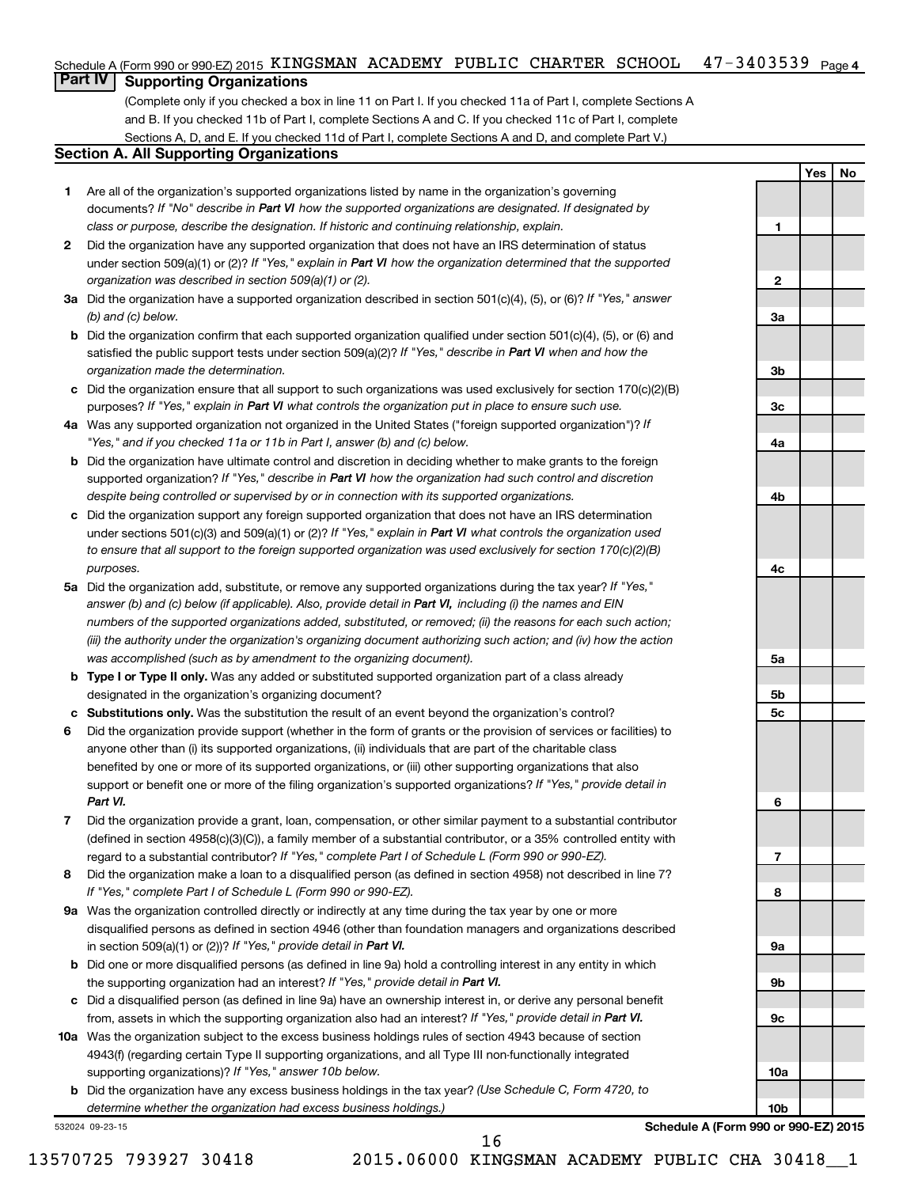Schedule A (Form 990 or 990-EZ) 2015 KINGSMAN ACADEMY PUBLIC CHARTER SCHOOL 47-3403539

## Part IV Supporting Organizations

(Complete only if you checked a box in line 11 on Part I. If you checked 11a of Part I, complete Sections A and B. If you checked 11b of Part I, complete Sections A and C. If you checked 11c of Part I, complete Sections A, D, and E. If you checked 11d of Part I, complete Sections A and D, and complete Part V.)

### Section A. All Supporting Organizations

| | | Line | Yes | No |
|---|---|---|---|---|
| 1 | Are all of the organization's supported organizations listed by name in the organization's governing documents? *If "No" describe in **Part VI** how the supported organizations are designated. If designated by class or purpose, describe the designation. If historic and continuing relationship, explain.* | 1 | | |
| 2 | Did the organization have any supported organization that does not have an IRS determination of status under section 509(a)(1) or (2)? *If "Yes," explain in **Part VI** how the organization determined that the supported organization was described in section 509(a)(1) or (2).* | 2 | | |
| 3a | Did the organization have a supported organization described in section 501(c)(4), (5), or (6)? *If "Yes," answer (b) and (c) below.* | 3a | | |
| b | Did the organization confirm that each supported organization qualified under section 501(c)(4), (5), or (6) and satisfied the public support tests under section 509(a)(2)? *If "Yes," describe in **Part VI** when and how the organization made the determination.* | 3b | | |
| c | Did the organization ensure that all support to such organizations was used exclusively for section 170(c)(2)(B) purposes? *If "Yes," explain in **Part VI** what controls the organization put in place to ensure such use.* | 3c | | |
| 4a | Was any supported organization not organized in the United States ("foreign supported organization")? *If "Yes," and if you checked 11a or 11b in Part I, answer (b) and (c) below.* | 4a | | |
| b | Did the organization have ultimate control and discretion in deciding whether to make grants to the foreign supported organization? *If "Yes," describe in **Part VI** how the organization had such control and discretion despite being controlled or supervised by or in connection with its supported organizations.* | 4b | | |
| c | Did the organization support any foreign supported organization that does not have an IRS determination under sections 501(c)(3) and 509(a)(1) or (2)? *If "Yes," explain in **Part VI** what controls the organization used to ensure that all support to the foreign supported organization was used exclusively for section 170(c)(2)(B) purposes.* | 4c | | |
| 5a | Did the organization add, substitute, or remove any supported organizations during the tax year? *If "Yes," answer (b) and (c) below (if applicable). Also, provide detail in **Part VI,** including (i) the names and EIN numbers of the supported organizations added, substituted, or removed; (ii) the reasons for each such action; (iii) the authority under the organization's organizing document authorizing such action; and (iv) how the action was accomplished (such as by amendment to the organizing document).* | 5a | | |
| b | **Type I or Type II only.** Was any added or substituted supported organization part of a class already designated in the organization's organizing document? | 5b | | |
| c | **Substitutions only.** Was the substitution the result of an event beyond the organization's control? | 5c | | |
| 6 | Did the organization provide support (whether in the form of grants or the provision of services or facilities) to anyone other than (i) its supported organizations, (ii) individuals that are part of the charitable class benefited by one or more of its supported organizations, or (iii) other supporting organizations that also support or benefit one or more of the filing organization's supported organizations? *If "Yes," provide detail in **Part VI.*** | 6 | | |
| 7 | Did the organization provide a grant, loan, compensation, or other similar payment to a substantial contributor (defined in section 4958(c)(3)(C)), a family member of a substantial contributor, or a 35% controlled entity with regard to a substantial contributor? *If "Yes," complete Part I of Schedule L (Form 990 or 990-EZ).* | 7 | | |
| 8 | Did the organization make a loan to a disqualified person (as defined in section 4958) not described in line 7? *If "Yes," complete Part I of Schedule L (Form 990 or 990-EZ).* | 8 | | |
| 9a | Was the organization controlled directly or indirectly at any time during the tax year by one or more disqualified persons as defined in section 4946 (other than foundation managers and organizations described in section 509(a)(1) or (2))? *If "Yes," provide detail in **Part VI.*** | 9a | | |
| b | Did one or more disqualified persons (as defined in line 9a) hold a controlling interest in any entity in which the supporting organization had an interest? *If "Yes," provide detail in **Part VI.*** | 9b | | |
| c | Did a disqualified person (as defined in line 9a) have an ownership interest in, or derive any personal benefit from, assets in which the supporting organization also had an interest? *If "Yes," provide detail in **Part VI.*** | 9c | | |
| 10a | Was the organization subject to the excess business holdings rules of section 4943 because of section 4943(f) (regarding certain Type II supporting organizations, and all Type III non-functionally integrated supporting organizations)? *If "Yes," answer 10b below.* | 10a | | |
| b | Did the organization have any excess business holdings in the tax year? *(Use Schedule C, Form 4720, to determine whether the organization had excess business holdings.)* | 10b | | |

532024 09-23-15

**Schedule A (Form 990 or 990-EZ) 2015**

13570725 793927 30418 2015.06000 KINGSMAN ACADEMY PUBLIC CHA 30418__1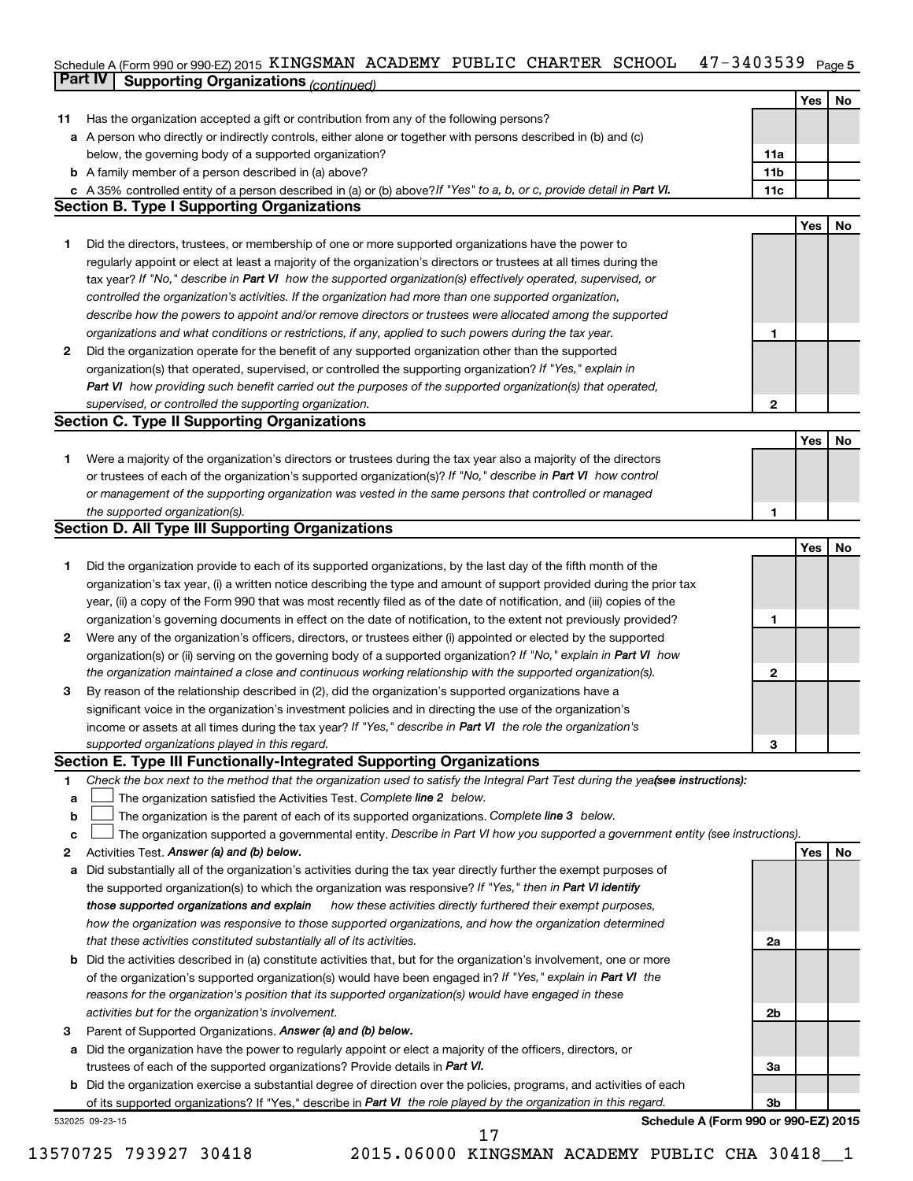Schedule A (Form 990 or 990-EZ) 2015 KINGSMAN ACADEMY PUBLIC CHARTER SCHOOL 47-3403539 Page 5

## Part IV Supporting Organizations *(continued)*

| | | | Yes | No |
|---|---|---|---|---|
| **11** | Has the organization accepted a gift or contribution from any of the following persons? | | | |
| **a** | A person who directly or indirectly controls, either alone or together with persons described in (b) and (c) below, the governing body of a supported organization? | 11a | | |
| **b** | A family member of a person described in (a) above? | 11b | | |
| **c** | A 35% controlled entity of a person described in (a) or (b) above? *If "Yes" to a, b, or c, provide detail in **Part VI.*** | 11c | | |

### Section B. Type I Supporting Organizations

| | | | Yes | No |
|---|---|---|---|---|
| **1** | Did the directors, trustees, or membership of one or more supported organizations have the power to regularly appoint or elect a majority of the organization's directors or trustees at all times during the tax year? *If "No," describe in **Part VI** how the supported organization(s) effectively operated, supervised, or controlled the organization's activities. If the organization had more than one supported organization, describe how the powers to appoint and/or remove directors or trustees were allocated among the supported organizations and what conditions or restrictions, if any, applied to such powers during the tax year.* | 1 | | |
| **2** | Did the organization operate for the benefit of any supported organization other than the supported organization(s) that operated, supervised, or controlled the supporting organization? *If "Yes," explain in **Part VI** how providing such benefit carried out the purposes of the supported organization(s) that operated, supervised, or controlled the supporting organization.* | 2 | | |

### Section C. Type II Supporting Organizations

| | | | Yes | No |
|---|---|---|---|---|
| **1** | Were a majority of the organization's directors or trustees during the tax year also a majority of the directors or trustees of each of the organization's supported organization(s)? *If "No," describe in **Part VI** how control or management of the supporting organization was vested in the same persons that controlled or managed the supported organization(s).* | 1 | | |

### Section D. All Type III Supporting Organizations

| | | | Yes | No |
|---|---|---|---|---|
| **1** | Did the organization provide to each of its supported organizations, by the last day of the fifth month of the organization's tax year, (i) a written notice describing the type and amount of support provided during the prior tax year, (ii) a copy of the Form 990 that was most recently filed as of the date of notification, and (iii) copies of the organization's governing documents in effect on the date of notification, to the extent not previously provided? | 1 | | |
| **2** | Were any of the organization's officers, directors, or trustees either (i) appointed or elected by the supported organization(s) or (ii) serving on the governing body of a supported organization? *If "No," explain in **Part VI** how the organization maintained a close and continuous working relationship with the supported organization(s).* | 2 | | |
| **3** | By reason of the relationship described in (2), did the organization's supported organizations have a significant voice in the organization's investment policies and in directing the use of the organization's income or assets at all times during the tax year? *If "Yes," describe in **Part VI** the role the organization's supported organizations played in this regard.* | 3 | | |

### Section E. Type III Functionally-Integrated Supporting Organizations

**1** *Check the box next to the method that the organization used to satisfy the Integral Part Test during the year* ***(see instructions):***

- **a** ☐ The organization satisfied the Activities Test. *Complete **line 2** below.*
- **b** ☐ The organization is the parent of each of its supported organizations. *Complete **line 3** below.*
- **c** ☐ The organization supported a governmental entity. *Describe in Part VI how you supported a government entity (see instructions).*

| | | | Yes | No |
|---|---|---|---|---|
| **2** | Activities Test. ***Answer (a) and (b) below.*** | | | |
| **a** | Did substantially all of the organization's activities during the tax year directly further the exempt purposes of the supported organization(s) to which the organization was responsive? *If "Yes," then in **Part VI identify those supported organizations and explain** how these activities directly furthered their exempt purposes, how the organization was responsive to those supported organizations, and how the organization determined that these activities constituted substantially all of its activities.* | 2a | | |
| **b** | Did the activities described in (a) constitute activities that, but for the organization's involvement, one or more of the organization's supported organization(s) would have been engaged in? *If "Yes," explain in **Part VI** the reasons for the organization's position that its supported organization(s) would have engaged in these activities but for the organization's involvement.* | 2b | | |
| **3** | Parent of Supported Organizations. ***Answer (a) and (b) below.*** | | | |
| **a** | Did the organization have the power to regularly appoint or elect a majority of the officers, directors, or trustees of each of the supported organizations? Provide details in ***Part VI.*** | 3a | | |
| **b** | Did the organization exercise a substantial degree of direction over the policies, programs, and activities of each of its supported organizations? If "Yes," describe in ***Part VI** the role played by the organization in this regard.* | 3b | | |

532025 09-23-15

**Schedule A (Form 990 or 990-EZ) 2015**

13570725 793927 30418 2015.06000 KINGSMAN ACADEMY PUBLIC CHA 30418__1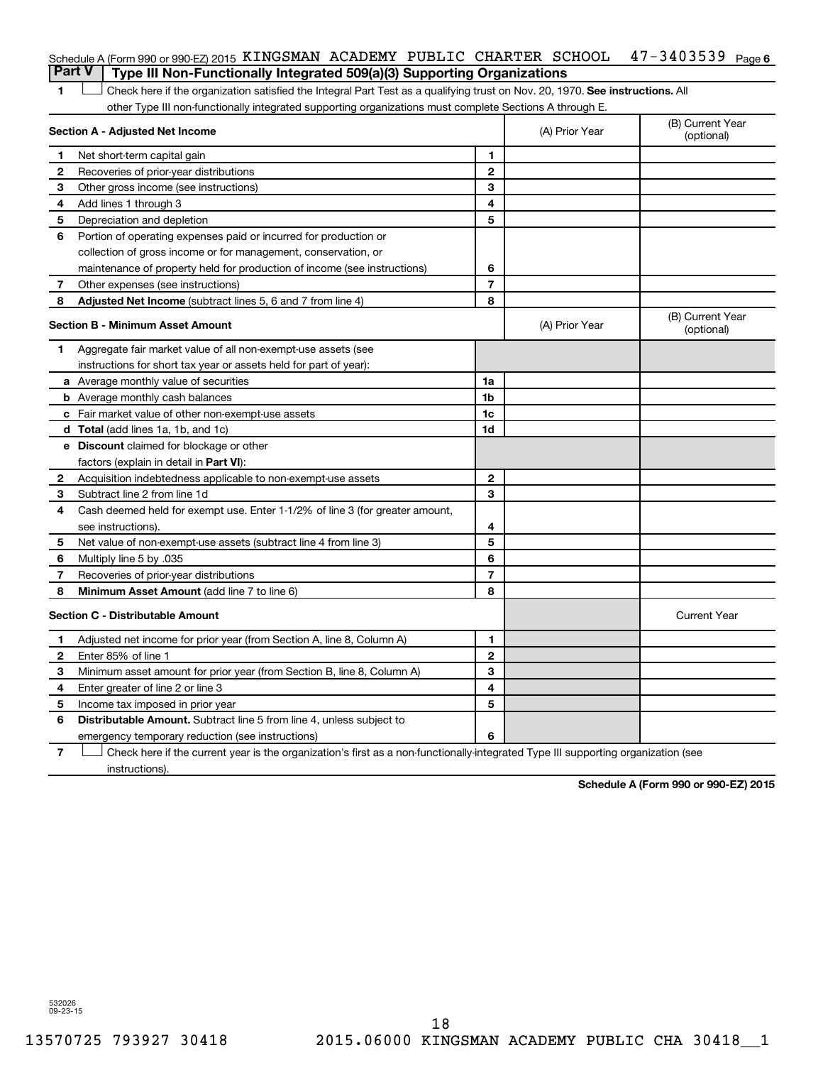Schedule A (Form 990 or 990-EZ) 2015 KINGSMAN ACADEMY PUBLIC CHARTER SCHOOL 47-3403539 Page 6

## Part V Type III Non-Functionally Integrated 509(a)(3) Supporting Organizations

1 ☐ Check here if the organization satisfied the Integral Part Test as a qualifying trust on Nov. 20, 1970. **See instructions.** All other Type III non-functionally integrated supporting organizations must complete Sections A through E.

| **Section A - Adjusted Net Income** | | (A) Prior Year | (B) Current Year (optional) |
|---|---|---|---|
| 1 Net short-term capital gain | 1 | | |
| 2 Recoveries of prior-year distributions | 2 | | |
| 3 Other gross income (see instructions) | 3 | | |
| 4 Add lines 1 through 3 | 4 | | |
| 5 Depreciation and depletion | 5 | | |
| 6 Portion of operating expenses paid or incurred for production or collection of gross income or for management, conservation, or maintenance of property held for production of income (see instructions) | 6 | | |
| 7 Other expenses (see instructions) | 7 | | |
| 8 **Adjusted Net Income** (subtract lines 5, 6 and 7 from line 4) | 8 | | |

| **Section B - Minimum Asset Amount** | | (A) Prior Year | (B) Current Year (optional) |
|---|---|---|---|
| 1 Aggregate fair market value of all non-exempt-use assets (see instructions for short tax year or assets held for part of year): | | | |
| a Average monthly value of securities | 1a | | |
| b Average monthly cash balances | 1b | | |
| c Fair market value of other non-exempt-use assets | 1c | | |
| d **Total** (add lines 1a, 1b, and 1c) | 1d | | |
| e **Discount** claimed for blockage or other factors (explain in detail in **Part VI**): | | | |
| 2 Acquisition indebtedness applicable to non-exempt-use assets | 2 | | |
| 3 Subtract line 2 from line 1d | 3 | | |
| 4 Cash deemed held for exempt use. Enter 1-1/2% of line 3 (for greater amount, see instructions). | 4 | | |
| 5 Net value of non-exempt-use assets (subtract line 4 from line 3) | 5 | | |
| 6 Multiply line 5 by .035 | 6 | | |
| 7 Recoveries of prior-year distributions | 7 | | |
| 8 **Minimum Asset Amount** (add line 7 to line 6) | 8 | | |

| **Section C - Distributable Amount** | | | Current Year |
|---|---|---|---|
| 1 Adjusted net income for prior year (from Section A, line 8, Column A) | 1 | | |
| 2 Enter 85% of line 1 | 2 | | |
| 3 Minimum asset amount for prior year (from Section B, line 8, Column A) | 3 | | |
| 4 Enter greater of line 2 or line 3 | 4 | | |
| 5 Income tax imposed in prior year | 5 | | |
| 6 **Distributable Amount.** Subtract line 5 from line 4, unless subject to emergency temporary reduction (see instructions) | 6 | | |

7 ☐ Check here if the current year is the organization's first as a non-functionally-integrated Type III supporting organization (see instructions).

**Schedule A (Form 990 or 990-EZ) 2015**

532026 09-23-15

13570725 793927 30418 2015.06000 KINGSMAN ACADEMY PUBLIC CHA 30418__1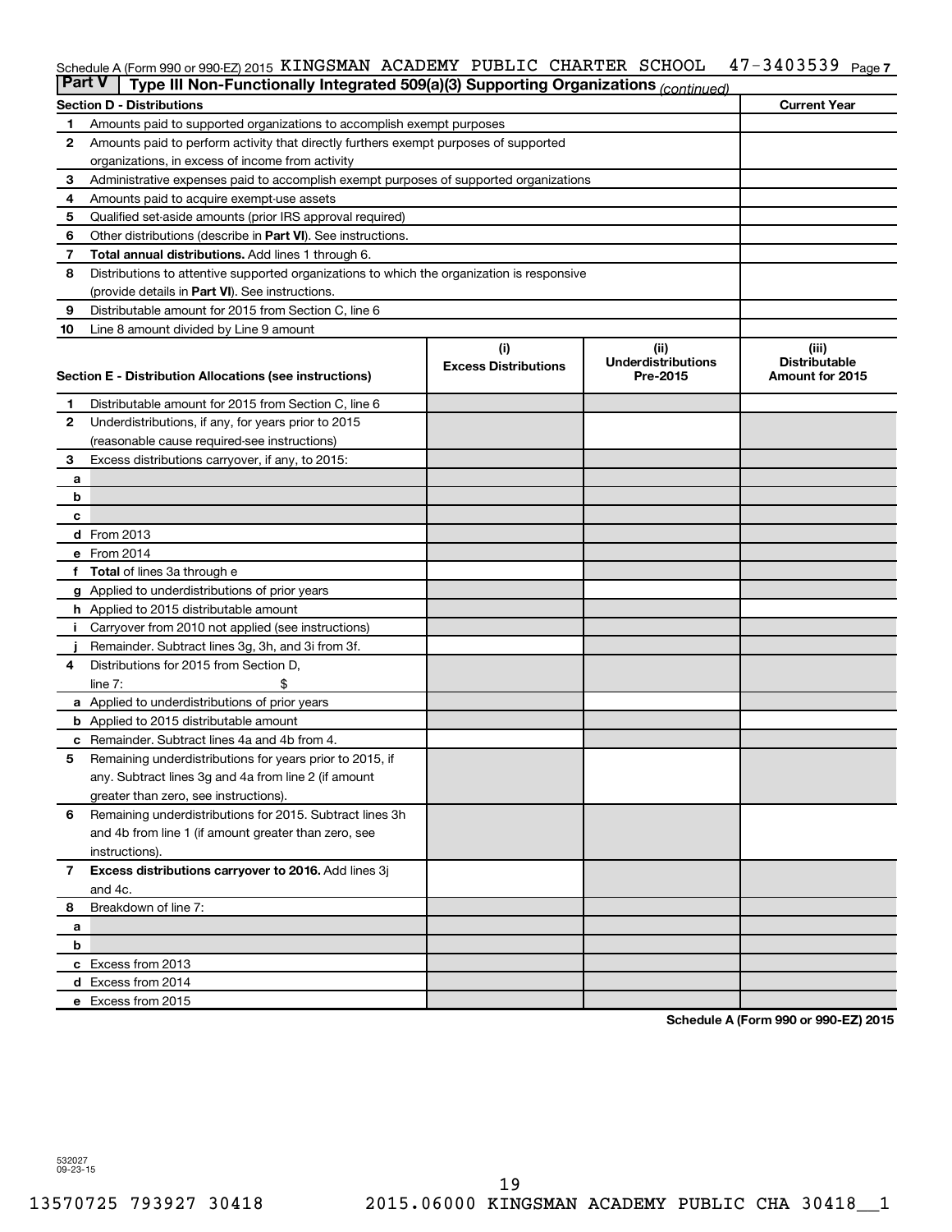Schedule A (Form 990 or 990-EZ) 2015 KINGSMAN ACADEMY PUBLIC CHARTER SCHOOL 47-3403539 Page 7

**Part V | Type III Non-Functionally Integrated 509(a)(3) Supporting Organizations** *(continued)*

| **Section D - Distributions** | | **Current Year** |
|---|---|---|
| **1** | Amounts paid to supported organizations to accomplish exempt purposes | |
| **2** | Amounts paid to perform activity that directly furthers exempt purposes of supported organizations, in excess of income from activity | |
| **3** | Administrative expenses paid to accomplish exempt purposes of supported organizations | |
| **4** | Amounts paid to acquire exempt-use assets | |
| **5** | Qualified set-aside amounts (prior IRS approval required) | |
| **6** | Other distributions (describe in **Part VI**). See instructions. | |
| **7** | **Total annual distributions.** Add lines 1 through 6. | |
| **8** | Distributions to attentive supported organizations to which the organization is responsive (provide details in **Part VI**). See instructions. | |
| **9** | Distributable amount for 2015 from Section C, line 6 | |
| **10** | Line 8 amount divided by Line 9 amount | |

| | **Section E - Distribution Allocations (see instructions)** | **(i) Excess Distributions** | **(ii) Underdistributions Pre-2015** | **(iii) Distributable Amount for 2015** |
|---|---|---|---|---|
| **1** | Distributable amount for 2015 from Section C, line 6 | | | |
| **2** | Underdistributions, if any, for years prior to 2015 (reasonable cause required-see instructions) | | | |
| **3** | Excess distributions carryover, if any, to 2015: | | | |
| **a** | | | | |
| **b** | | | | |
| **c** | | | | |
| **d** | From 2013 | | | |
| **e** | From 2014 | | | |
| **f** | **Total** of lines 3a through e | | | |
| **g** | Applied to underdistributions of prior years | | | |
| **h** | Applied to 2015 distributable amount | | | |
| **i** | Carryover from 2010 not applied (see instructions) | | | |
| **j** | Remainder. Subtract lines 3g, 3h, and 3i from 3f. | | | |
| **4** | Distributions for 2015 from Section D, line 7: $ | | | |
| **a** | Applied to underdistributions of prior years | | | |
| **b** | Applied to 2015 distributable amount | | | |
| **c** | Remainder. Subtract lines 4a and 4b from 4. | | | |
| **5** | Remaining underdistributions for years prior to 2015, if any. Subtract lines 3g and 4a from line 2 (if amount greater than zero, see instructions). | | | |
| **6** | Remaining underdistributions for 2015. Subtract lines 3h and 4b from line 1 (if amount greater than zero, see instructions). | | | |
| **7** | **Excess distributions carryover to 2016.** Add lines 3j and 4c. | | | |
| **8** | Breakdown of line 7: | | | |
| **a** | | | | |
| **b** | | | | |
| **c** | Excess from 2013 | | | |
| **d** | Excess from 2014 | | | |
| **e** | Excess from 2015 | | | |

**Schedule A (Form 990 or 990-EZ) 2015**

532027
09-23-15

13570725 793927 30418 2015.06000 KINGSMAN ACADEMY PUBLIC CHA 30418__1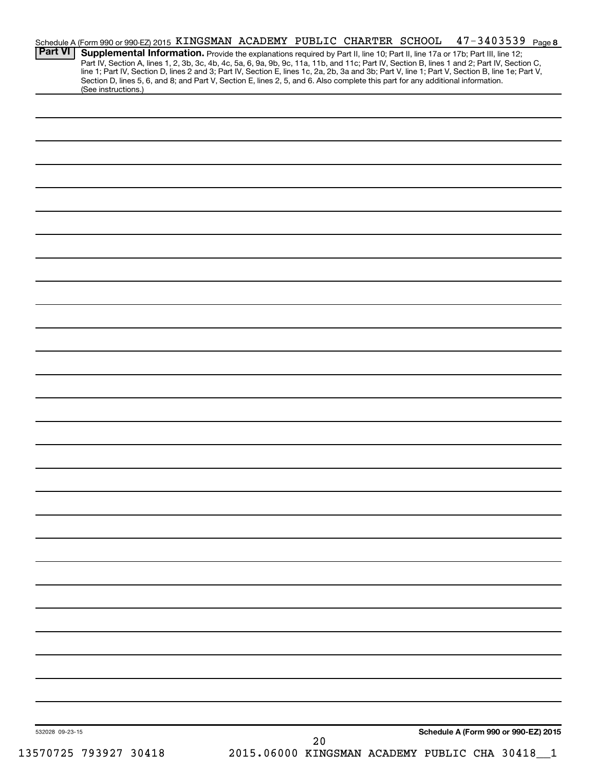Schedule A (Form 990 or 990-EZ) 2015 KINGSMAN ACADEMY PUBLIC CHARTER SCHOOL 47-3403539 Page 8

**Part VI** **Supplemental Information.** Provide the explanations required by Part II, line 10; Part II, line 17a or 17b; Part III, line 12; Part IV, Section A, lines 1, 2, 3b, 3c, 4b, 4c, 5a, 6, 9a, 9b, 9c, 11a, 11b, and 11c; Part IV, Section B, lines 1 and 2; Part IV, Section C, line 1; Part IV, Section D, lines 2 and 3; Part IV, Section E, lines 1c, 2a, 2b, 3a and 3b; Part V, line 1; Part V, Section B, line 1e; Part V, Section D, lines 5, 6, and 8; and Part V, Section E, lines 2, 5, and 6. Also complete this part for any additional information. (See instructions.)

532028 09-23-15

**Schedule A (Form 990 or 990-EZ) 2015**

13570725 793927 30418 2015.06000 KINGSMAN ACADEMY PUBLIC CHA 30418__1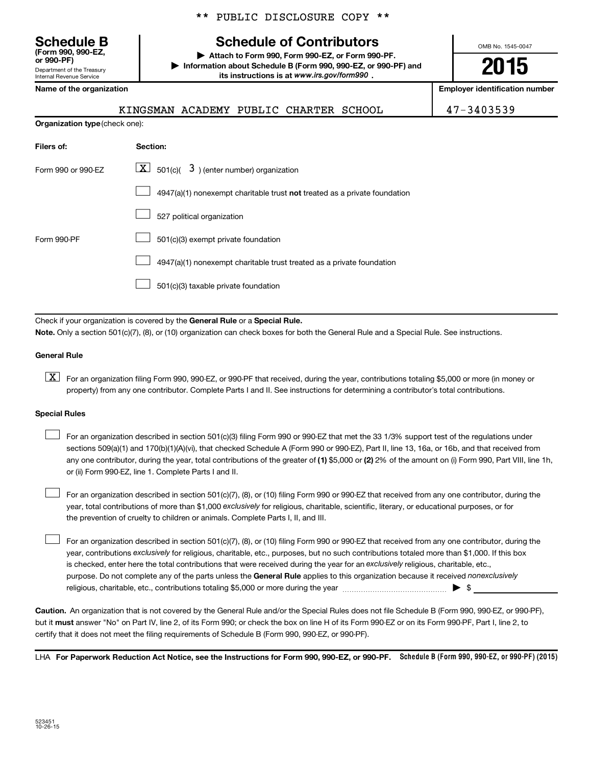\*\* PUBLIC DISCLOSURE COPY \*\*

# Schedule B

**(Form 990, 990-EZ, or 990-PF)**

Department of the Treasury
Internal Revenue Service

# Schedule of Contributors

▶ **Attach to Form 990, Form 990-EZ, or Form 990-PF.**

▶ **Information about Schedule B (Form 990, 990-EZ, or 990-PF) and its instructions is at www.irs.gov/form990 .**

OMB No. 1545-0047

**2015**

| Name of the organization | Employer identification number |
|---|---|
| KINGSMAN ACADEMY PUBLIC CHARTER SCHOOL | 47-3403539 |

**Organization type** (check one):

| Filers of: | Section: |
|---|---|
| Form 990 or 990-EZ | [X] 501(c)( 3 ) (enter number) organization |
| | [ ] 4947(a)(1) nonexempt charitable trust **not** treated as a private foundation |
| | [ ] 527 political organization |
| Form 990-PF | [ ] 501(c)(3) exempt private foundation |
| | [ ] 4947(a)(1) nonexempt charitable trust treated as a private foundation |
| | [ ] 501(c)(3) taxable private foundation |

Check if your organization is covered by the **General Rule** or a **Special Rule.**

**Note.** Only a section 501(c)(7), (8), or (10) organization can check boxes for both the General Rule and a Special Rule. See instructions.

### General Rule

[X] For an organization filing Form 990, 990-EZ, or 990-PF that received, during the year, contributions totaling $5,000 or more (in money or property) from any one contributor. Complete Parts I and II. See instructions for determining a contributor's total contributions.

### Special Rules

[ ] For an organization described in section 501(c)(3) filing Form 990 or 990-EZ that met the 33 1/3% support test of the regulations under sections 509(a)(1) and 170(b)(1)(A)(vi), that checked Schedule A (Form 990 or 990-EZ), Part II, line 13, 16a, or 16b, and that received from any one contributor, during the year, total contributions of the greater of **(1)** $5,000 or **(2)** 2% of the amount on (i) Form 990, Part VIII, line 1h, or (ii) Form 990-EZ, line 1. Complete Parts I and II.

[ ] For an organization described in section 501(c)(7), (8), or (10) filing Form 990 or 990-EZ that received from any one contributor, during the year, total contributions of more than $1,000 *exclusively* for religious, charitable, scientific, literary, or educational purposes, or for the prevention of cruelty to children or animals. Complete Parts I, II, and III.

[ ] For an organization described in section 501(c)(7), (8), or (10) filing Form 990 or 990-EZ that received from any one contributor, during the year, contributions *exclusively* for religious, charitable, etc., purposes, but no such contributions totaled more than $1,000. If this box is checked, enter here the total contributions that were received during the year for an *exclusively* religious, charitable, etc., purpose. Do not complete any of the parts unless the **General Rule** applies to this organization because it received *nonexclusively* religious, charitable, etc., contributions totaling $5,000 or more during the year ▶ $ \_\_\_\_\_\_\_\_

**Caution.** An organization that is not covered by the General Rule and/or the Special Rules does not file Schedule B (Form 990, 990-EZ, or 990-PF), but it **must** answer "No" on Part IV, line 2, of its Form 990; or check the box on line H of its Form 990-EZ or on its Form 990-PF, Part I, line 2, to certify that it does not meet the filing requirements of Schedule B (Form 990, 990-EZ, or 990-PF).

LHA **For Paperwork Reduction Act Notice, see the Instructions for Form 990, 990-EZ, or 990-PF.** **Schedule B (Form 990, 990-EZ, or 990-PF) (2015)**

523451
10-26-15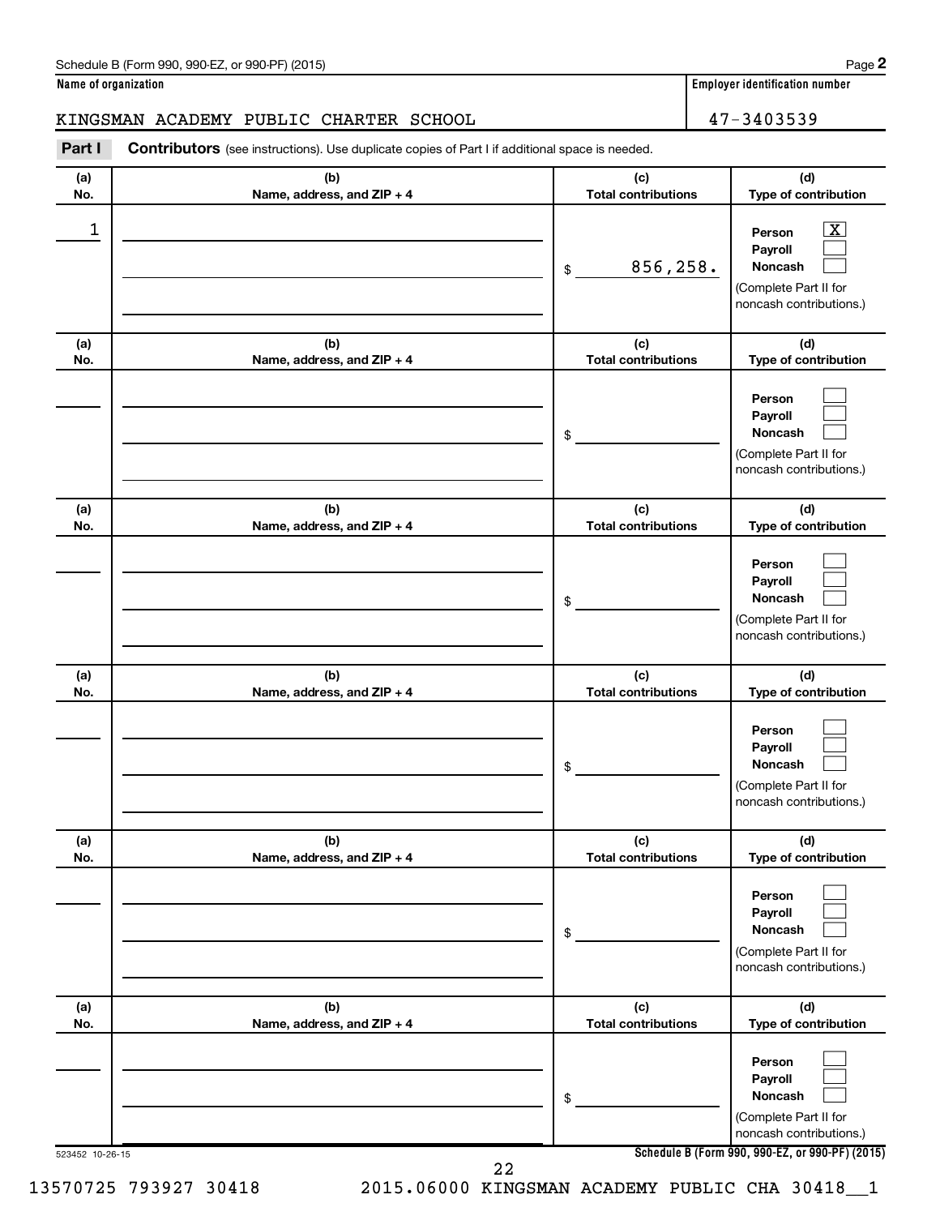Schedule B (Form 990, 990-EZ, or 990-PF) (2015)

**Name of organization**

KINGSMAN ACADEMY PUBLIC CHARTER SCHOOL

**Employer identification number**

47-3403539

**Part I** **Contributors** (see instructions). Use duplicate copies of Part I if additional space is needed.

| (a) No. | (b) Name, address, and ZIP + 4 | (c) Total contributions | (d) Type of contribution |
|---|---|---|---|
| 1 | | $ 856,258. | Person [X] Payroll [ ] Noncash [ ] (Complete Part II for noncash contributions.) |
| | | $ | Person [ ] Payroll [ ] Noncash [ ] (Complete Part II for noncash contributions.) |
| | | $ | Person [ ] Payroll [ ] Noncash [ ] (Complete Part II for noncash contributions.) |
| | | $ | Person [ ] Payroll [ ] Noncash [ ] (Complete Part II for noncash contributions.) |
| | | $ | Person [ ] Payroll [ ] Noncash [ ] (Complete Part II for noncash contributions.) |
| | | $ | Person [ ] Payroll [ ] Noncash [ ] (Complete Part II for noncash contributions.) |

523452 10-26-15

**Schedule B (Form 990, 990-EZ, or 990-PF) (2015)**

13570725 793927 30418 2015.06000 KINGSMAN ACADEMY PUBLIC CHA 30418__1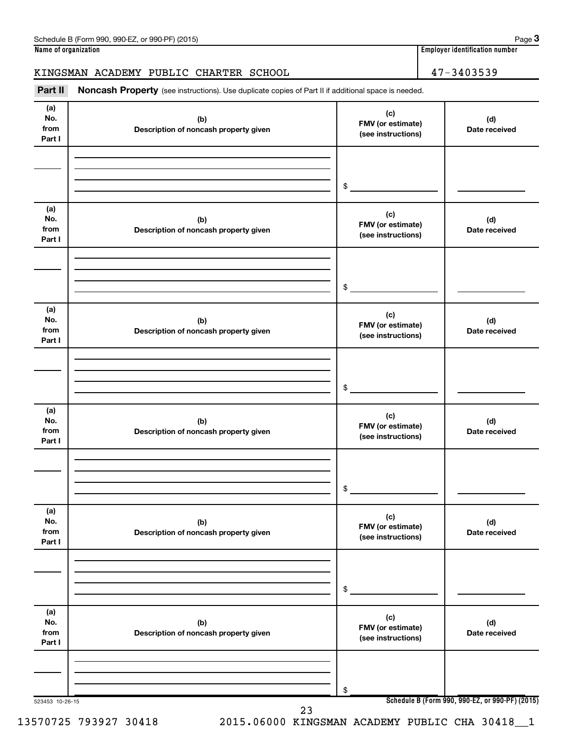Schedule B (Form 990, 990-EZ, or 990-PF) (2015)

**Name of organization**

KINGSMAN ACADEMY PUBLIC CHARTER SCHOOL

**Employer identification number**

47-3403539

**Part II** **Noncash Property** (see instructions). Use duplicate copies of Part II if additional space is needed.

| (a) No. from Part I | (b) Description of noncash property given | (c) FMV (or estimate) (see instructions) | (d) Date received |
|---|---|---|---|
| | | $ | |

| (a) No. from Part I | (b) Description of noncash property given | (c) FMV (or estimate) (see instructions) | (d) Date received |
|---|---|---|---|
| | | $ | |

| (a) No. from Part I | (b) Description of noncash property given | (c) FMV (or estimate) (see instructions) | (d) Date received |
|---|---|---|---|
| | | $ | |

| (a) No. from Part I | (b) Description of noncash property given | (c) FMV (or estimate) (see instructions) | (d) Date received |
|---|---|---|---|
| | | $ | |

| (a) No. from Part I | (b) Description of noncash property given | (c) FMV (or estimate) (see instructions) | (d) Date received |
|---|---|---|---|
| | | $ | |

| (a) No. from Part I | (b) Description of noncash property given | (c) FMV (or estimate) (see instructions) | (d) Date received |
|---|---|---|---|
| | | $ | |

523453 10-26-15

**Schedule B (Form 990, 990-EZ, or 990-PF) (2015)**

13570725 793927 30418 2015.06000 KINGSMAN ACADEMY PUBLIC CHA 30418__1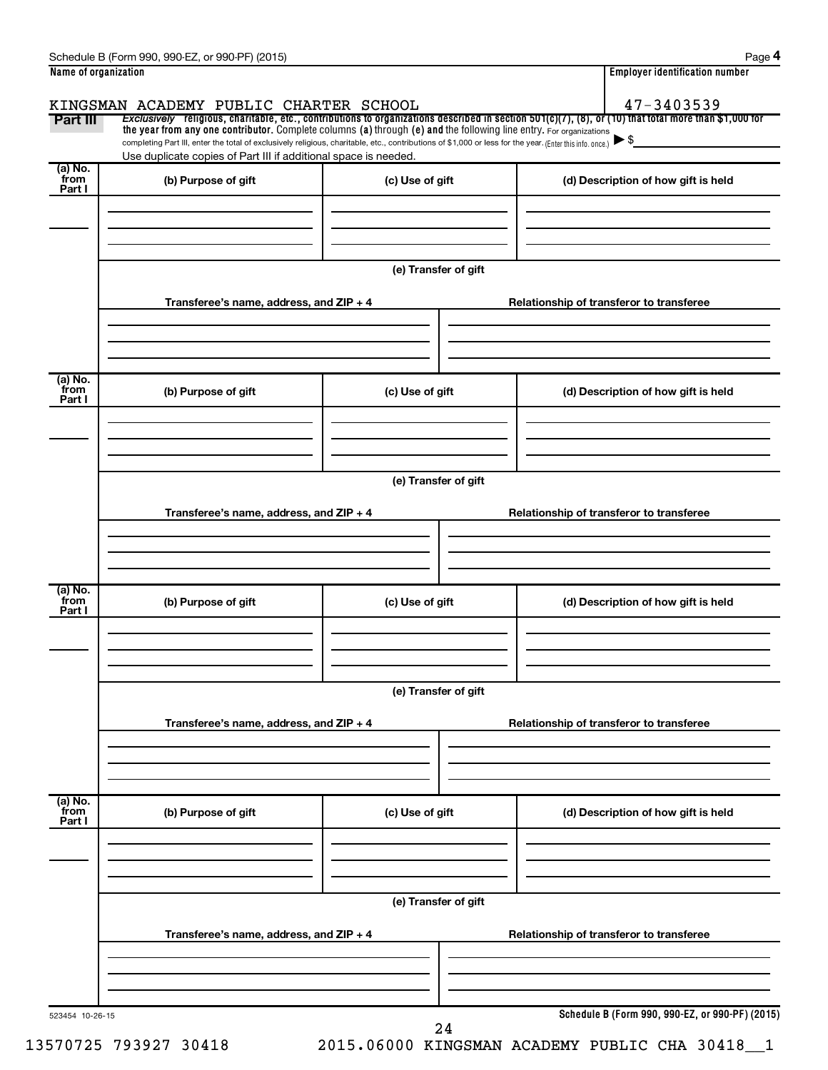Name of organization | Employer identification number

KINGSMAN ACADEMY PUBLIC CHARTER SCHOOL | 47-3403539

**Part III** *Exclusively* religious, charitable, etc., contributions to organizations described in section 501(c)(7), (8), or (10) that total more than $1,000 for the year from any one contributor. Complete columns (a) through (e) and the following line entry. For organizations completing Part III, enter the total of exclusively religious, charitable, etc., contributions of $1,000 or less for the year. (Enter this info. once.) ▶ $

Use duplicate copies of Part III if additional space is needed.

| (a) No. from Part I | (b) Purpose of gift | (c) Use of gift | (d) Description of how gift is held |
|---|---|---|---|
| | | | |

(e) Transfer of gift

| Transferee's name, address, and ZIP + 4 | Relationship of transferor to transferee |
|---|---|
| | |

| (a) No. from Part I | (b) Purpose of gift | (c) Use of gift | (d) Description of how gift is held |
|---|---|---|---|
| | | | |

(e) Transfer of gift

| Transferee's name, address, and ZIP + 4 | Relationship of transferor to transferee |
|---|---|
| | |

| (a) No. from Part I | (b) Purpose of gift | (c) Use of gift | (d) Description of how gift is held |
|---|---|---|---|
| | | | |

(e) Transfer of gift

| Transferee's name, address, and ZIP + 4 | Relationship of transferor to transferee |
|---|---|
| | |

| (a) No. from Part I | (b) Purpose of gift | (c) Use of gift | (d) Description of how gift is held |
|---|---|---|---|
| | | | |

(e) Transfer of gift

| Transferee's name, address, and ZIP + 4 | Relationship of transferor to transferee |
|---|---|
| | |

523454 10-26-15

13570725 793927 30418 2015.06000 KINGSMAN ACADEMY PUBLIC CHA 30418__1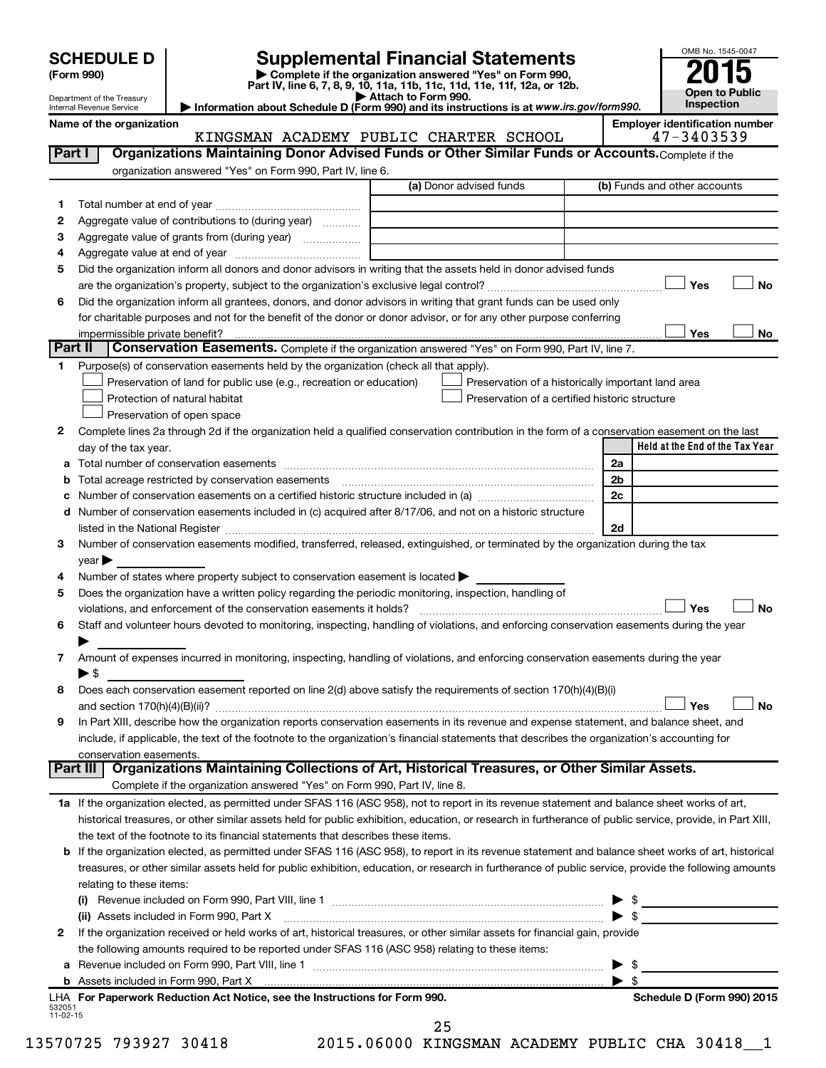**SCHEDULE D**
**(Form 990)**

Department of the Treasury
Internal Revenue Service

# Supplemental Financial Statements

▶ Complete if the organization answered "Yes" on Form 990, Part IV, line 6, 7, 8, 9, 10, 11a, 11b, 11c, 11d, 11e, 11f, 12a, or 12b.
▶ Attach to Form 990.
▶ Information about Schedule D (Form 990) and its instructions is at *www.irs.gov/form990.*

OMB No. 1545-0047

**2015**

**Open to Public Inspection**

**Name of the organization**
KINGSMAN ACADEMY PUBLIC CHARTER SCHOOL

**Employer identification number**
47-3403539

## Part I — Organizations Maintaining Donor Advised Funds or Other Similar Funds or Accounts.

Complete if the organization answered "Yes" on Form 990, Part IV, line 6.

| | | (a) Donor advised funds | (b) Funds and other accounts |
|---|---|---|---|
| 1 | Total number at end of year | | |
| 2 | Aggregate value of contributions to (during year) | | |
| 3 | Aggregate value of grants from (during year) | | |
| 4 | Aggregate value at end of year | | |

5 Did the organization inform all donors and donor advisors in writing that the assets held in donor advised funds are the organization's property, subject to the organization's exclusive legal control? ☐ Yes ☐ No

6 Did the organization inform all grantees, donors, and donor advisors in writing that grant funds can be used only for charitable purposes and not for the benefit of the donor or donor advisor, or for any other purpose conferring impermissible private benefit? ☐ Yes ☐ No

## Part II — Conservation Easements.

Complete if the organization answered "Yes" on Form 990, Part IV, line 7.

1 Purpose(s) of conservation easements held by the organization (check all that apply).

- ☐ Preservation of land for public use (e.g., recreation or education)
- ☐ Protection of natural habitat
- ☐ Preservation of open space
- ☐ Preservation of a historically important land area
- ☐ Preservation of a certified historic structure

2 Complete lines 2a through 2d if the organization held a qualified conservation contribution in the form of a conservation easement on the last day of the tax year.

| | | | Held at the End of the Tax Year |
|---|---|---|---|
| a | Total number of conservation easements | 2a | |
| b | Total acreage restricted by conservation easements | 2b | |
| c | Number of conservation easements on a certified historic structure included in (a) | 2c | |
| d | Number of conservation easements included in (c) acquired after 8/17/06, and not on a historic structure listed in the National Register | 2d | |

3 Number of conservation easements modified, transferred, released, extinguished, or terminated by the organization during the tax year ▶

4 Number of states where property subject to conservation easement is located ▶

5 Does the organization have a written policy regarding the periodic monitoring, inspection, handling of violations, and enforcement of the conservation easements it holds? ☐ Yes ☐ No

6 Staff and volunteer hours devoted to monitoring, inspecting, handling of violations, and enforcing conservation easements during the year ▶

7 Amount of expenses incurred in monitoring, inspecting, handling of violations, and enforcing conservation easements during the year ▶ $

8 Does each conservation easement reported on line 2(d) above satisfy the requirements of section 170(h)(4)(B)(i) and section 170(h)(4)(B)(ii)? ☐ Yes ☐ No

9 In Part XIII, describe how the organization reports conservation easements in its revenue and expense statement, and balance sheet, and include, if applicable, the text of the footnote to the organization's financial statements that describes the organization's accounting for conservation easements.

## Part III — Organizations Maintaining Collections of Art, Historical Treasures, or Other Similar Assets.

Complete if the organization answered "Yes" on Form 990, Part IV, line 8.

1a If the organization elected, as permitted under SFAS 116 (ASC 958), not to report in its revenue statement and balance sheet works of art, historical treasures, or other similar assets held for public exhibition, education, or research in furtherance of public service, provide, in Part XIII, the text of the footnote to its financial statements that describes these items.

b If the organization elected, as permitted under SFAS 116 (ASC 958), to report in its revenue statement and balance sheet works of art, historical treasures, or other similar assets held for public exhibition, education, or research in furtherance of public service, provide the following amounts relating to these items:

(i) Revenue included on Form 990, Part VIII, line 1 ▶ $

(ii) Assets included in Form 990, Part X ▶ $

2 If the organization received or held works of art, historical treasures, or other similar assets for financial gain, provide the following amounts required to be reported under SFAS 116 (ASC 958) relating to these items:

a Revenue included on Form 990, Part VIII, line 1 ▶ $

b Assets included in Form 990, Part X ▶ $

LHA **For Paperwork Reduction Act Notice, see the Instructions for Form 990.** **Schedule D (Form 990) 2015**

532051
11-02-15

13570725 793927 30418 2015.06000 KINGSMAN ACADEMY PUBLIC CHA 30418__1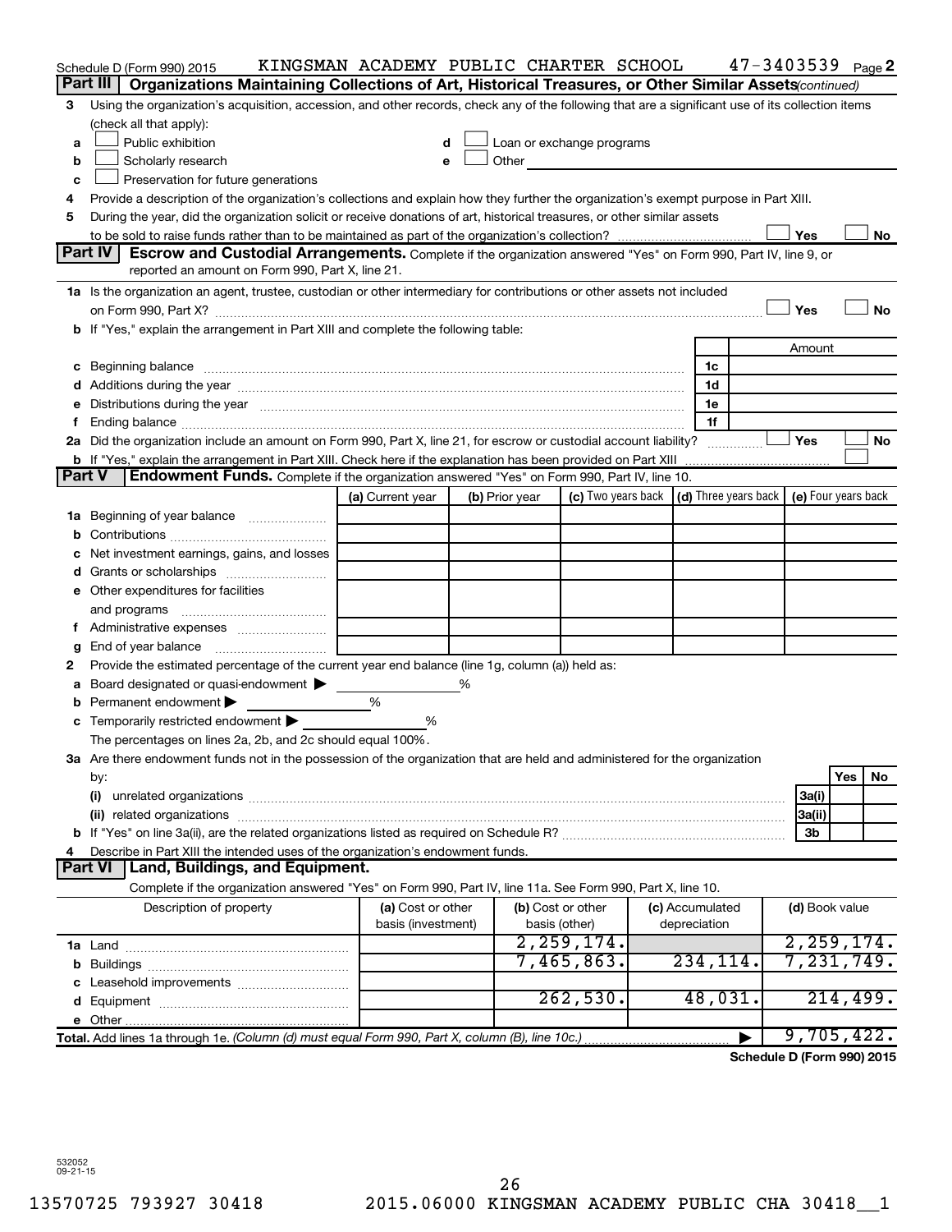Schedule D (Form 990) 2015 KINGSMAN ACADEMY PUBLIC CHARTER SCHOOL 47-3403539 Page 2

**Part III | Organizations Maintaining Collections of Art, Historical Treasures, or Other Similar Assets** *(continued)*

3 Using the organization's acquisition, accession, and other records, check any of the following that are a significant use of its collection items (check all that apply):

- a ☐ Public exhibition
- b ☐ Scholarly research
- c ☐ Preservation for future generations
- d ☐ Loan or exchange programs
- e ☐ Other

4 Provide a description of the organization's collections and explain how they further the organization's exempt purpose in Part XIII.

5 During the year, did the organization solicit or receive donations of art, historical treasures, or other similar assets to be sold to raise funds rather than to be maintained as part of the organization's collection? ☐ Yes ☐ No

**Part IV | Escrow and Custodial Arrangements.** Complete if the organization answered "Yes" on Form 990, Part IV, line 9, or reported an amount on Form 990, Part X, line 21.

1a Is the organization an agent, trustee, custodian or other intermediary for contributions or other assets not included on Form 990, Part X? ☐ Yes ☐ No

b If "Yes," explain the arrangement in Part XIII and complete the following table:

| | | Amount |
|---|---|---|
| c Beginning balance | 1c | |
| d Additions during the year | 1d | |
| e Distributions during the year | 1e | |
| f Ending balance | 1f | |

2a Did the organization include an amount on Form 990, Part X, line 21, for escrow or custodial account liability? ☐ Yes ☐ No

b If "Yes," explain the arrangement in Part XIII. Check here if the explanation has been provided on Part XIII ☐

**Part V | Endowment Funds.** Complete if the organization answered "Yes" on Form 990, Part IV, line 10.

| | (a) Current year | (b) Prior year | (c) Two years back | (d) Three years back | (e) Four years back |
|---|---|---|---|---|---|
| 1a Beginning of year balance | | | | | |
| b Contributions | | | | | |
| c Net investment earnings, gains, and losses | | | | | |
| d Grants or scholarships | | | | | |
| e Other expenditures for facilities and programs | | | | | |
| f Administrative expenses | | | | | |
| g End of year balance | | | | | |

2 Provide the estimated percentage of the current year end balance (line 1g, column (a)) held as:

a Board designated or quasi-endowment ▶ %

b Permanent endowment ▶ %

c Temporarily restricted endowment ▶ %

The percentages on lines 2a, 2b, and 2c should equal 100%.

3a Are there endowment funds not in the possession of the organization that are held and administered for the organization by:

| | | Yes | No |
|---|---|---|---|
| (i) unrelated organizations | 3a(i) | | |
| (ii) related organizations | 3a(ii) | | |
| b If "Yes" on line 3a(ii), are the related organizations listed as required on Schedule R? | 3b | | |

4 Describe in Part XIII the intended uses of the organization's endowment funds.

**Part VI | Land, Buildings, and Equipment.**

Complete if the organization answered "Yes" on Form 990, Part IV, line 11a. See Form 990, Part X, line 10.

| Description of property | (a) Cost or other basis (investment) | (b) Cost or other basis (other) | (c) Accumulated depreciation | (d) Book value |
|---|---|---|---|---|
| 1a Land | | 2,259,174. | | 2,259,174. |
| b Buildings | | 7,465,863. | 234,114. | 7,231,749. |
| c Leasehold improvements | | | | |
| d Equipment | | 262,530. | 48,031. | 214,499. |
| e Other | | | | |
| **Total.** Add lines 1a through 1e. *(Column (d) must equal Form 990, Part X, column (B), line 10c.)* | | | ▶ | 9,705,422. |

**Schedule D (Form 990) 2015**

532052
09-21-15

13570725 793927 30418 2015.06000 KINGSMAN ACADEMY PUBLIC CHA 30418__1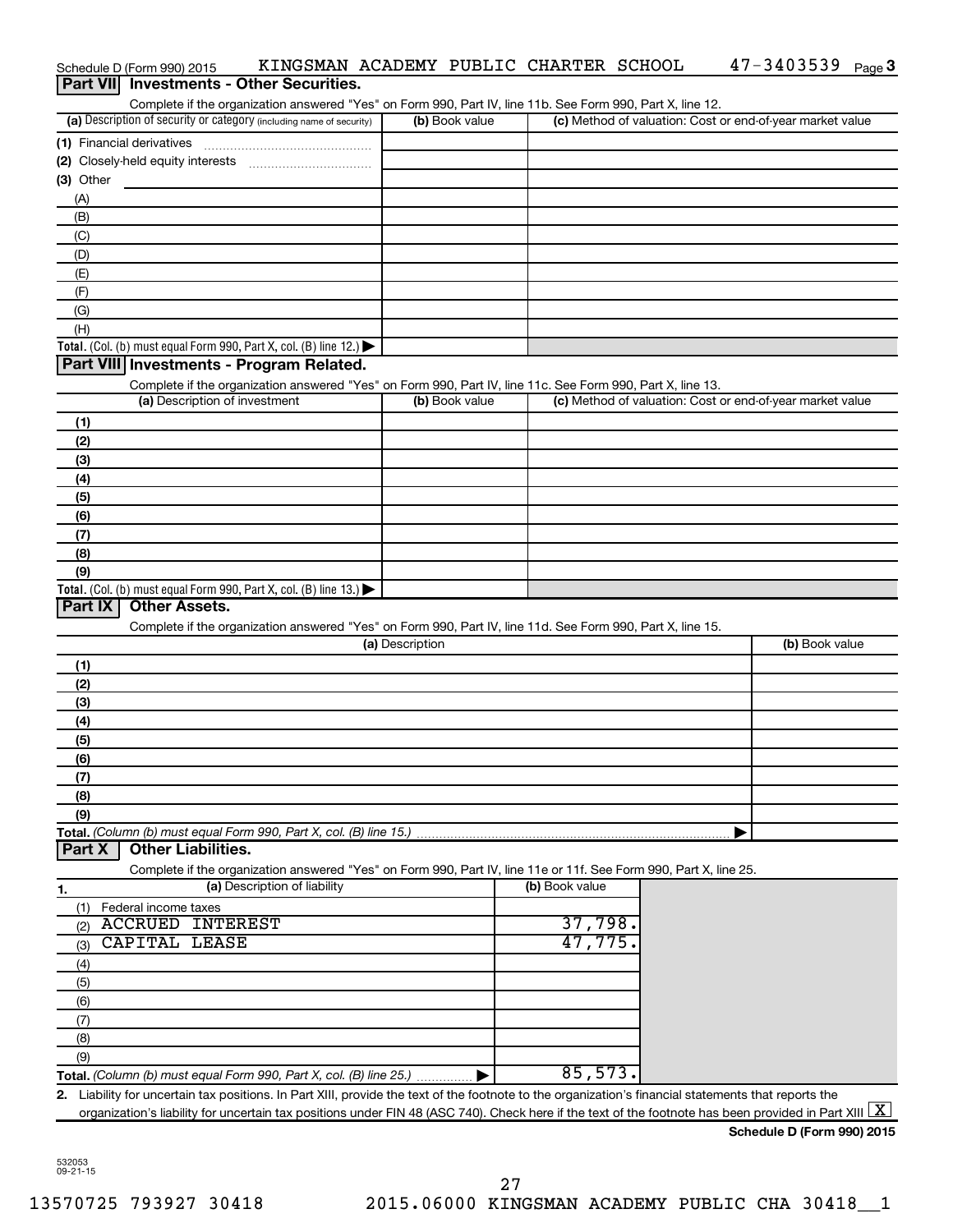Schedule D (Form 990) 2015 KINGSMAN ACADEMY PUBLIC CHARTER SCHOOL 47-3403539

## Part VII Investments - Other Securities.

Complete if the organization answered "Yes" on Form 990, Part IV, line 11b. See Form 990, Part X, line 12.

| (a) Description of security or category (including name of security) | (b) Book value | (c) Method of valuation: Cost or end-of-year market value |
|---|---|---|
| (1) Financial derivatives | | |
| (2) Closely-held equity interests | | |
| (3) Other | | |
| (A) | | |
| (B) | | |
| (C) | | |
| (D) | | |
| (E) | | |
| (F) | | |
| (G) | | |
| (H) | | |
| **Total.** (Col. (b) must equal Form 990, Part X, col. (B) line 12.) ▶ | | |

## Part VIII Investments - Program Related.

Complete if the organization answered "Yes" on Form 990, Part IV, line 11c. See Form 990, Part X, line 13.

| (a) Description of investment | (b) Book value | (c) Method of valuation: Cost or end-of-year market value |
|---|---|---|
| (1) | | |
| (2) | | |
| (3) | | |
| (4) | | |
| (5) | | |
| (6) | | |
| (7) | | |
| (8) | | |
| (9) | | |
| **Total.** (Col. (b) must equal Form 990, Part X, col. (B) line 13.) ▶ | | |

## Part IX Other Assets.

Complete if the organization answered "Yes" on Form 990, Part IV, line 11d. See Form 990, Part X, line 15.

| (a) Description | (b) Book value |
|---|---|
| (1) | |
| (2) | |
| (3) | |
| (4) | |
| (5) | |
| (6) | |
| (7) | |
| (8) | |
| (9) | |
| **Total.** *(Column (b) must equal Form 990, Part X, col. (B) line 15.)* ▶ | |

## Part X Other Liabilities.

Complete if the organization answered "Yes" on Form 990, Part IV, line 11e or 11f. See Form 990, Part X, line 25.

| 1. (a) Description of liability | (b) Book value |
|---|---|
| (1) Federal income taxes | |
| (2) ACCRUED INTEREST | 37,798. |
| (3) CAPITAL LEASE | 47,775. |
| (4) | |
| (5) | |
| (6) | |
| (7) | |
| (8) | |
| (9) | |
| **Total.** *(Column (b) must equal Form 990, Part X, col. (B) line 25.)* ▶ | 85,573. |

2. Liability for uncertain tax positions. In Part XIII, provide the text of the footnote to the organization's financial statements that reports the organization's liability for uncertain tax positions under FIN 48 (ASC 740). Check here if the text of the footnote has been provided in Part XIII [X]

**Schedule D (Form 990) 2015**

532053 09-21-15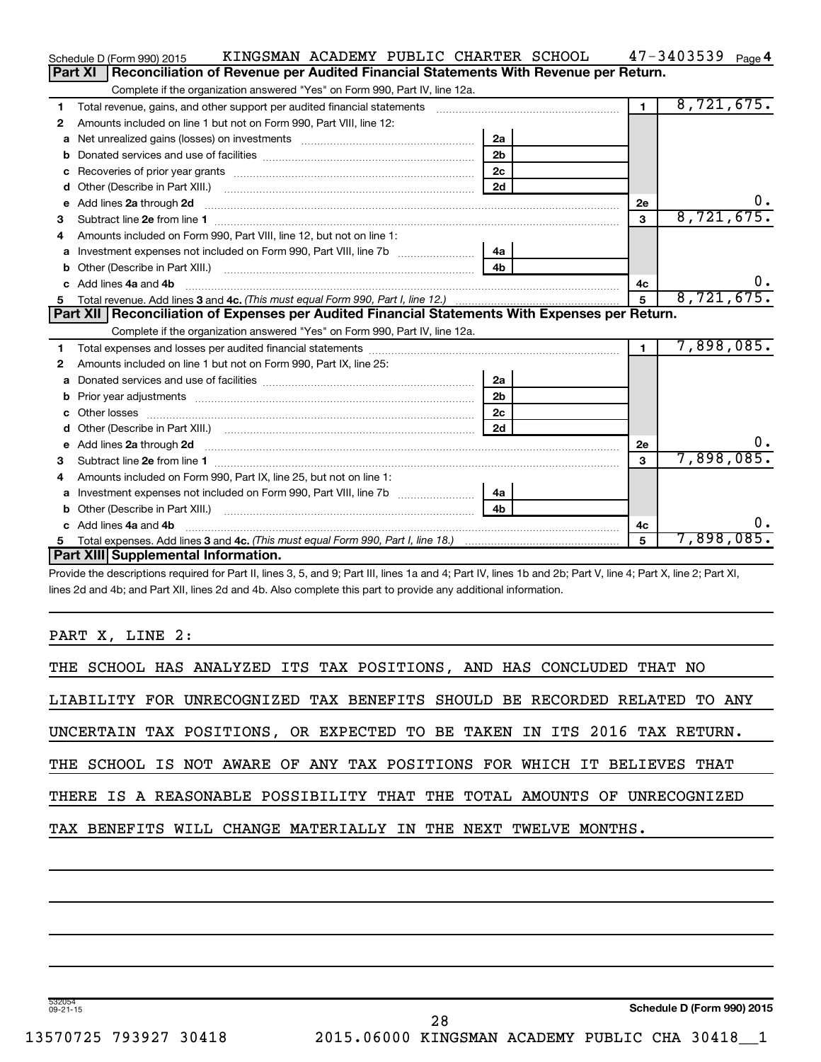Schedule D (Form 990) 2015 KINGSMAN ACADEMY PUBLIC CHARTER SCHOOL 47-3403539 Page 4

## Part XI Reconciliation of Revenue per Audited Financial Statements With Revenue per Return.

Complete if the organization answered "Yes" on Form 990, Part IV, line 12a.

| | | | | | |
|---|---|---|---|---|---|
| 1 | Total revenue, gains, and other support per audited financial statements | | | 1 | 8,721,675. |
| 2 | Amounts included on line 1 but not on Form 990, Part VIII, line 12: | | | | |
| a | Net unrealized gains (losses) on investments | 2a | | | |
| b | Donated services and use of facilities | 2b | | | |
| c | Recoveries of prior year grants | 2c | | | |
| d | Other (Describe in Part XIII.) | 2d | | | |
| e | Add lines 2a through 2d | | | 2e | 0. |
| 3 | Subtract line 2e from line 1 | | | 3 | 8,721,675. |
| 4 | Amounts included on Form 990, Part VIII, line 12, but not on line 1: | | | | |
| a | Investment expenses not included on Form 990, Part VIII, line 7b | 4a | | | |
| b | Other (Describe in Part XIII.) | 4b | | | |
| c | Add lines 4a and 4b | | | 4c | 0. |
| 5 | Total revenue. Add lines 3 and 4c. *(This must equal Form 990, Part I, line 12.)* | | | 5 | 8,721,675. |

## Part XII Reconciliation of Expenses per Audited Financial Statements With Expenses per Return.

Complete if the organization answered "Yes" on Form 990, Part IV, line 12a.

| | | | | | |
|---|---|---|---|---|---|
| 1 | Total expenses and losses per audited financial statements | | | 1 | 7,898,085. |
| 2 | Amounts included on line 1 but not on Form 990, Part IX, line 25: | | | | |
| a | Donated services and use of facilities | 2a | | | |
| b | Prior year adjustments | 2b | | | |
| c | Other losses | 2c | | | |
| d | Other (Describe in Part XIII.) | 2d | | | |
| e | Add lines 2a through 2d | | | 2e | 0. |
| 3 | Subtract line 2e from line 1 | | | 3 | 7,898,085. |
| 4 | Amounts included on Form 990, Part IX, line 25, but not on line 1: | | | | |
| a | Investment expenses not included on Form 990, Part VIII, line 7b | 4a | | | |
| b | Other (Describe in Part XIII.) | 4b | | | |
| c | Add lines 4a and 4b | | | 4c | 0. |
| 5 | Total expenses. Add lines 3 and 4c. *(This must equal Form 990, Part I, line 18.)* | | | 5 | 7,898,085. |

## Part XIII Supplemental Information.

Provide the descriptions required for Part II, lines 3, 5, and 9; Part III, lines 1a and 4; Part IV, lines 1b and 2b; Part V, line 4; Part X, line 2; Part XI, lines 2d and 4b; and Part XII, lines 2d and 4b. Also complete this part to provide any additional information.

PART X, LINE 2:

THE SCHOOL HAS ANALYZED ITS TAX POSITIONS, AND HAS CONCLUDED THAT NO LIABILITY FOR UNRECOGNIZED TAX BENEFITS SHOULD BE RECORDED RELATED TO ANY UNCERTAIN TAX POSITIONS, OR EXPECTED TO BE TAKEN IN ITS 2016 TAX RETURN. THE SCHOOL IS NOT AWARE OF ANY TAX POSITIONS FOR WHICH IT BELIEVES THAT THERE IS A REASONABLE POSSIBILITY THAT THE TOTAL AMOUNTS OF UNRECOGNIZED TAX BENEFITS WILL CHANGE MATERIALLY IN THE NEXT TWELVE MONTHS.

532054 09-21-15

Schedule D (Form 990) 2015

13570725 793927 30418 2015.06000 KINGSMAN ACADEMY PUBLIC CHA 30418__1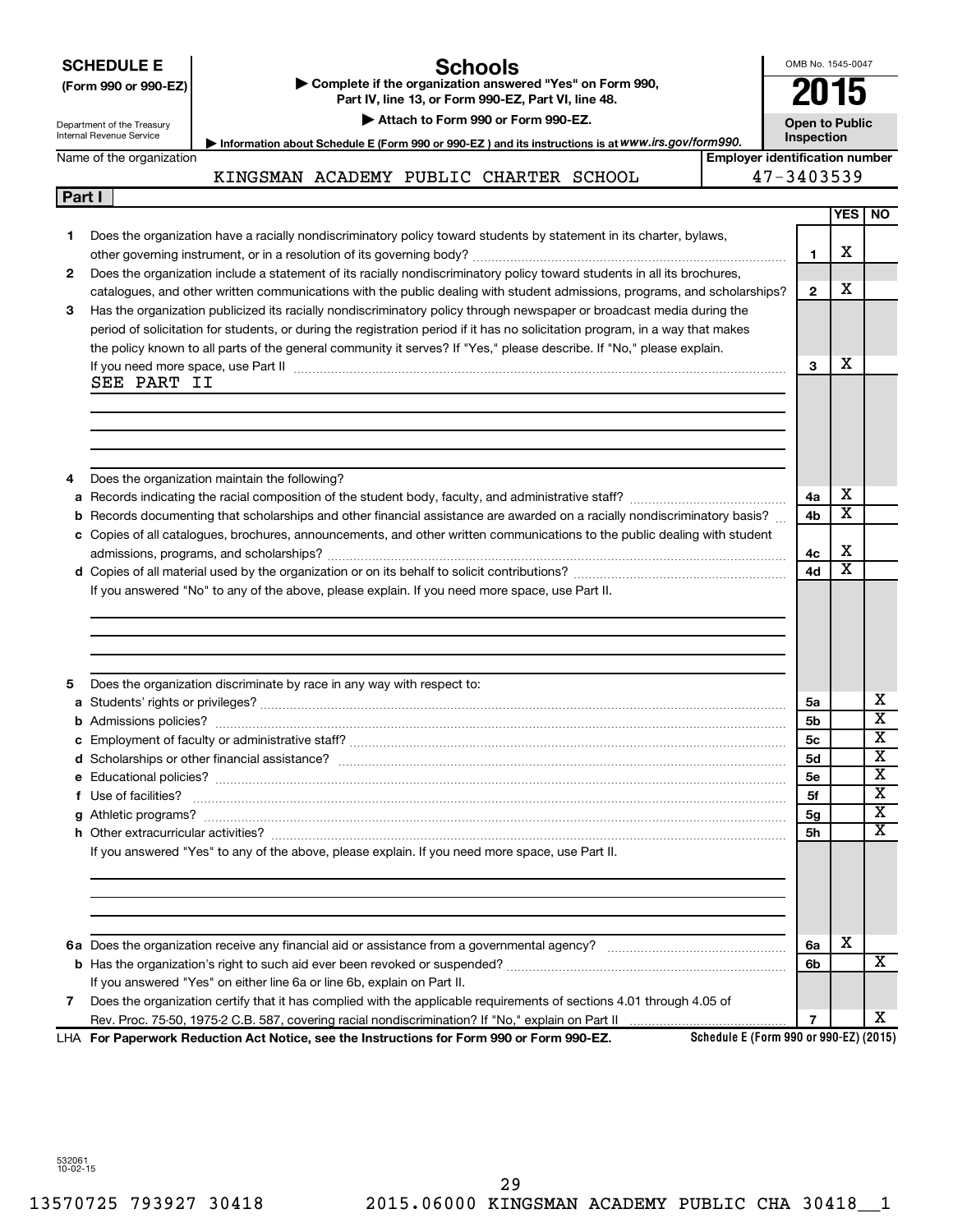**SCHEDULE E (Form 990 or 990-EZ)**

Department of the Treasury
Internal Revenue Service

# Schools

▶ Complete if the organization answered "Yes" on Form 990, Part IV, line 13, or Form 990-EZ, Part VI, line 48.

▶ Attach to Form 990 or Form 990-EZ.

▶ Information about Schedule E (Form 990 or 990-EZ) and its instructions is at www.irs.gov/form990.

OMB No. 1545-0047

**2015**

**Open to Public Inspection**

Name of the organization: KINGSMAN ACADEMY PUBLIC CHARTER SCHOOL

Employer identification number: 47-3403539

## Part I

| | | | YES | NO |
|---|---|---|---|---|
| 1 | Does the organization have a racially nondiscriminatory policy toward students by statement in its charter, bylaws, other governing instrument, or in a resolution of its governing body? | 1 | X | |
| 2 | Does the organization include a statement of its racially nondiscriminatory policy toward students in all its brochures, catalogues, and other written communications with the public dealing with student admissions, programs, and scholarships? | 2 | X | |
| 3 | Has the organization publicized its racially nondiscriminatory policy through newspaper or broadcast media during the period of solicitation for students, or during the registration period if it has no solicitation program, in a way that makes the policy known to all parts of the general community it serves? If "Yes," please describe. If "No," please explain. If you need more space, use Part II | 3 | X | |

SEE PART II

| | | | YES | NO |
|---|---|---|---|---|
| 4 | Does the organization maintain the following? | | | |
| a | Records indicating the racial composition of the student body, faculty, and administrative staff? | 4a | X | |
| b | Records documenting that scholarships and other financial assistance are awarded on a racially nondiscriminatory basis? | 4b | X | |
| c | Copies of all catalogues, brochures, announcements, and other written communications to the public dealing with student admissions, programs, and scholarships? | 4c | X | |
| d | Copies of all material used by the organization or on its behalf to solicit contributions? | 4d | X | |

If you answered "No" to any of the above, please explain. If you need more space, use Part II.

| | | | YES | NO |
|---|---|---|---|---|
| 5 | Does the organization discriminate by race in any way with respect to: | | | |
| a | Students' rights or privileges? | 5a | | X |
| b | Admissions policies? | 5b | | X |
| c | Employment of faculty or administrative staff? | 5c | | X |
| d | Scholarships or other financial assistance? | 5d | | X |
| e | Educational policies? | 5e | | X |
| f | Use of facilities? | 5f | | X |
| g | Athletic programs? | 5g | | X |
| h | Other extracurricular activities? | 5h | | X |

If you answered "Yes" to any of the above, please explain. If you need more space, use Part II.

| | | | YES | NO |
|---|---|---|---|---|
| 6a | Does the organization receive any financial aid or assistance from a governmental agency? | 6a | X | |
| b | Has the organization's right to such aid ever been revoked or suspended? | 6b | | X |
| | If you answered "Yes" on either line 6a or line 6b, explain on Part II. | | | |
| 7 | Does the organization certify that it has complied with the applicable requirements of sections 4.01 through 4.05 of Rev. Proc. 75-50, 1975-2 C.B. 587, covering racial nondiscrimination? If "No," explain on Part II | 7 | | X |

LHA **For Paperwork Reduction Act Notice, see the Instructions for Form 990 or Form 990-EZ.** **Schedule E (Form 990 or 990-EZ) (2015)**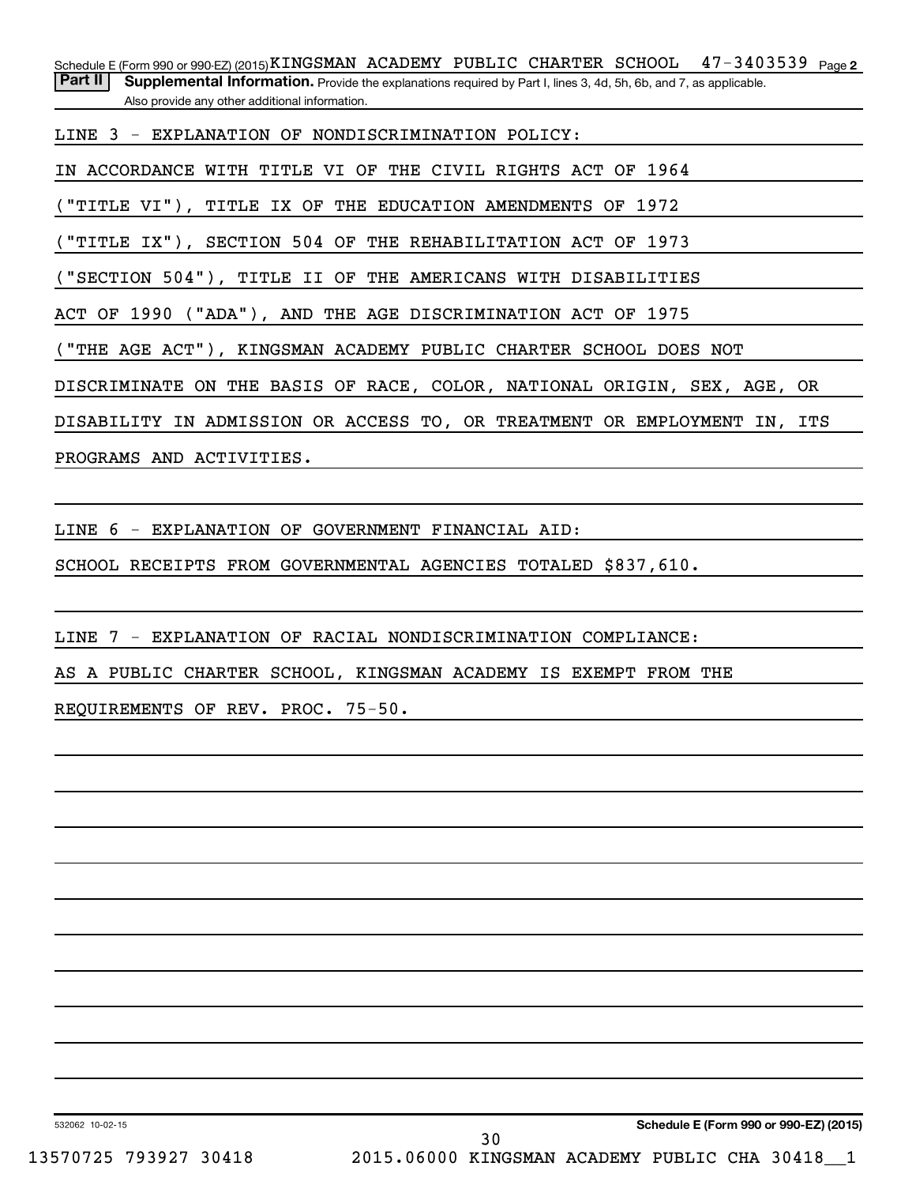Schedule E (Form 990 or 990-EZ) (2015) KINGSMAN ACADEMY PUBLIC CHARTER SCHOOL 47-3403539 Page **2**

**Part II** **Supplemental Information.** Provide the explanations required by Part I, lines 3, 4d, 5h, 6b, and 7, as applicable. Also provide any other additional information.

LINE 3 - EXPLANATION OF NONDISCRIMINATION POLICY:

IN ACCORDANCE WITH TITLE VI OF THE CIVIL RIGHTS ACT OF 1964 ("TITLE VI"), TITLE IX OF THE EDUCATION AMENDMENTS OF 1972 ("TITLE IX"), SECTION 504 OF THE REHABILITATION ACT OF 1973 ("SECTION 504"), TITLE II OF THE AMERICANS WITH DISABILITIES ACT OF 1990 ("ADA"), AND THE AGE DISCRIMINATION ACT OF 1975 ("THE AGE ACT"), KINGSMAN ACADEMY PUBLIC CHARTER SCHOOL DOES NOT DISCRIMINATE ON THE BASIS OF RACE, COLOR, NATIONAL ORIGIN, SEX, AGE, OR DISABILITY IN ADMISSION OR ACCESS TO, OR TREATMENT OR EMPLOYMENT IN, ITS PROGRAMS AND ACTIVITIES.

LINE 6 - EXPLANATION OF GOVERNMENT FINANCIAL AID:

SCHOOL RECEIPTS FROM GOVERNMENTAL AGENCIES TOTALED $837,610.

LINE 7 - EXPLANATION OF RACIAL NONDISCRIMINATION COMPLIANCE:

AS A PUBLIC CHARTER SCHOOL, KINGSMAN ACADEMY IS EXEMPT FROM THE REQUIREMENTS OF REV. PROC. 75-50.

532062 10-02-15

**Schedule E (Form 990 or 990-EZ) (2015)**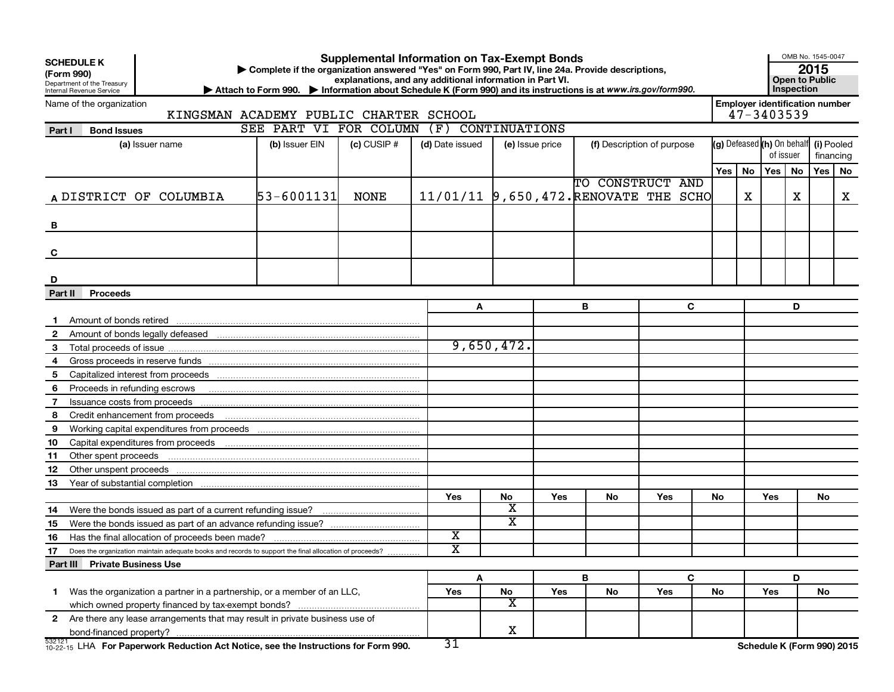**SCHEDULE K**
**(Form 990)**
Department of the Treasury
Internal Revenue Service

# Supplemental Information on Tax-Exempt Bonds

▶ Complete if the organization answered "Yes" on Form 990, Part IV, line 24a. Provide descriptions, explanations, and any additional information in Part VI.
▶ Attach to Form 990. ▶ Information about Schedule K (Form 990) and its instructions is at www.irs.gov/form990.

OMB No. 1545-0047
**2015**
**Open to Public Inspection**

Name of the organization: KINGSMAN ACADEMY PUBLIC CHARTER SCHOOL
Employer identification number: 47-3403539

## Part I Bond Issues

SEE PART VI FOR COLUMN (F) CONTINUATIONS

| | (a) Issuer name | (b) Issuer EIN | (c) CUSIP # | (d) Date issued | (e) Issue price | (f) Description of purpose | (g) Defeased Yes | (g) Defeased No | (h) On behalf of issuer Yes | (h) On behalf of issuer No | (i) Pooled financing Yes | (i) Pooled financing No |
|---|---|---|---|---|---|---|---|---|---|---|---|---|
| A | DISTRICT OF COLUMBIA | 53-6001131 | NONE | 11/01/11 | 9,650,472. | TO CONSTRUCT AND RENOVATE THE SCHO | | X | | X | | X |
| B | | | | | | | | | | | | |
| C | | | | | | | | | | | | |
| D | | | | | | | | | | | | |

## Part II Proceeds

| | | A | B | C | D |
|---|---|---|---|---|---|
| 1 | Amount of bonds retired | | | | |
| 2 | Amount of bonds legally defeased | | | | |
| 3 | Total proceeds of issue | 9,650,472. | | | |
| 4 | Gross proceeds in reserve funds | | | | |
| 5 | Capitalized interest from proceeds | | | | |
| 6 | Proceeds in refunding escrows | | | | |
| 7 | Issuance costs from proceeds | | | | |
| 8 | Credit enhancement from proceeds | | | | |
| 9 | Working capital expenditures from proceeds | | | | |
| 10 | Capital expenditures from proceeds | | | | |
| 11 | Other spent proceeds | | | | |
| 12 | Other unspent proceeds | | | | |
| 13 | Year of substantial completion | | | | |

| | | A Yes | A No | B Yes | B No | C Yes | C No | D Yes | D No |
|---|---|---|---|---|---|---|---|---|---|
| 14 | Were the bonds issued as part of a current refunding issue? | | X | | | | | | |
| 15 | Were the bonds issued as part of an advance refunding issue? | | X | | | | | | |
| 16 | Has the final allocation of proceeds been made? | X | | | | | | | |
| 17 | Does the organization maintain adequate books and records to support the final allocation of proceeds? | X | | | | | | | |

## Part III Private Business Use

| | | A Yes | A No | B Yes | B No | C Yes | C No | D Yes | D No |
|---|---|---|---|---|---|---|---|---|---|
| 1 | Was the organization a partner in a partnership, or a member of an LLC, which owned property financed by tax-exempt bonds? | | X | | | | | | |
| 2 | Are there any lease arrangements that may result in private business use of bond-financed property? | | X | | | | | | |

532121 10-22-15 LHA For Paperwork Reduction Act Notice, see the Instructions for Form 990. Schedule K (Form 990) 2015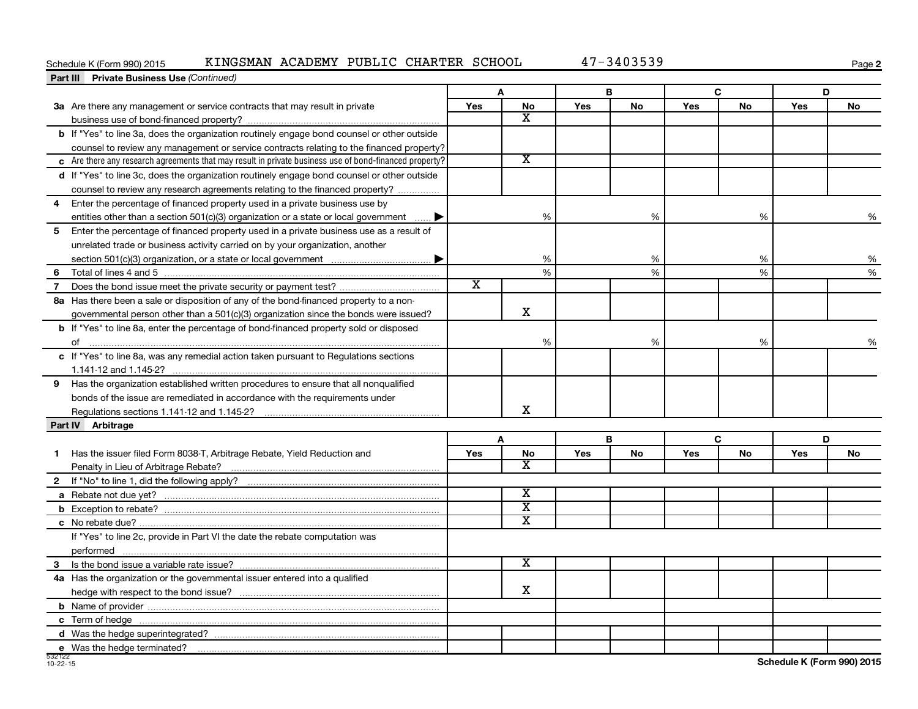Schedule K (Form 990) 2015 KINGSMAN ACADEMY PUBLIC CHARTER SCHOOL 47-3403539

**Part III Private Business Use** *(Continued)*

| | A | | B | | C | | D | |
|---|---|---|---|---|---|---|---|---|
| | Yes | No | Yes | No | Yes | No | Yes | No |
| **3a** Are there any management or service contracts that may result in private business use of bond-financed property? | | X | | | | | | |
| **b** If "Yes" to line 3a, does the organization routinely engage bond counsel or other outside counsel to review any management or service contracts relating to the financed property? | | | | | | | | |
| **c** Are there any research agreements that may result in private business use of bond-financed property? | | X | | | | | | |
| **d** If "Yes" to line 3c, does the organization routinely engage bond counsel or other outside counsel to review any research agreements relating to the financed property? | | | | | | | | |
| **4** Enter the percentage of financed property used in a private business use by entities other than a section 501(c)(3) organization or a state or local government ▶ | | % | | % | | % | | % |
| **5** Enter the percentage of financed property used in a private business use as a result of unrelated trade or business activity carried on by your organization, another section 501(c)(3) organization, or a state or local government ▶ | | % | | % | | % | | % |
| **6** Total of lines 4 and 5 | | % | | % | | % | | % |
| **7** Does the bond issue meet the private security or payment test? | X | | | | | | | |
| **8a** Has there been a sale or disposition of any of the bond-financed property to a non-governmental person other than a 501(c)(3) organization since the bonds were issued? | | X | | | | | | |
| **b** If "Yes" to line 8a, enter the percentage of bond-financed property sold or disposed of | | % | | % | | % | | % |
| **c** If "Yes" to line 8a, was any remedial action taken pursuant to Regulations sections 1.141-12 and 1.145-2? | | | | | | | | |
| **9** Has the organization established written procedures to ensure that all nonqualified bonds of the issue are remediated in accordance with the requirements under Regulations sections 1.141-12 and 1.145-2? | | X | | | | | | |

**Part IV Arbitrage**

| | A | | B | | C | | D | |
|---|---|---|---|---|---|---|---|---|
| | Yes | No | Yes | No | Yes | No | Yes | No |
| **1** Has the issuer filed Form 8038-T, Arbitrage Rebate, Yield Reduction and Penalty in Lieu of Arbitrage Rebate? | | X | | | | | | |
| **2** If "No" to line 1, did the following apply? | | | | | | | | |
| **a** Rebate not due yet? | | X | | | | | | |
| **b** Exception to rebate? | | X | | | | | | |
| **c** No rebate due? | | X | | | | | | |
| If "Yes" to line 2c, provide in Part VI the date the rebate computation was performed | | | | | | | | |
| **3** Is the bond issue a variable rate issue? | | X | | | | | | |
| **4a** Has the organization or the governmental issuer entered into a qualified hedge with respect to the bond issue? | | X | | | | | | |
| **b** Name of provider | | | | | | | | |
| **c** Term of hedge | | | | | | | | |
| **d** Was the hedge superintegrated? | | | | | | | | |
| **e** Was the hedge terminated? | | | | | | | | |

532122
10-22-15

Schedule K (Form 990) 2015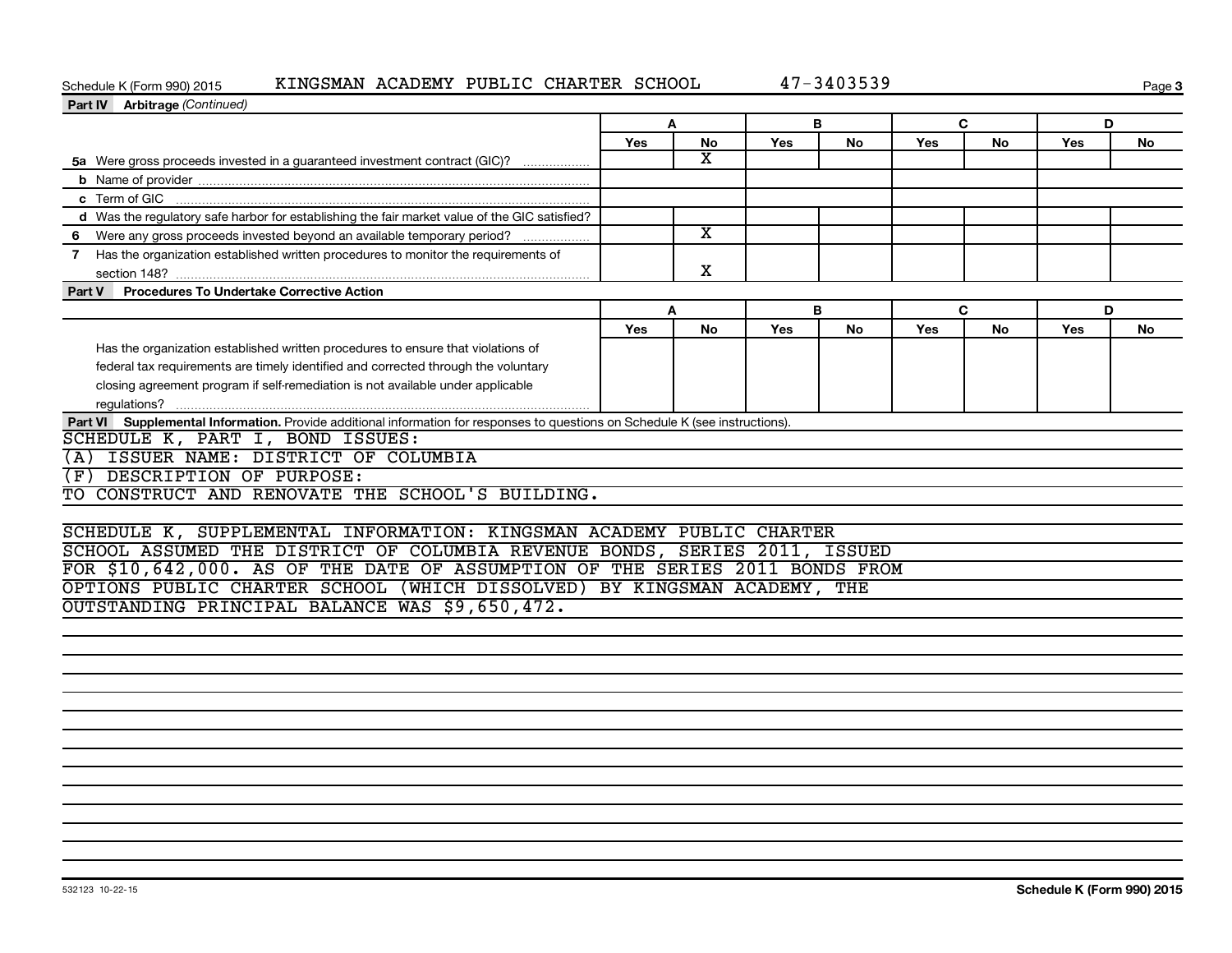Schedule K (Form 990) 2015 KINGSMAN ACADEMY PUBLIC CHARTER SCHOOL 47-3403539

**Part IV Arbitrage** *(Continued)*

| | A | | B | | C | | D | |
|---|---|---|---|---|---|---|---|---|
| | Yes | No | Yes | No | Yes | No | Yes | No |
| **5a** Were gross proceeds invested in a guaranteed investment contract (GIC)? | | X | | | | | | |
| **b** Name of provider | | | | | | | | |
| **c** Term of GIC | | | | | | | | |
| **d** Was the regulatory safe harbor for establishing the fair market value of the GIC satisfied? | | | | | | | | |
| **6** Were any gross proceeds invested beyond an available temporary period? | | X | | | | | | |
| **7** Has the organization established written procedures to monitor the requirements of section 148? | | X | | | | | | |

**Part V Procedures To Undertake Corrective Action**

| | A | | B | | C | | D | |
|---|---|---|---|---|---|---|---|---|
| | Yes | No | Yes | No | Yes | No | Yes | No |
| Has the organization established written procedures to ensure that violations of federal tax requirements are timely identified and corrected through the voluntary closing agreement program if self-remediation is not available under applicable regulations? | | | | | | | | |

**Part VI Supplemental Information.** Provide additional information for responses to questions on Schedule K (see instructions).

SCHEDULE K, PART I, BOND ISSUES:
(A) ISSUER NAME: DISTRICT OF COLUMBIA
(F) DESCRIPTION OF PURPOSE:
TO CONSTRUCT AND RENOVATE THE SCHOOL'S BUILDING.

SCHEDULE K, SUPPLEMENTAL INFORMATION: KINGSMAN ACADEMY PUBLIC CHARTER SCHOOL ASSUMED THE DISTRICT OF COLUMBIA REVENUE BONDS, SERIES 2011, ISSUED FOR $10,642,000. AS OF THE DATE OF ASSUMPTION OF THE SERIES 2011 BONDS FROM OPTIONS PUBLIC CHARTER SCHOOL (WHICH DISSOLVED) BY KINGSMAN ACADEMY, THE OUTSTANDING PRINCIPAL BALANCE WAS $9,650,472.

532123 10-22-15 **Schedule K (Form 990) 2015**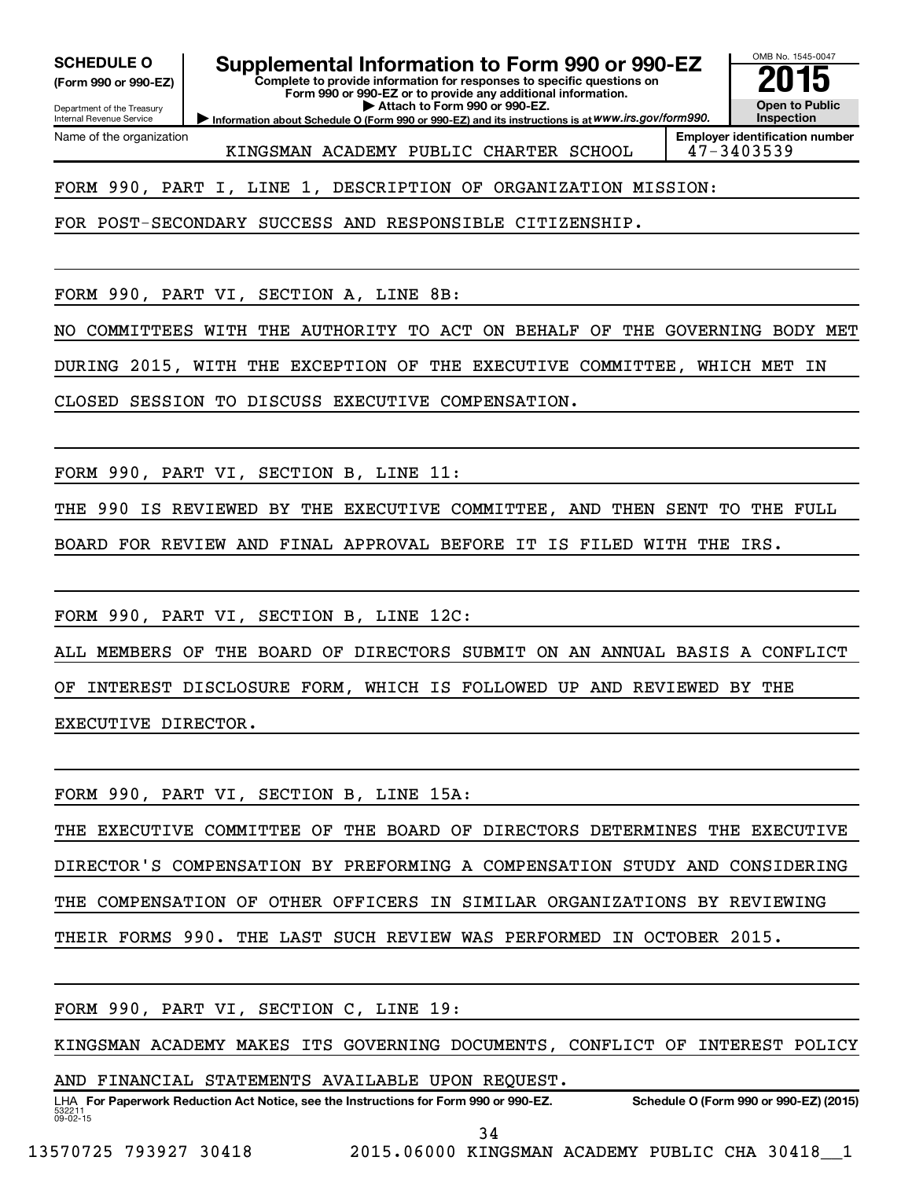**SCHEDULE O (Form 990 or 990-EZ)**

Department of the Treasury
Internal Revenue Service

# Supplemental Information to Form 990 or 990-EZ

**Complete to provide information for responses to specific questions on Form 990 or 990-EZ or to provide any additional information.**

**▶ Attach to Form 990 or 990-EZ.**

**▶ Information about Schedule O (Form 990 or 990-EZ) and its instructions is at** ***www.irs.gov/form990.***

OMB No. 1545-0047

**2015**

**Open to Public Inspection**

| Name of the organization | Employer identification number |
|---|---|
| KINGSMAN ACADEMY PUBLIC CHARTER SCHOOL | 47-3403539 |

FORM 990, PART I, LINE 1, DESCRIPTION OF ORGANIZATION MISSION:

FOR POST-SECONDARY SUCCESS AND RESPONSIBLE CITIZENSHIP.

FORM 990, PART VI, SECTION A, LINE 8B:

NO COMMITTEES WITH THE AUTHORITY TO ACT ON BEHALF OF THE GOVERNING BODY MET DURING 2015, WITH THE EXCEPTION OF THE EXECUTIVE COMMITTEE, WHICH MET IN CLOSED SESSION TO DISCUSS EXECUTIVE COMPENSATION.

FORM 990, PART VI, SECTION B, LINE 11:

THE 990 IS REVIEWED BY THE EXECUTIVE COMMITTEE, AND THEN SENT TO THE FULL BOARD FOR REVIEW AND FINAL APPROVAL BEFORE IT IS FILED WITH THE IRS.

FORM 990, PART VI, SECTION B, LINE 12C:

ALL MEMBERS OF THE BOARD OF DIRECTORS SUBMIT ON AN ANNUAL BASIS A CONFLICT OF INTEREST DISCLOSURE FORM, WHICH IS FOLLOWED UP AND REVIEWED BY THE EXECUTIVE DIRECTOR.

FORM 990, PART VI, SECTION B, LINE 15A:

THE EXECUTIVE COMMITTEE OF THE BOARD OF DIRECTORS DETERMINES THE EXECUTIVE DIRECTOR'S COMPENSATION BY PREFORMING A COMPENSATION STUDY AND CONSIDERING THE COMPENSATION OF OTHER OFFICERS IN SIMILAR ORGANIZATIONS BY REVIEWING THEIR FORMS 990. THE LAST SUCH REVIEW WAS PERFORMED IN OCTOBER 2015.

FORM 990, PART VI, SECTION C, LINE 19:

KINGSMAN ACADEMY MAKES ITS GOVERNING DOCUMENTS, CONFLICT OF INTEREST POLICY AND FINANCIAL STATEMENTS AVAILABLE UPON REQUEST.

LHA **For Paperwork Reduction Act Notice, see the Instructions for Form 990 or 990-EZ.** **Schedule O (Form 990 or 990-EZ) (2015)**

532211
09-02-15

13570725 793927 30418 2015.06000 KINGSMAN ACADEMY PUBLIC CHA 30418__1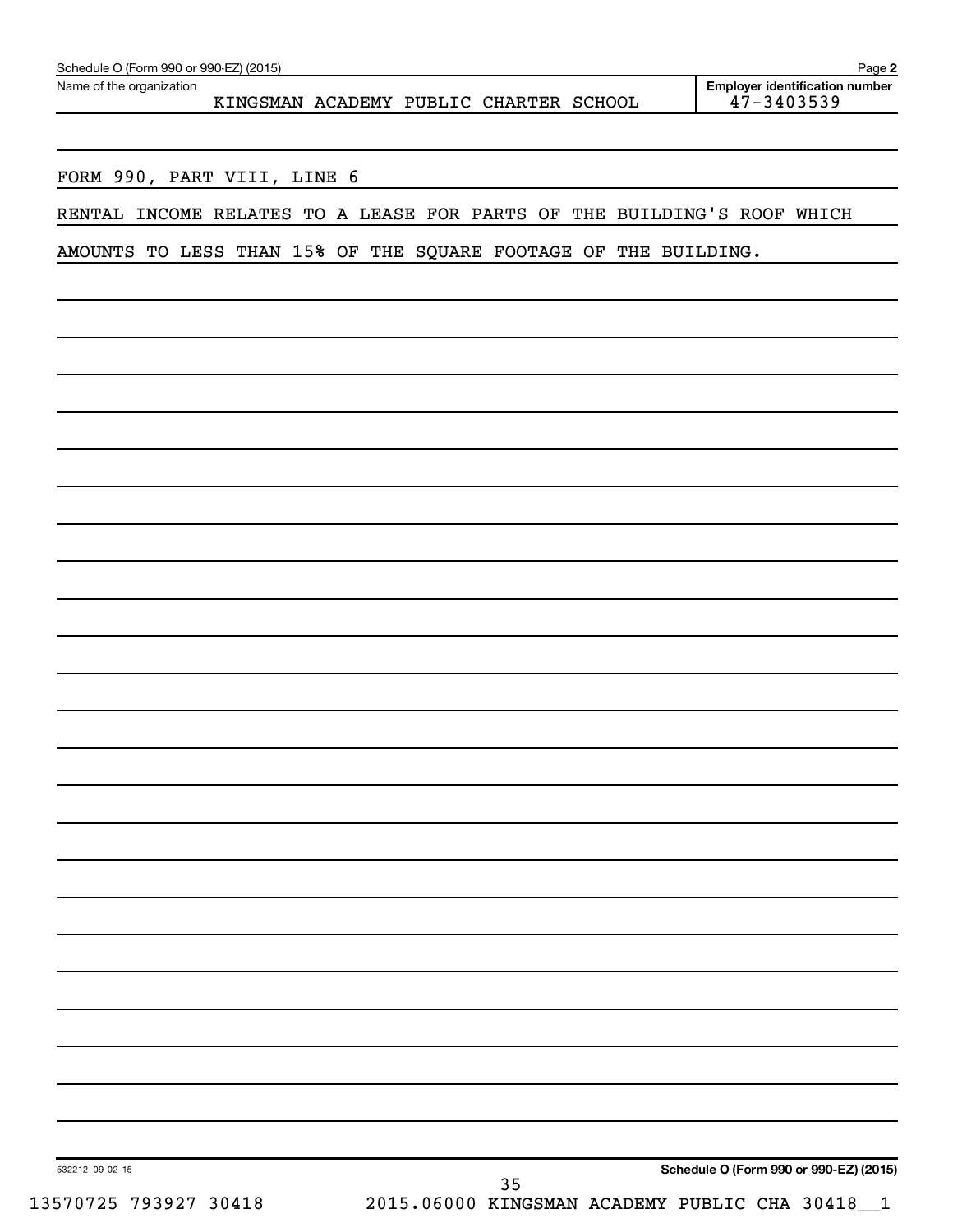Name of the organization: KINGSMAN ACADEMY PUBLIC CHARTER SCHOOL

**Employer identification number** 47-3403539

FORM 990, PART VIII, LINE 6

RENTAL INCOME RELATES TO A LEASE FOR PARTS OF THE BUILDING'S ROOF WHICH AMOUNTS TO LESS THAN 15% OF THE SQUARE FOOTAGE OF THE BUILDING.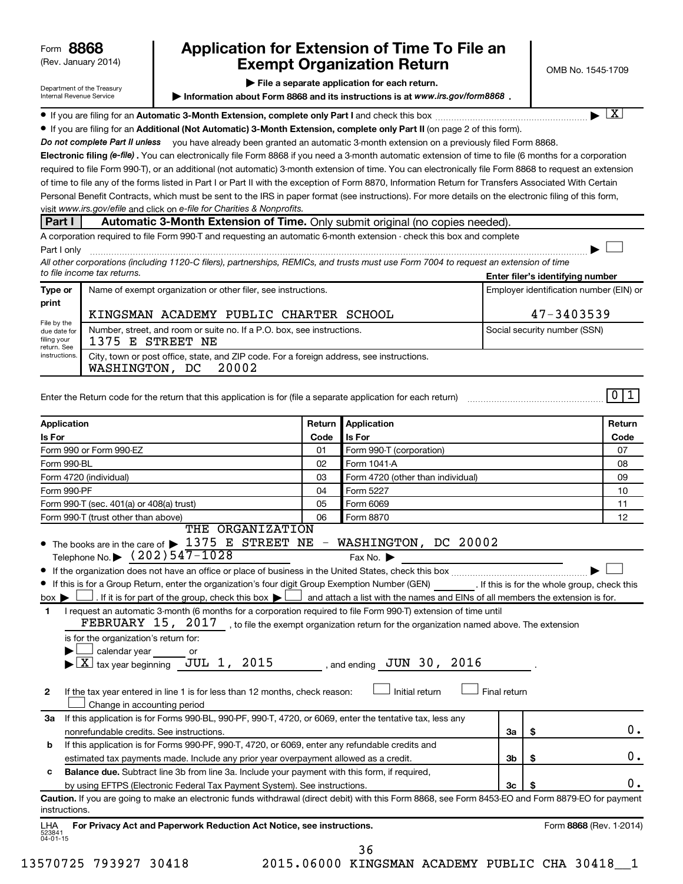Form **8868**
(Rev. January 2014)

Department of the Treasury
Internal Revenue Service

# Application for Extension of Time To File an Exempt Organization Return

▶ **File a separate application for each return.**

▶ **Information about Form 8868 and its instructions is at** ***www.irs.gov/form8868*** **.**

OMB No. 1545-1709

- If you are filing for an **Automatic 3-Month Extension, complete only Part I** and check this box ▶ [X]
- If you are filing for an **Additional (Not Automatic) 3-Month Extension, complete only Part II** (on page 2 of this form).

***Do not complete Part II unless*** you have already been granted an automatic 3-month extension on a previously filed Form 8868.

**Electronic filing** ***(e-file)*** **.** You can electronically file Form 8868 if you need a 3-month automatic extension of time to file (6 months for a corporation required to file Form 990-T), or an additional (not automatic) 3-month extension of time. You can electronically file Form 8868 to request an extension of time to file any of the forms listed in Part I or Part II with the exception of Form 8870, Information Return for Transfers Associated With Certain Personal Benefit Contracts, which must be sent to the IRS in paper format (see instructions). For more details on the electronic filing of this form, visit *www.irs.gov/efile* and click on *e-file for Charities & Nonprofits.*

## Part I — Automatic 3-Month Extension of Time. Only submit original (no copies needed).

A corporation required to file Form 990-T and requesting an automatic 6-month extension - check this box and complete Part I only ▶ [ ]

*All other corporations (including 1120-C filers), partnerships, REMICs, and trusts must use Form 7004 to request an extension of time to file income tax returns.*

**Enter filer's identifying number**

| Type or print | | |
|---|---|---|
| File by the due date for filing your return. See instructions. | Name of exempt organization or other filer, see instructions.<br>KINGSMAN ACADEMY PUBLIC CHARTER SCHOOL | Employer identification number (EIN) or<br>47-3403539 |
| | Number, street, and room or suite no. If a P.O. box, see instructions.<br>1375 E STREET NE | Social security number (SSN) |
| | City, town or post office, state, and ZIP code. For a foreign address, see instructions.<br>WASHINGTON, DC 20002 | |

Enter the Return code for the return that this application is for (file a separate application for each return) 0 1

| Application Is For | Return Code | Application Is For | Return Code |
|---|---|---|---|
| Form 990 or Form 990-EZ | 01 | Form 990-T (corporation) | 07 |
| Form 990-BL | 02 | Form 1041-A | 08 |
| Form 4720 (individual) | 03 | Form 4720 (other than individual) | 09 |
| Form 990-PF | 04 | Form 5227 | 10 |
| Form 990-T (sec. 401(a) or 408(a) trust) | 05 | Form 6069 | 11 |
| Form 990-T (trust other than above) | 06 | Form 8870 | 12 |

- The books are in the care of ▶ THE ORGANIZATION 1375 E STREET NE - WASHINGTON, DC 20002
  Telephone No. ▶ (202)547-1028 Fax No. ▶
- If the organization does not have an office or place of business in the United States, check this box ▶ [ ]
- If this is for a Group Return, enter the organization's four digit Group Exemption Number (GEN) ______ . If this is for the whole group, check this box ▶ [ ] . If it is for part of the group, check this box ▶ [ ] and attach a list with the names and EINs of all members the extension is for.

**1** I request an automatic 3-month (6 months for a corporation required to file Form 990-T) extension of time until FEBRUARY 15, 2017 , to file the exempt organization return for the organization named above. The extension is for the organization's return for:
▶ [ ] calendar year ______ or
▶ [X] tax year beginning JUL 1, 2015 , and ending JUN 30, 2016 .

**2** If the tax year entered in line 1 is for less than 12 months, check reason: [ ] Initial return [ ] Final return
[ ] Change in accounting period

| | | | | |
|---|---|---|---|---|
| **3a** | If this application is for Forms 990-BL, 990-PF, 990-T, 4720, or 6069, enter the tentative tax, less any nonrefundable credits. See instructions. | **3a** | $ | 0. |
| **b** | If this application is for Forms 990-PF, 990-T, 4720, or 6069, enter any refundable credits and estimated tax payments made. Include any prior year overpayment allowed as a credit. | **3b** | $ | 0. |
| **c** | **Balance due.** Subtract line 3b from line 3a. Include your payment with this form, if required, by using EFTPS (Electronic Federal Tax Payment System). See instructions. | **3c** | $ | 0. |

**Caution.** If you are going to make an electronic funds withdrawal (direct debit) with this Form 8868, see Form 8453-EO and Form 8879-EO for payment instructions.

LHA **For Privacy Act and Paperwork Reduction Act Notice, see instructions.** Form **8868** (Rev. 1-2014)

523841
04-01-15

13570725 793927 30418 2015.06000 KINGSMAN ACADEMY PUBLIC CHA 30418__1